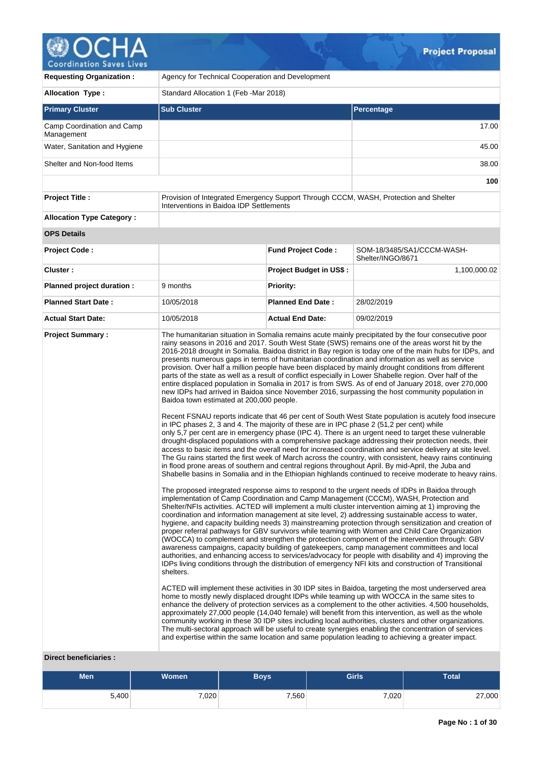# Project Proposal

| | |
|---|---|
| **Requesting Organization :** | Agency for Technical Cooperation and Development |
| **Allocation Type :** | Standard Allocation 1 (Feb -Mar 2018) |

| Primary Cluster | Sub Cluster | Percentage |
|---|---|---|
| Camp Coordination and Camp Management | | 17.00 |
| Water, Sanitation and Hygiene | | 45.00 |
| Shelter and Non-food Items | | 38.00 |
| | | **100** |

| | |
|---|---|
| **Project Title :** | Provision of Integrated Emergency Support Through CCCM, WASH, Protection and Shelter Interventions in Baidoa IDP Settlements |
| **Allocation Type Category :** | |

**OPS Details**

| | | | |
|---|---|---|---|
| **Project Code :** | | **Fund Project Code :** | SOM-18/3485/SA1/CCCM-WASH-Shelter/INGO/8671 |
| **Cluster :** | | **Project Budget in US$ :** | 1,100,000.02 |
| **Planned project duration :** | 9 months | **Priority:** | |
| **Planned Start Date :** | 10/05/2018 | **Planned End Date :** | 28/02/2019 |
| **Actual Start Date:** | 10/05/2018 | **Actual End Date:** | 09/02/2019 |

**Project Summary :**

The humanitarian situation in Somalia remains acute mainly precipitated by the four consecutive poor rainy seasons in 2016 and 2017. South West State (SWS) remains one of the areas worst hit by the 2016-2018 drought in Somalia. Baidoa district in Bay region is today one of the main hubs for IDPs, and presents numerous gaps in terms of humanitarian coordination and information as well as service provision. Over half a million people have been displaced by mainly drought conditions from different parts of the state as well as a result of conflict especially in Lower Shabelle region. Over half of the entire displaced population in Somalia in 2017 is from SWS. As of end of January 2018, over 270,000 new IDPs had arrived in Baidoa since November 2016, surpassing the host community population in Baidoa town estimated at 200,000 people.

Recent FSNAU reports indicate that 46 per cent of South West State population is acutely food insecure in IPC phases 2, 3 and 4. The majority of these are in IPC phase 2 (51,2 per cent) while only 5,7 per cent are in emergency phase (IPC 4). There is an urgent need to target these vulnerable drought-displaced populations with a comprehensive package addressing their protection needs, their access to basic items and the overall need for increased coordination and service delivery at site level. The Gu rains started the first week of March across the country, with consistent, heavy rains continuing in flood prone areas of southern and central regions throughout April. By mid-April, the Juba and Shabelle basins in Somalia and in the Ethiopian highlands continued to receive moderate to heavy rains.

The proposed integrated response aims to respond to the urgent needs of IDPs in Baidoa through implementation of Camp Coordination and Camp Management (CCCM), WASH, Protection and Shelter/NFIs activities. ACTED will implement a multi cluster intervention aiming at 1) improving the coordination and information management at site level, 2) addressing sustainable access to water, hygiene, and capacity building needs 3) mainstreaming protection through sensitization and creation of proper referral pathways for GBV survivors while teaming with Women and Child Care Organization (WOCCA) to complement and strengthen the protection component of the intervention through: GBV awareness campaigns, capacity building of gatekeepers, camp management committees and local authorities, and enhancing access to services/advocacy for people with disability and 4) improving the IDPs living conditions through the distribution of emergency NFI kits and construction of Transitional shelters.

ACTED will implement these activities in 30 IDP sites in Baidoa, targeting the most underserved area home to mostly newly displaced drought IDPs while teaming up with WOCCA in the same sites to enhance the delivery of protection services as a complement to the other activities. 4,500 households, approximately 27,000 people (14,040 female) will benefit from this intervention, as well as the whole community working in these 30 IDP sites including local authorities, clusters and other organizations. The multi-sectoral approach will be useful to create synergies enabling the concentration of services and expertise within the same location and same population leading to achieving a greater impact.

**Direct beneficiaries :**

| Men | Women | Boys | Girls | Total |
|---|---|---|---|---|
| 5,400 | 7,020 | 7,560 | 7,020 | 27,000 |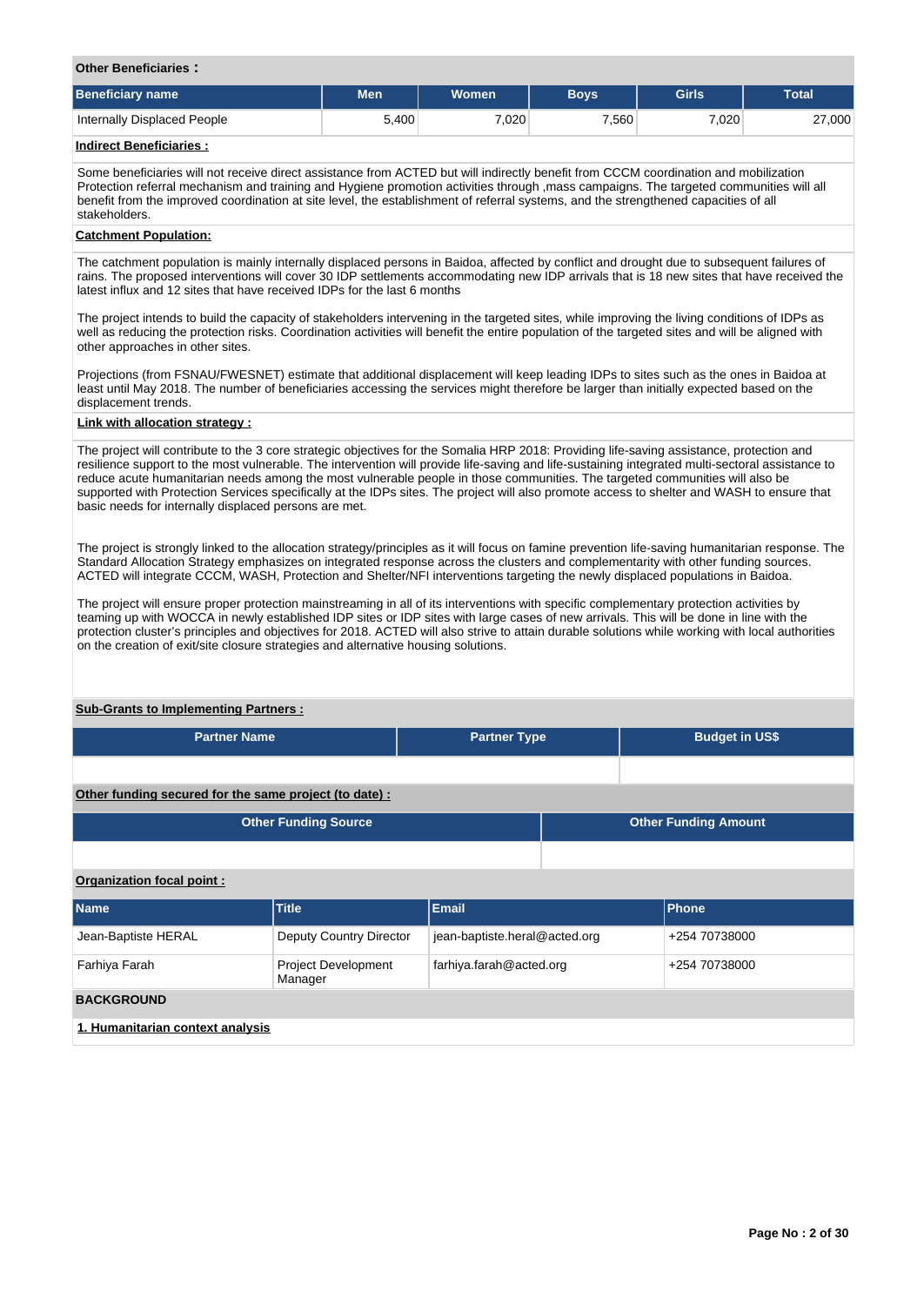**Other Beneficiaries :**

| Beneficiary name | Men | Women | Boys | Girls | Total |
|---|---|---|---|---|---|
| Internally Displaced People | 5,400 | 7,020 | 7,560 | 7,020 | 27,000 |

**Indirect Beneficiaries :**

Some beneficiaries will not receive direct assistance from ACTED but will indirectly benefit from CCCM coordination and mobilization Protection referral mechanism and training and Hygiene promotion activities through ,mass campaigns. The targeted communities will all benefit from the improved coordination at site level, the establishment of referral systems, and the strengthened capacities of all stakeholders.

**Catchment Population:**

The catchment population is mainly internally displaced persons in Baidoa, affected by conflict and drought due to subsequent failures of rains. The proposed interventions will cover 30 IDP settlements accommodating new IDP arrivals that is 18 new sites that have received the latest influx and 12 sites that have received IDPs for the last 6 months

The project intends to build the capacity of stakeholders intervening in the targeted sites, while improving the living conditions of IDPs as well as reducing the protection risks. Coordination activities will benefit the entire population of the targeted sites and will be aligned with other approaches in other sites.

Projections (from FSNAU/FWESNET) estimate that additional displacement will keep leading IDPs to sites such as the ones in Baidoa at least until May 2018. The number of beneficiaries accessing the services might therefore be larger than initially expected based on the displacement trends.

**Link with allocation strategy :**

The project will contribute to the 3 core strategic objectives for the Somalia HRP 2018: Providing life-saving assistance, protection and resilience support to the most vulnerable. The intervention will provide life-saving and life-sustaining integrated multi-sectoral assistance to reduce acute humanitarian needs among the most vulnerable people in those communities. The targeted communities will also be supported with Protection Services specifically at the IDPs sites. The project will also promote access to shelter and WASH to ensure that basic needs for internally displaced persons are met.

The project is strongly linked to the allocation strategy/principles as it will focus on famine prevention life-saving humanitarian response. The Standard Allocation Strategy emphasizes on integrated response across the clusters and complementarity with other funding sources. ACTED will integrate CCCM, WASH, Protection and Shelter/NFI interventions targeting the newly displaced populations in Baidoa.

The project will ensure proper protection mainstreaming in all of its interventions with specific complementary protection activities by teaming up with WOCCA in newly established IDP sites or IDP sites with large cases of new arrivals. This will be done in line with the protection cluster's principles and objectives for 2018. ACTED will also strive to attain durable solutions while working with local authorities on the creation of exit/site closure strategies and alternative housing solutions.

**Sub-Grants to Implementing Partners :**

| Partner Name | Partner Type | Budget in US$ |
|---|---|---|
| | | |

**Other funding secured for the same project (to date) :**

| Other Funding Source | Other Funding Amount |
|---|---|
| | |

**Organization focal point :**

| Name | Title | Email | Phone |
|---|---|---|---|
| Jean-Baptiste HERAL | Deputy Country Director | jean-baptiste.heral@acted.org | +254 70738000 |
| Farhiya Farah | Project Development Manager | farhiya.farah@acted.org | +254 70738000 |

## BACKGROUND

### 1. Humanitarian context analysis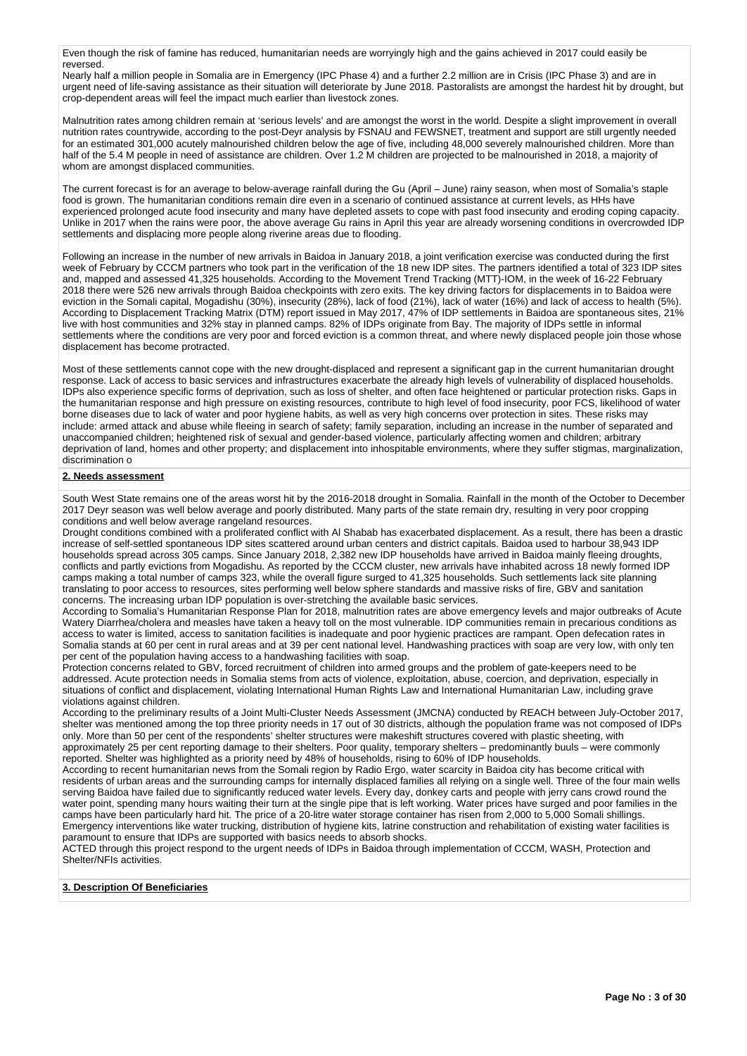Even though the risk of famine has reduced, humanitarian needs are worryingly high and the gains achieved in 2017 could easily be reversed.
Nearly half a million people in Somalia are in Emergency (IPC Phase 4) and a further 2.2 million are in Crisis (IPC Phase 3) and are in urgent need of life-saving assistance as their situation will deteriorate by June 2018. Pastoralists are amongst the hardest hit by drought, but crop-dependent areas will feel the impact much earlier than livestock zones.

Malnutrition rates among children remain at 'serious levels' and are amongst the worst in the world. Despite a slight improvement in overall nutrition rates countrywide, according to the post-Deyr analysis by FSNAU and FEWSNET, treatment and support are still urgently needed for an estimated 301,000 acutely malnourished children below the age of five, including 48,000 severely malnourished children. More than half of the 5.4 M people in need of assistance are children. Over 1.2 M children are projected to be malnourished in 2018, a majority of whom are amongst displaced communities.

The current forecast is for an average to below-average rainfall during the Gu (April – June) rainy season, when most of Somalia's staple food is grown. The humanitarian conditions remain dire even in a scenario of continued assistance at current levels, as HHs have experienced prolonged acute food insecurity and many have depleted assets to cope with past food insecurity and eroding coping capacity. Unlike in 2017 when the rains were poor, the above average Gu rains in April this year are already worsening conditions in overcrowded IDP settlements and displacing more people along riverine areas due to flooding.

Following an increase in the number of new arrivals in Baidoa in January 2018, a joint verification exercise was conducted during the first week of February by CCCM partners who took part in the verification of the 18 new IDP sites. The partners identified a total of 323 IDP sites and, mapped and assessed 41,325 households. According to the Movement Trend Tracking (MTT)-IOM, in the week of 16-22 February 2018 there were 526 new arrivals through Baidoa checkpoints with zero exits. The key driving factors for displacements in to Baidoa were eviction in the Somali capital, Mogadishu (30%), insecurity (28%), lack of food (21%), lack of water (16%) and lack of access to health (5%). According to Displacement Tracking Matrix (DTM) report issued in May 2017, 47% of IDP settlements in Baidoa are spontaneous sites, 21% live with host communities and 32% stay in planned camps. 82% of IDPs originate from Bay. The majority of IDPs settle in informal settlements where the conditions are very poor and forced eviction is a common threat, and where newly displaced people join those whose displacement has become protracted.

Most of these settlements cannot cope with the new drought-displaced and represent a significant gap in the current humanitarian drought response. Lack of access to basic services and infrastructures exacerbate the already high levels of vulnerability of displaced households. IDPs also experience specific forms of deprivation, such as loss of shelter, and often face heightened or particular protection risks. Gaps in the humanitarian response and high pressure on existing resources, contribute to high level of food insecurity, poor FCS, likelihood of water borne diseases due to lack of water and poor hygiene habits, as well as very high concerns over protection in sites. These risks may include: armed attack and abuse while fleeing in search of safety; family separation, including an increase in the number of separated and unaccompanied children; heightened risk of sexual and gender-based violence, particularly affecting women and children; arbitrary deprivation of land, homes and other property; and displacement into inhospitable environments, where they suffer stigmas, marginalization, discrimination o

## 2. Needs assessment

South West State remains one of the areas worst hit by the 2016-2018 drought in Somalia. Rainfall in the month of the October to December 2017 Deyr season was well below average and poorly distributed. Many parts of the state remain dry, resulting in very poor cropping conditions and well below average rangeland resources.
Drought conditions combined with a proliferated conflict with Al Shabab has exacerbated displacement. As a result, there has been a drastic increase of self-settled spontaneous IDP sites scattered around urban centers and district capitals. Baidoa used to harbour 38,943 IDP households spread across 305 camps. Since January 2018, 2,382 new IDP households have arrived in Baidoa mainly fleeing droughts, conflicts and partly evictions from Mogadishu. As reported by the CCCM cluster, new arrivals have inhabited across 18 newly formed IDP camps making a total number of camps 323, while the overall figure surged to 41,325 households. Such settlements lack site planning translating to poor access to resources, sites performing well below sphere standards and massive risks of fire, GBV and sanitation concerns. The increasing urban IDP population is over-stretching the available basic services.
According to Somalia's Humanitarian Response Plan for 2018, malnutrition rates are above emergency levels and major outbreaks of Acute Watery Diarrhea/cholera and measles have taken a heavy toll on the most vulnerable. IDP communities remain in precarious conditions as access to water is limited, access to sanitation facilities is inadequate and poor hygienic practices are rampant. Open defecation rates in Somalia stands at 60 per cent in rural areas and at 39 per cent national level. Handwashing practices with soap are very low, with only ten per cent of the population having access to a handwashing facilities with soap.
Protection concerns related to GBV, forced recruitment of children into armed groups and the problem of gate-keepers need to be addressed. Acute protection needs in Somalia stems from acts of violence, exploitation, abuse, coercion, and deprivation, especially in situations of conflict and displacement, violating International Human Rights Law and International Humanitarian Law, including grave violations against children.
According to the preliminary results of a Joint Multi-Cluster Needs Assessment (JMCNA) conducted by REACH between July-October 2017, shelter was mentioned among the top three priority needs in 17 out of 30 districts, although the population frame was not composed of IDPs only. More than 50 per cent of the respondents' shelter structures were makeshift structures covered with plastic sheeting, with approximately 25 per cent reporting damage to their shelters. Poor quality, temporary shelters – predominantly buuls – were commonly reported. Shelter was highlighted as a priority need by 48% of households, rising to 60% of IDP households.
According to recent humanitarian news from the Somali region by Radio Ergo, water scarcity in Baidoa city has become critical with residents of urban areas and the surrounding camps for internally displaced families all relying on a single well. Three of the four main wells serving Baidoa have failed due to significantly reduced water levels. Every day, donkey carts and people with jerry cans crowd round the water point, spending many hours waiting their turn at the single pipe that is left working. Water prices have surged and poor families in the camps have been particularly hard hit. The price of a 20-litre water storage container has risen from 2,000 to 5,000 Somali shillings. Emergency interventions like water trucking, distribution of hygiene kits, latrine construction and rehabilitation of existing water facilities is paramount to ensure that IDPs are supported with basics needs to absorb shocks.
ACTED through this project respond to the urgent needs of IDPs in Baidoa through implementation of CCCM, WASH, Protection and Shelter/NFIs activities.

## 3. Description Of Beneficiaries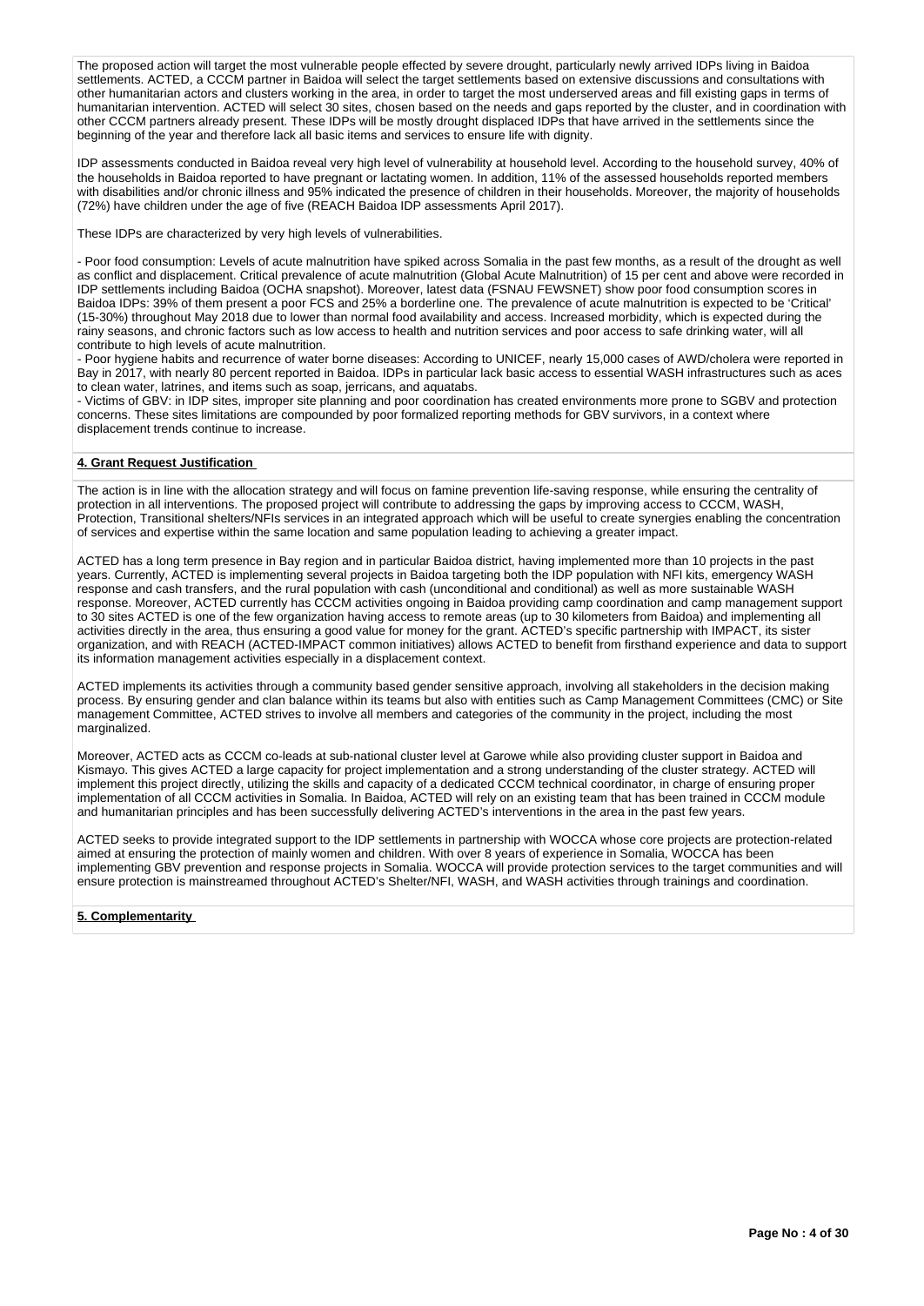The proposed action will target the most vulnerable people effected by severe drought, particularly newly arrived IDPs living in Baidoa settlements. ACTED, a CCCM partner in Baidoa will select the target settlements based on extensive discussions and consultations with other humanitarian actors and clusters working in the area, in order to target the most underserved areas and fill existing gaps in terms of humanitarian intervention. ACTED will select 30 sites, chosen based on the needs and gaps reported by the cluster, and in coordination with other CCCM partners already present. These IDPs will be mostly drought displaced IDPs that have arrived in the settlements since the beginning of the year and therefore lack all basic items and services to ensure life with dignity.

IDP assessments conducted in Baidoa reveal very high level of vulnerability at household level. According to the household survey, 40% of the households in Baidoa reported to have pregnant or lactating women. In addition, 11% of the assessed households reported members with disabilities and/or chronic illness and 95% indicated the presence of children in their households. Moreover, the majority of households (72%) have children under the age of five (REACH Baidoa IDP assessments April 2017).

These IDPs are characterized by very high levels of vulnerabilities.

- Poor food consumption: Levels of acute malnutrition have spiked across Somalia in the past few months, as a result of the drought as well as conflict and displacement. Critical prevalence of acute malnutrition (Global Acute Malnutrition) of 15 per cent and above were recorded in IDP settlements including Baidoa (OCHA snapshot). Moreover, latest data (FSNAU FEWSNET) show poor food consumption scores in Baidoa IDPs: 39% of them present a poor FCS and 25% a borderline one. The prevalence of acute malnutrition is expected to be 'Critical' (15-30%) throughout May 2018 due to lower than normal food availability and access. Increased morbidity, which is expected during the rainy seasons, and chronic factors such as low access to health and nutrition services and poor access to safe drinking water, will all contribute to high levels of acute malnutrition.
- Poor hygiene habits and recurrence of water borne diseases: According to UNICEF, nearly 15,000 cases of AWD/cholera were reported in Bay in 2017, with nearly 80 percent reported in Baidoa. IDPs in particular lack basic access to essential WASH infrastructures such as aces to clean water, latrines, and items such as soap, jerricans, and aquatabs.
- Victims of GBV: in IDP sites, improper site planning and poor coordination has created environments more prone to SGBV and protection concerns. These sites limitations are compounded by poor formalized reporting methods for GBV survivors, in a context where displacement trends continue to increase.

**4. Grant Request Justification**

The action is in line with the allocation strategy and will focus on famine prevention life-saving response, while ensuring the centrality of protection in all interventions. The proposed project will contribute to addressing the gaps by improving access to CCCM, WASH, Protection, Transitional shelters/NFIs services in an integrated approach which will be useful to create synergies enabling the concentration of services and expertise within the same location and same population leading to achieving a greater impact.

ACTED has a long term presence in Bay region and in particular Baidoa district, having implemented more than 10 projects in the past years. Currently, ACTED is implementing several projects in Baidoa targeting both the IDP population with NFI kits, emergency WASH response and cash transfers, and the rural population with cash (unconditional and conditional) as well as more sustainable WASH response. Moreover, ACTED currently has CCCM activities ongoing in Baidoa providing camp coordination and camp management support to 30 sites ACTED is one of the few organization having access to remote areas (up to 30 kilometers from Baidoa) and implementing all activities directly in the area, thus ensuring a good value for money for the grant. ACTED's specific partnership with IMPACT, its sister organization, and with REACH (ACTED-IMPACT common initiatives) allows ACTED to benefit from firsthand experience and data to support its information management activities especially in a displacement context.

ACTED implements its activities through a community based gender sensitive approach, involving all stakeholders in the decision making process. By ensuring gender and clan balance within its teams but also with entities such as Camp Management Committees (CMC) or Site management Committee, ACTED strives to involve all members and categories of the community in the project, including the most marginalized.

Moreover, ACTED acts as CCCM co-leads at sub-national cluster level at Garowe while also providing cluster support in Baidoa and Kismayo. This gives ACTED a large capacity for project implementation and a strong understanding of the cluster strategy. ACTED will implement this project directly, utilizing the skills and capacity of a dedicated CCCM technical coordinator, in charge of ensuring proper implementation of all CCCM activities in Somalia. In Baidoa, ACTED will rely on an existing team that has been trained in CCCM module and humanitarian principles and has been successfully delivering ACTED's interventions in the area in the past few years.

ACTED seeks to provide integrated support to the IDP settlements in partnership with WOCCA whose core projects are protection-related aimed at ensuring the protection of mainly women and children. With over 8 years of experience in Somalia, WOCCA has been implementing GBV prevention and response projects in Somalia. WOCCA will provide protection services to the target communities and will ensure protection is mainstreamed throughout ACTED's Shelter/NFI, WASH, and WASH activities through trainings and coordination.

**5. Complementarity**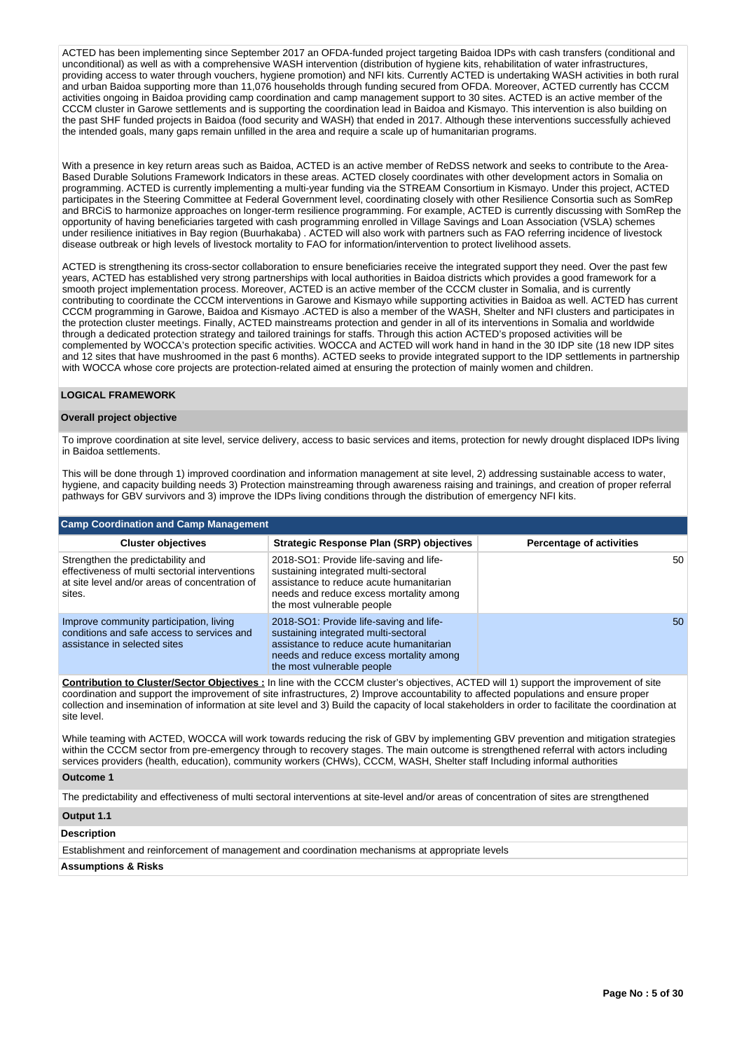ACTED has been implementing since September 2017 an OFDA-funded project targeting Baidoa IDPs with cash transfers (conditional and unconditional) as well as with a comprehensive WASH intervention (distribution of hygiene kits, rehabilitation of water infrastructures, providing access to water through vouchers, hygiene promotion) and NFI kits. Currently ACTED is undertaking WASH activities in both rural and urban Baidoa supporting more than 11,076 households through funding secured from OFDA. Moreover, ACTED currently has CCCM activities ongoing in Baidoa providing camp coordination and camp management support to 30 sites. ACTED is an active member of the CCCM cluster in Garowe settlements and is supporting the coordination lead in Baidoa and Kismayo. This intervention is also building on the past SHF funded projects in Baidoa (food security and WASH) that ended in 2017. Although these interventions successfully achieved the intended goals, many gaps remain unfilled in the area and require a scale up of humanitarian programs.

With a presence in key return areas such as Baidoa, ACTED is an active member of ReDSS network and seeks to contribute to the Area-Based Durable Solutions Framework Indicators in these areas. ACTED closely coordinates with other development actors in Somalia on programming. ACTED is currently implementing a multi-year funding via the STREAM Consortium in Kismayo. Under this project, ACTED participates in the Steering Committee at Federal Government level, coordinating closely with other Resilience Consortia such as SomRep and BRCiS to harmonize approaches on longer-term resilience programming. For example, ACTED is currently discussing with SomRep the opportunity of having beneficiaries targeted with cash programming enrolled in Village Savings and Loan Association (VSLA) schemes under resilience initiatives in Bay region (Buurhakaba) . ACTED will also work with partners such as FAO referring incidence of livestock disease outbreak or high levels of livestock mortality to FAO for information/intervention to protect livelihood assets.

ACTED is strengthening its cross-sector collaboration to ensure beneficiaries receive the integrated support they need. Over the past few years, ACTED has established very strong partnerships with local authorities in Baidoa districts which provides a good framework for a smooth project implementation process. Moreover, ACTED is an active member of the CCCM cluster in Somalia, and is currently contributing to coordinate the CCCM interventions in Garowe and Kismayo while supporting activities in Baidoa as well. ACTED has current CCCM programming in Garowe, Baidoa and Kismayo .ACTED is also a member of the WASH, Shelter and NFI clusters and participates in the protection cluster meetings. Finally, ACTED mainstreams protection and gender in all of its interventions in Somalia and worldwide through a dedicated protection strategy and tailored trainings for staffs. Through this action ACTED's proposed activities will be complemented by WOCCA's protection specific activities. WOCCA and ACTED will work hand in hand in the 30 IDP site (18 new IDP sites and 12 sites that have mushroomed in the past 6 months). ACTED seeks to provide integrated support to the IDP settlements in partnership with WOCCA whose core projects are protection-related aimed at ensuring the protection of mainly women and children.

## LOGICAL FRAMEWORK

### Overall project objective

To improve coordination at site level, service delivery, access to basic services and items, protection for newly drought displaced IDPs living in Baidoa settlements.

This will be done through 1) improved coordination and information management at site level, 2) addressing sustainable access to water, hygiene, and capacity building needs 3) Protection mainstreaming through awareness raising and trainings, and creation of proper referral pathways for GBV survivors and 3) improve the IDPs living conditions through the distribution of emergency NFI kits.

### Camp Coordination and Camp Management

| Cluster objectives | Strategic Response Plan (SRP) objectives | Percentage of activities |
|---|---|---|
| Strengthen the predictability and effectiveness of multi sectorial interventions at site level and/or areas of concentration of sites. | 2018-SO1: Provide life-saving and life-sustaining integrated multi-sectoral assistance to reduce acute humanitarian needs and reduce excess mortality among the most vulnerable people | 50 |
| Improve community participation, living conditions and safe access to services and assistance in selected sites | 2018-SO1: Provide life-saving and life-sustaining integrated multi-sectoral assistance to reduce acute humanitarian needs and reduce excess mortality among the most vulnerable people | 50 |

**Contribution to Cluster/Sector Objectives :** In line with the CCCM cluster's objectives, ACTED will 1) support the improvement of site coordination and support the improvement of site infrastructures, 2) Improve accountability to affected populations and ensure proper collection and insemination of information at site level and 3) Build the capacity of local stakeholders in order to facilitate the coordination at site level.

While teaming with ACTED, WOCCA will work towards reducing the risk of GBV by implementing GBV prevention and mitigation strategies within the CCCM sector from pre-emergency through to recovery stages. The main outcome is strengthened referral with actors including services providers (health, education), community workers (CHWs), CCCM, WASH, Shelter staff Including informal authorities

#### Outcome 1

The predictability and effectiveness of multi sectoral interventions at site-level and/or areas of concentration of sites are strengthened

#### Output 1.1

**Description**

Establishment and reinforcement of management and coordination mechanisms at appropriate levels

**Assumptions & Risks**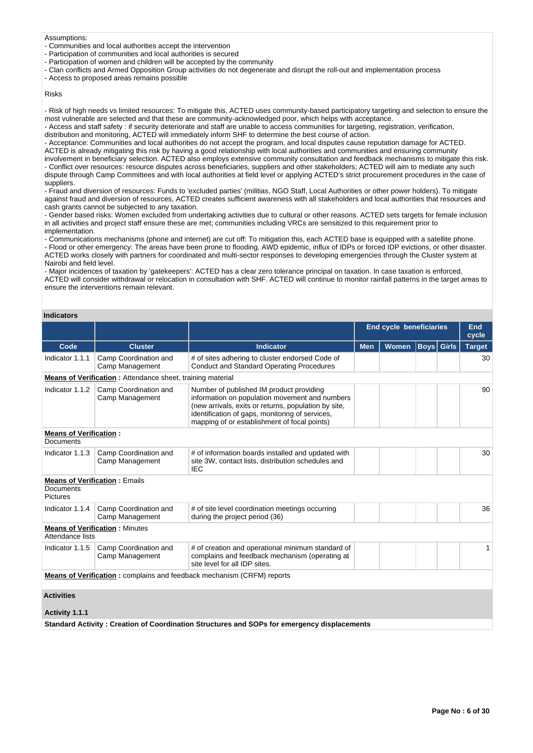Assumptions:
- Communities and local authorities accept the intervention
- Participation of communities and local authorities is secured
- Participation of women and children will be accepted by the community
- Clan conflicts and Armed Opposition Group activities do not degenerate and disrupt the roll-out and implementation process
- Access to proposed areas remains possible

Risks

- Risk of high needs vs limited resources: To mitigate this, ACTED uses community-based participatory targeting and selection to ensure the most vulnerable are selected and that these are community-acknowledged poor, which helps with acceptance.
- Access and staff safety : if security deteriorate and staff are unable to access communities for targeting, registration, verification, distribution and monitoring, ACTED will immediately inform SHF to determine the best course of action.
- Acceptance: Communities and local authorities do not accept the program, and local disputes cause reputation damage for ACTED. ACTED is already mitigating this risk by having a good relationship with local authorities and communities and ensuring community involvement in beneficiary selection. ACTED also employs extensive community consultation and feedback mechanisms to mitigate this risk.
- Conflict over resources: resource disputes across beneficiaries, suppliers and other stakeholders; ACTED will aim to mediate any such dispute through Camp Committees and with local authorities at field level or applying ACTED's strict procurement procedures in the case of suppliers.
- Fraud and diversion of resources: Funds to 'excluded parties' (militias, NGO Staff, Local Authorities or other power holders). To mitigate against fraud and diversion of resources, ACTED creates sufficient awareness with all stakeholders and local authorities that resources and cash grants cannot be subjected to any taxation.
- Gender based risks: Women excluded from undertaking activities due to cultural or other reasons. ACTED sets targets for female inclusion in all activities and project staff ensure these are met; communities including VRCs are sensitized to this requirement prior to implementation.
- Communications mechanisms (phone and internet) are cut off: To mitigation this, each ACTED base is equipped with a satellite phone.
- Flood or other emergency: The areas have been prone to flooding, AWD epidemic, influx of IDPs or forced IDP evictions, or other disaster. ACTED works closely with partners for coordinated and multi-sector responses to developing emergencies through the Cluster system at Nairobi and field level.
- Major incidences of taxation by 'gatekeepers': ACTED has a clear zero tolerance principal on taxation. In case taxation is enforced, ACTED will consider withdrawal or relocation in consultation with SHF. ACTED will continue to monitor rainfall patterns in the target areas to ensure the interventions remain relevant.

**Indicators**

| | | | End cycle beneficiaries | | | | End cycle |
|---|---|---|---|---|---|---|---|
| Code | Cluster | Indicator | Men | Women | Boys | Girls | Target |
| Indicator 1.1.1 | Camp Coordination and Camp Management | # of sites adhering to cluster endorsed Code of Conduct and Standard Operating Procedures | | | | | 30 |
| **Means of Verification :** Attendance sheet, training material | | | | | | | |
| Indicator 1.1.2 | Camp Coordination and Camp Management | Number of published IM product providing information on population movement and numbers (new arrivals, exits or returns, population by site, identification of gaps, monitoring of services, mapping of or establishment of focal points) | | | | | 90 |
| **Means of Verification :** Documents | | | | | | | |
| Indicator 1.1.3 | Camp Coordination and Camp Management | # of information boards installed and updated with site 3W, contact lists, distribution schedules and IEC | | | | | 30 |
| **Means of Verification :** Emails Documents Pictures | | | | | | | |
| Indicator 1.1.4 | Camp Coordination and Camp Management | # of site level coordination meetings occurring during the project period (36) | | | | | 36 |
| **Means of Verification :** Minutes Attendance lists | | | | | | | |
| Indicator 1.1.5 | Camp Coordination and Camp Management | # of creation and operational minimum standard of complains and feedback mechanism (operating at site level for all IDP sites. | | | | | 1 |
| **Means of Verification :** complains and feedback mechanism (CRFM) reports | | | | | | | |

**Activities**

**Activity 1.1.1**

**Standard Activity : Creation of Coordination Structures and SOPs for emergency displacements**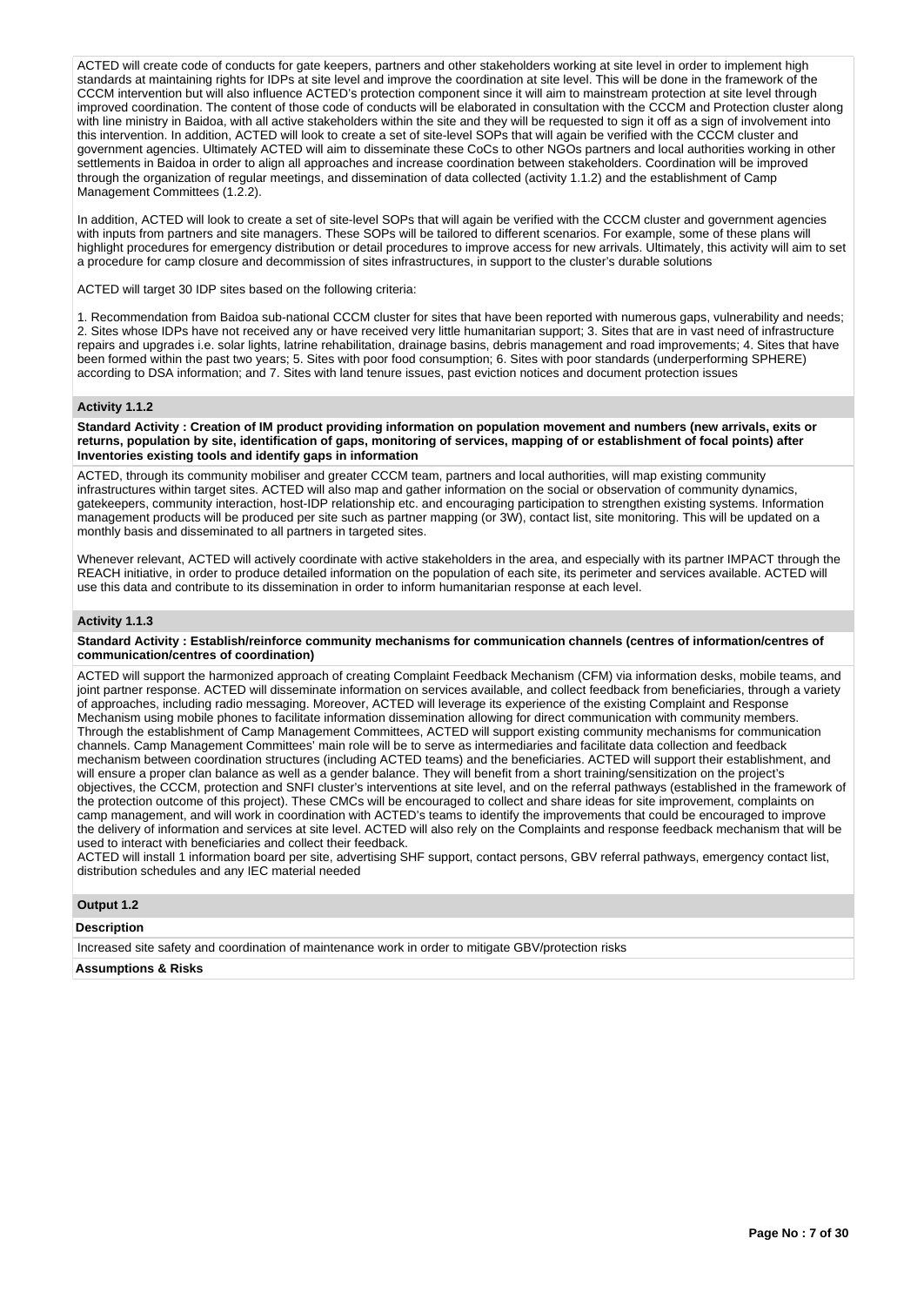ACTED will create code of conducts for gate keepers, partners and other stakeholders working at site level in order to implement high standards at maintaining rights for IDPs at site level and improve the coordination at site level. This will be done in the framework of the CCCM intervention but will also influence ACTED's protection component since it will aim to mainstream protection at site level through improved coordination. The content of those code of conducts will be elaborated in consultation with the CCCM and Protection cluster along with line ministry in Baidoa, with all active stakeholders within the site and they will be requested to sign it off as a sign of involvement into this intervention. In addition, ACTED will look to create a set of site-level SOPs that will again be verified with the CCCM cluster and government agencies. Ultimately ACTED will aim to disseminate these CoCs to other NGOs partners and local authorities working in other settlements in Baidoa in order to align all approaches and increase coordination between stakeholders. Coordination will be improved through the organization of regular meetings, and dissemination of data collected (activity 1.1.2) and the establishment of Camp Management Committees (1.2.2).

In addition, ACTED will look to create a set of site-level SOPs that will again be verified with the CCCM cluster and government agencies with inputs from partners and site managers. These SOPs will be tailored to different scenarios. For example, some of these plans will highlight procedures for emergency distribution or detail procedures to improve access for new arrivals. Ultimately, this activity will aim to set a procedure for camp closure and decommission of sites infrastructures, in support to the cluster's durable solutions

ACTED will target 30 IDP sites based on the following criteria:

1. Recommendation from Baidoa sub-national CCCM cluster for sites that have been reported with numerous gaps, vulnerability and needs; 2. Sites whose IDPs have not received any or have received very little humanitarian support; 3. Sites that are in vast need of infrastructure repairs and upgrades i.e. solar lights, latrine rehabilitation, drainage basins, debris management and road improvements; 4. Sites that have been formed within the past two years; 5. Sites with poor food consumption; 6. Sites with poor standards (underperforming SPHERE) according to DSA information; and 7. Sites with land tenure issues, past eviction notices and document protection issues

### Activity 1.1.2

**Standard Activity : Creation of IM product providing information on population movement and numbers (new arrivals, exits or returns, population by site, identification of gaps, monitoring of services, mapping of or establishment of focal points) after Inventories existing tools and identify gaps in information**

ACTED, through its community mobiliser and greater CCCM team, partners and local authorities, will map existing community infrastructures within target sites. ACTED will also map and gather information on the social or observation of community dynamics, gatekeepers, community interaction, host-IDP relationship etc. and encouraging participation to strengthen existing systems. Information management products will be produced per site such as partner mapping (or 3W), contact list, site monitoring. This will be updated on a monthly basis and disseminated to all partners in targeted sites.

Whenever relevant, ACTED will actively coordinate with active stakeholders in the area, and especially with its partner IMPACT through the REACH initiative, in order to produce detailed information on the population of each site, its perimeter and services available. ACTED will use this data and contribute to its dissemination in order to inform humanitarian response at each level.

### Activity 1.1.3

**Standard Activity : Establish/reinforce community mechanisms for communication channels (centres of information/centres of communication/centres of coordination)**

ACTED will support the harmonized approach of creating Complaint Feedback Mechanism (CFM) via information desks, mobile teams, and joint partner response. ACTED will disseminate information on services available, and collect feedback from beneficiaries, through a variety of approaches, including radio messaging. Moreover, ACTED will leverage its experience of the existing Complaint and Response Mechanism using mobile phones to facilitate information dissemination allowing for direct communication with community members. Through the establishment of Camp Management Committees, ACTED will support existing community mechanisms for communication channels. Camp Management Committees' main role will be to serve as intermediaries and facilitate data collection and feedback mechanism between coordination structures (including ACTED teams) and the beneficiaries. ACTED will support their establishment, and will ensure a proper clan balance as well as a gender balance. They will benefit from a short training/sensitization on the project's objectives, the CCCM, protection and SNFI cluster's interventions at site level, and on the referral pathways (established in the framework of the protection outcome of this project). These CMCs will be encouraged to collect and share ideas for site improvement, complaints on camp management, and will work in coordination with ACTED's teams to identify the improvements that could be encouraged to improve the delivery of information and services at site level. ACTED will also rely on the Complaints and response feedback mechanism that will be used to interact with beneficiaries and collect their feedback.
ACTED will install 1 information board per site, advertising SHF support, contact persons, GBV referral pathways, emergency contact list, distribution schedules and any IEC material needed

### Output 1.2

**Description**

Increased site safety and coordination of maintenance work in order to mitigate GBV/protection risks

**Assumptions & Risks**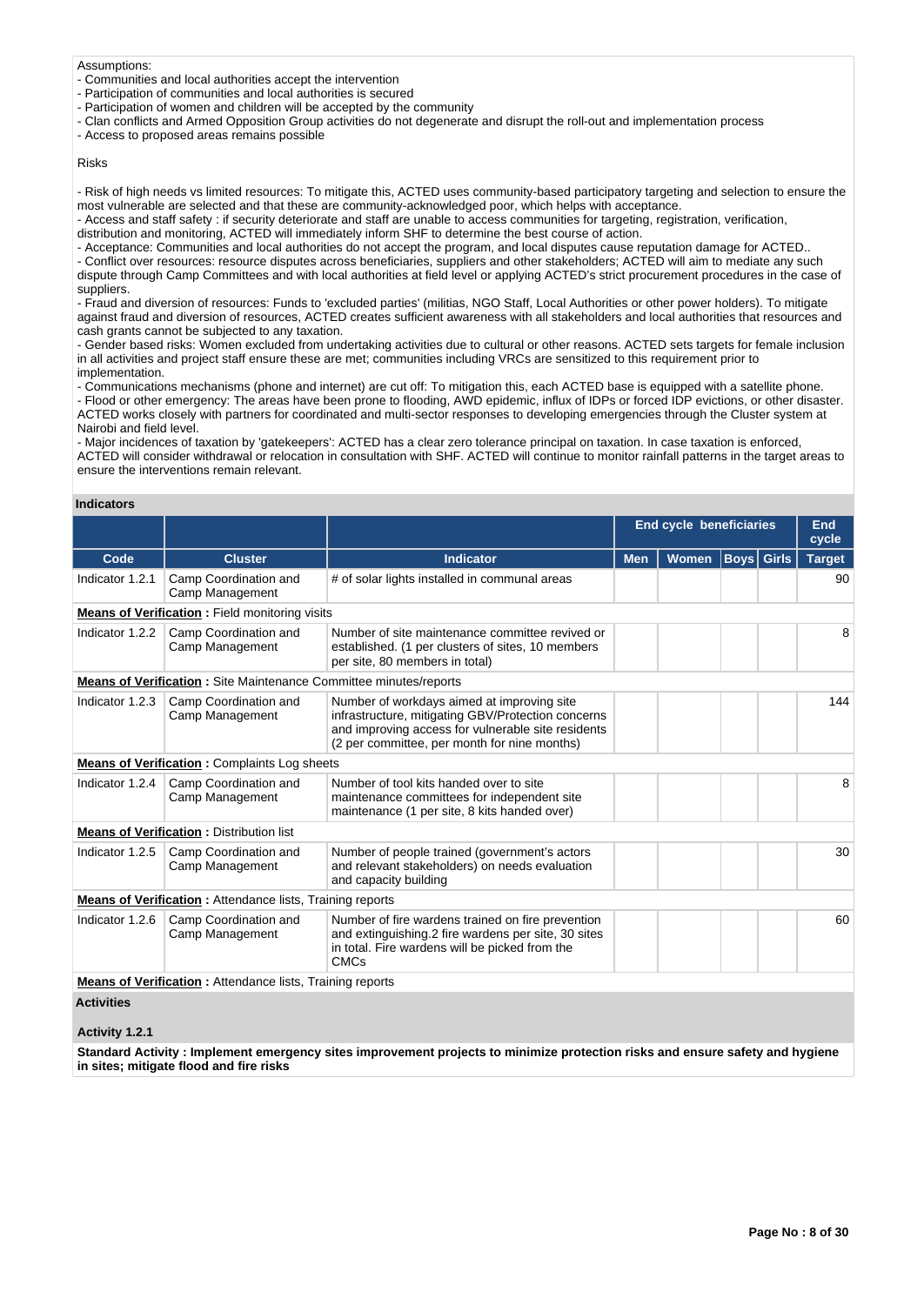Assumptions:
- Communities and local authorities accept the intervention
- Participation of communities and local authorities is secured
- Participation of women and children will be accepted by the community
- Clan conflicts and Armed Opposition Group activities do not degenerate and disrupt the roll-out and implementation process
- Access to proposed areas remains possible

Risks

- Risk of high needs vs limited resources: To mitigate this, ACTED uses community-based participatory targeting and selection to ensure the most vulnerable are selected and that these are community-acknowledged poor, which helps with acceptance.
- Access and staff safety : if security deteriorate and staff are unable to access communities for targeting, registration, verification, distribution and monitoring, ACTED will immediately inform SHF to determine the best course of action.
- Acceptance: Communities and local authorities do not accept the program, and local disputes cause reputation damage for ACTED..
- Conflict over resources: resource disputes across beneficiaries, suppliers and other stakeholders; ACTED will aim to mediate any such dispute through Camp Committees and with local authorities at field level or applying ACTED's strict procurement procedures in the case of suppliers.
- Fraud and diversion of resources: Funds to 'excluded parties' (militias, NGO Staff, Local Authorities or other power holders). To mitigate against fraud and diversion of resources, ACTED creates sufficient awareness with all stakeholders and local authorities that resources and cash grants cannot be subjected to any taxation.
- Gender based risks: Women excluded from undertaking activities due to cultural or other reasons. ACTED sets targets for female inclusion in all activities and project staff ensure these are met; communities including VRCs are sensitized to this requirement prior to implementation.
- Communications mechanisms (phone and internet) are cut off: To mitigation this, each ACTED base is equipped with a satellite phone.
- Flood or other emergency: The areas have been prone to flooding, AWD epidemic, influx of IDPs or forced IDP evictions, or other disaster. ACTED works closely with partners for coordinated and multi-sector responses to developing emergencies through the Cluster system at Nairobi and field level.
- Major incidences of taxation by 'gatekeepers': ACTED has a clear zero tolerance principal on taxation. In case taxation is enforced, ACTED will consider withdrawal or relocation in consultation with SHF. ACTED will continue to monitor rainfall patterns in the target areas to ensure the interventions remain relevant.

**Indicators**

| | | | End cycle beneficiaries | | | | End cycle |
|---|---|---|---|---|---|---|---|
| **Code** | **Cluster** | **Indicator** | **Men** | **Women** | **Boys** | **Girls** | **Target** |
| Indicator 1.2.1 | Camp Coordination and Camp Management | # of solar lights installed in communal areas | | | | | 90 |
| **Means of Verification :** Field monitoring visits | | | | | | | |
| Indicator 1.2.2 | Camp Coordination and Camp Management | Number of site maintenance committee revived or established. (1 per clusters of sites, 10 members per site, 80 members in total) | | | | | 8 |
| **Means of Verification :** Site Maintenance Committee minutes/reports | | | | | | | |
| Indicator 1.2.3 | Camp Coordination and Camp Management | Number of workdays aimed at improving site infrastructure, mitigating GBV/Protection concerns and improving access for vulnerable site residents (2 per committee, per month for nine months) | | | | | 144 |
| **Means of Verification :** Complaints Log sheets | | | | | | | |
| Indicator 1.2.4 | Camp Coordination and Camp Management | Number of tool kits handed over to site maintenance committees for independent site maintenance (1 per site, 8 kits handed over) | | | | | 8 |
| **Means of Verification :** Distribution list | | | | | | | |
| Indicator 1.2.5 | Camp Coordination and Camp Management | Number of people trained (government's actors and relevant stakeholders) on needs evaluation and capacity building | | | | | 30 |
| **Means of Verification :** Attendance lists, Training reports | | | | | | | |
| Indicator 1.2.6 | Camp Coordination and Camp Management | Number of fire wardens trained on fire prevention and extinguishing.2 fire wardens per site, 30 sites in total. Fire wardens will be picked from the CMCs | | | | | 60 |
| **Means of Verification :** Attendance lists, Training reports | | | | | | | |

**Activities**

**Activity 1.2.1**

**Standard Activity : Implement emergency sites improvement projects to minimize protection risks and ensure safety and hygiene in sites; mitigate flood and fire risks**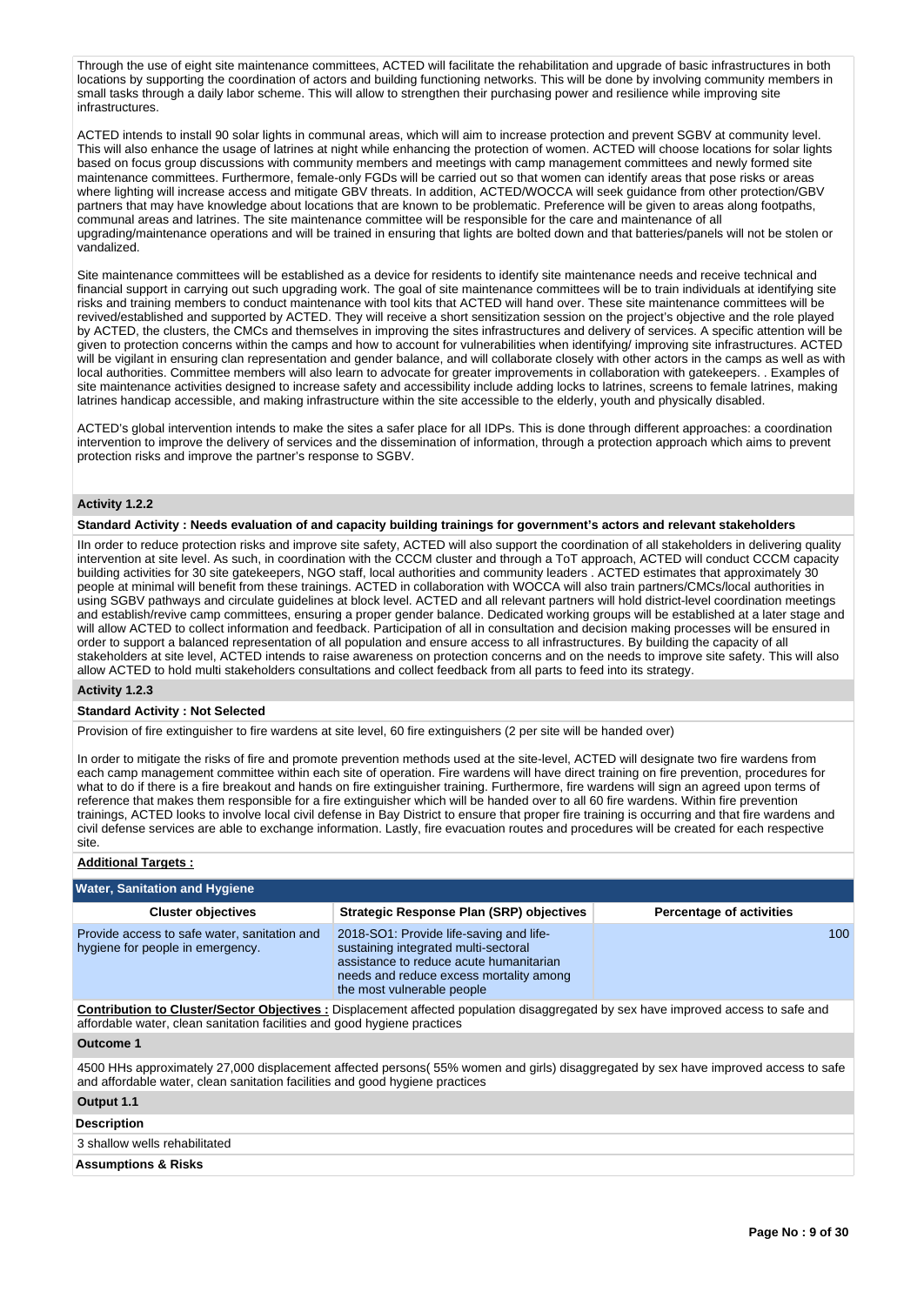Through the use of eight site maintenance committees, ACTED will facilitate the rehabilitation and upgrade of basic infrastructures in both locations by supporting the coordination of actors and building functioning networks. This will be done by involving community members in small tasks through a daily labor scheme. This will allow to strengthen their purchasing power and resilience while improving site infrastructures.

ACTED intends to install 90 solar lights in communal areas, which will aim to increase protection and prevent SGBV at community level. This will also enhance the usage of latrines at night while enhancing the protection of women. ACTED will choose locations for solar lights based on focus group discussions with community members and meetings with camp management committees and newly formed site maintenance committees. Furthermore, female-only FGDs will be carried out so that women can identify areas that pose risks or areas where lighting will increase access and mitigate GBV threats. In addition, ACTED/WOCCA will seek guidance from other protection/GBV partners that may have knowledge about locations that are known to be problematic. Preference will be given to areas along footpaths, communal areas and latrines. The site maintenance committee will be responsible for the care and maintenance of all upgrading/maintenance operations and will be trained in ensuring that lights are bolted down and that batteries/panels will not be stolen or vandalized.

Site maintenance committees will be established as a device for residents to identify site maintenance needs and receive technical and financial support in carrying out such upgrading work. The goal of site maintenance committees will be to train individuals at identifying site risks and training members to conduct maintenance with tool kits that ACTED will hand over. These site maintenance committees will be revived/established and supported by ACTED. They will receive a short sensitization session on the project's objective and the role played by ACTED, the clusters, the CMCs and themselves in improving the sites infrastructures and delivery of services. A specific attention will be given to protection concerns within the camps and how to account for vulnerabilities when identifying/ improving site infrastructures. ACTED will be vigilant in ensuring clan representation and gender balance, and will collaborate closely with other actors in the camps as well as with local authorities. Committee members will also learn to advocate for greater improvements in collaboration with gatekeepers. . Examples of site maintenance activities designed to increase safety and accessibility include adding locks to latrines, screens to female latrines, making latrines handicap accessible, and making infrastructure within the site accessible to the elderly, youth and physically disabled.

ACTED's global intervention intends to make the sites a safer place for all IDPs. This is done through different approaches: a coordination intervention to improve the delivery of services and the dissemination of information, through a protection approach which aims to prevent protection risks and improve the partner's response to SGBV.

**Activity 1.2.2**

**Standard Activity : Needs evaluation of and capacity building trainings for government's actors and relevant stakeholders**

IIn order to reduce protection risks and improve site safety, ACTED will also support the coordination of all stakeholders in delivering quality intervention at site level. As such, in coordination with the CCCM cluster and through a ToT approach, ACTED will conduct CCCM capacity building activities for 30 site gatekeepers, NGO staff, local authorities and community leaders . ACTED estimates that approximately 30 people at minimal will benefit from these trainings. ACTED in collaboration with WOCCA will also train partners/CMCs/local authorities in using SGBV pathways and circulate guidelines at block level. ACTED and all relevant partners will hold district-level coordination meetings and establish/revive camp committees, ensuring a proper gender balance. Dedicated working groups will be established at a later stage and will allow ACTED to collect information and feedback. Participation of all in consultation and decision making processes will be ensured in order to support a balanced representation of all population and ensure access to all infrastructures. By building the capacity of all stakeholders at site level, ACTED intends to raise awareness on protection concerns and on the needs to improve site safety. This will also allow ACTED to hold multi stakeholders consultations and collect feedback from all parts to feed into its strategy.

**Activity 1.2.3**

**Standard Activity : Not Selected**

Provision of fire extinguisher to fire wardens at site level, 60 fire extinguishers (2 per site will be handed over)

In order to mitigate the risks of fire and promote prevention methods used at the site-level, ACTED will designate two fire wardens from each camp management committee within each site of operation. Fire wardens will have direct training on fire prevention, procedures for what to do if there is a fire breakout and hands on fire extinguisher training. Furthermore, fire wardens will sign an agreed upon terms of reference that makes them responsible for a fire extinguisher which will be handed over to all 60 fire wardens. Within fire prevention trainings, ACTED looks to involve local civil defense in Bay District to ensure that proper fire training is occurring and that fire wardens and civil defense services are able to exchange information. Lastly, fire evacuation routes and procedures will be created for each respective site.

**Additional Targets :**

**Water, Sanitation and Hygiene**

| Cluster objectives | Strategic Response Plan (SRP) objectives | Percentage of activities |
| --- | --- | --- |
| Provide access to safe water, sanitation and hygiene for people in emergency. | 2018-SO1: Provide life-saving and life-sustaining integrated multi-sectoral assistance to reduce acute humanitarian needs and reduce excess mortality among the most vulnerable people | 100 |

**Contribution to Cluster/Sector Objectives :** Displacement affected population disaggregated by sex have improved access to safe and affordable water, clean sanitation facilities and good hygiene practices

**Outcome 1**

4500 HHs approximately 27,000 displacement affected persons( 55% women and girls) disaggregated by sex have improved access to safe and affordable water, clean sanitation facilities and good hygiene practices

**Output 1.1**

**Description**

3 shallow wells rehabilitated

**Assumptions & Risks**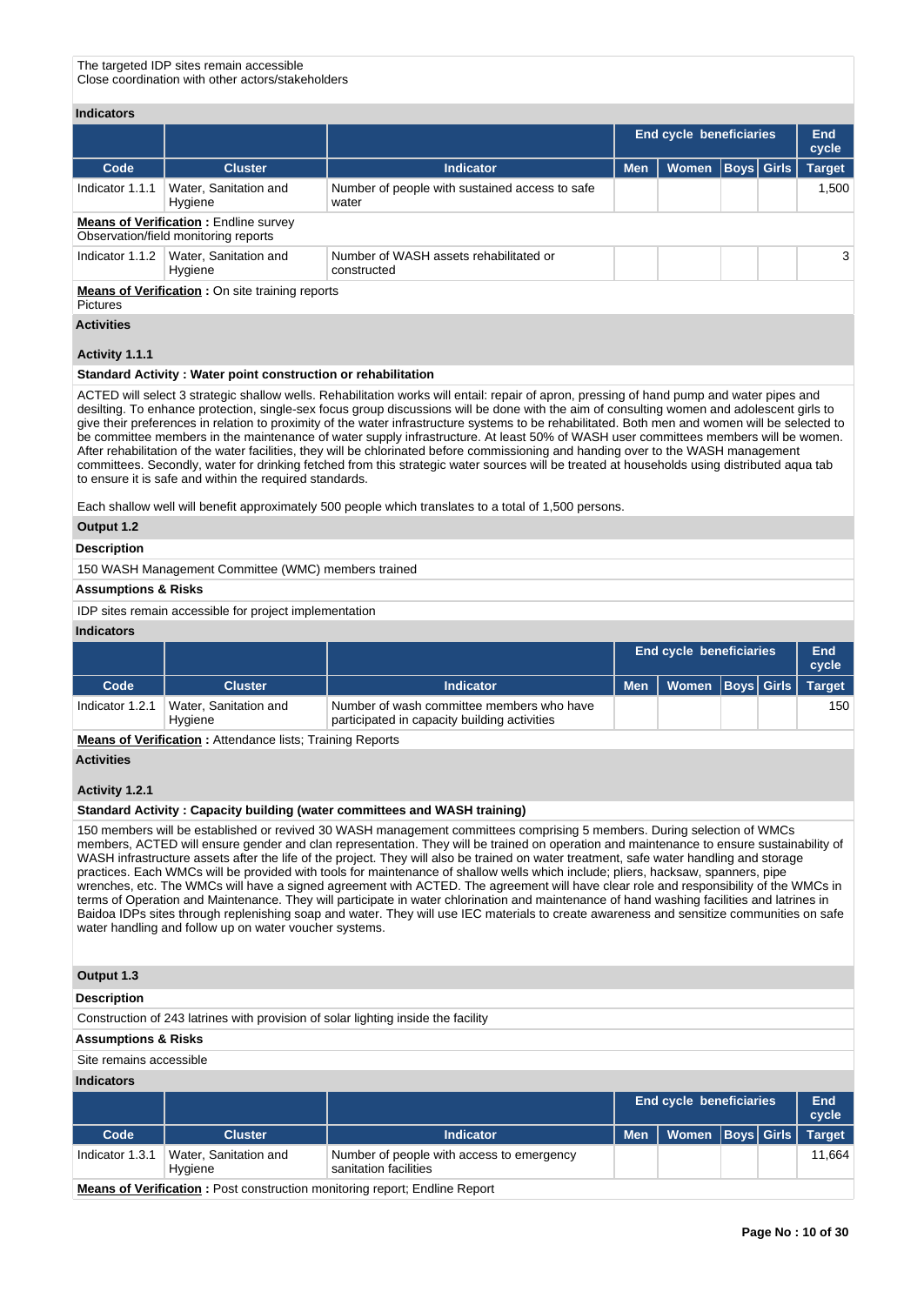The targeted IDP sites remain accessible
Close coordination with other actors/stakeholders

**Indicators**

| | | | End cycle beneficiaries | | | | End cycle |
|---|---|---|---|---|---|---|---|
| **Code** | **Cluster** | **Indicator** | **Men** | **Women** | **Boys** | **Girls** | **Target** |
| Indicator 1.1.1 | Water, Sanitation and Hygiene | Number of people with sustained access to safe water | | | | | 1,500 |

**Means of Verification :** Endline survey
Observation/field monitoring reports

| | | | End cycle beneficiaries | | | | End cycle |
|---|---|---|---|---|---|---|---|
| **Code** | **Cluster** | **Indicator** | **Men** | **Women** | **Boys** | **Girls** | **Target** |
| Indicator 1.1.2 | Water, Sanitation and Hygiene | Number of WASH assets rehabilitated or constructed | | | | | 3 |

**Means of Verification :** On site training reports
Pictures

**Activities**

**Activity 1.1.1**

**Standard Activity : Water point construction or rehabilitation**

ACTED will select 3 strategic shallow wells. Rehabilitation works will entail: repair of apron, pressing of hand pump and water pipes and desilting. To enhance protection, single-sex focus group discussions will be done with the aim of consulting women and adolescent girls to give their preferences in relation to proximity of the water infrastructure systems to be rehabilitated. Both men and women will be selected to be committee members in the maintenance of water supply infrastructure. At least 50% of WASH user committees members will be women. After rehabilitation of the water facilities, they will be chlorinated before commissioning and handing over to the WASH management committees. Secondly, water for drinking fetched from this strategic water sources will be treated at households using distributed aqua tab to ensure it is safe and within the required standards.

Each shallow well will benefit approximately 500 people which translates to a total of 1,500 persons.

**Output 1.2**

**Description**

150 WASH Management Committee (WMC) members trained

**Assumptions & Risks**

IDP sites remain accessible for project implementation

**Indicators**

| | | | End cycle beneficiaries | | | | End cycle |
|---|---|---|---|---|---|---|---|
| **Code** | **Cluster** | **Indicator** | **Men** | **Women** | **Boys** | **Girls** | **Target** |
| Indicator 1.2.1 | Water, Sanitation and Hygiene | Number of wash committee members who have participated in capacity building activities | | | | | 150 |

**Means of Verification :** Attendance lists; Training Reports

**Activities**

**Activity 1.2.1**

**Standard Activity : Capacity building (water committees and WASH training)**

150 members will be established or revived 30 WASH management committees comprising 5 members. During selection of WMCs members, ACTED will ensure gender and clan representation. They will be trained on operation and maintenance to ensure sustainability of WASH infrastructure assets after the life of the project. They will also be trained on water treatment, safe water handling and storage practices. Each WMCs will be provided with tools for maintenance of shallow wells which include; pliers, hacksaw, spanners, pipe wrenches, etc. The WMCs will have a signed agreement with ACTED. The agreement will have clear role and responsibility of the WMCs in terms of Operation and Maintenance. They will participate in water chlorination and maintenance of hand washing facilities and latrines in Baidoa IDPs sites through replenishing soap and water. They will use IEC materials to create awareness and sensitize communities on safe water handling and follow up on water voucher systems.

**Output 1.3**

**Description**

Construction of 243 latrines with provision of solar lighting inside the facility

**Assumptions & Risks**

Site remains accessible

**Indicators**

| | | | End cycle beneficiaries | | | | End cycle |
|---|---|---|---|---|---|---|---|
| **Code** | **Cluster** | **Indicator** | **Men** | **Women** | **Boys** | **Girls** | **Target** |
| Indicator 1.3.1 | Water, Sanitation and Hygiene | Number of people with access to emergency sanitation facilities | | | | | 11,664 |

**Means of Verification :** Post construction monitoring report; Endline Report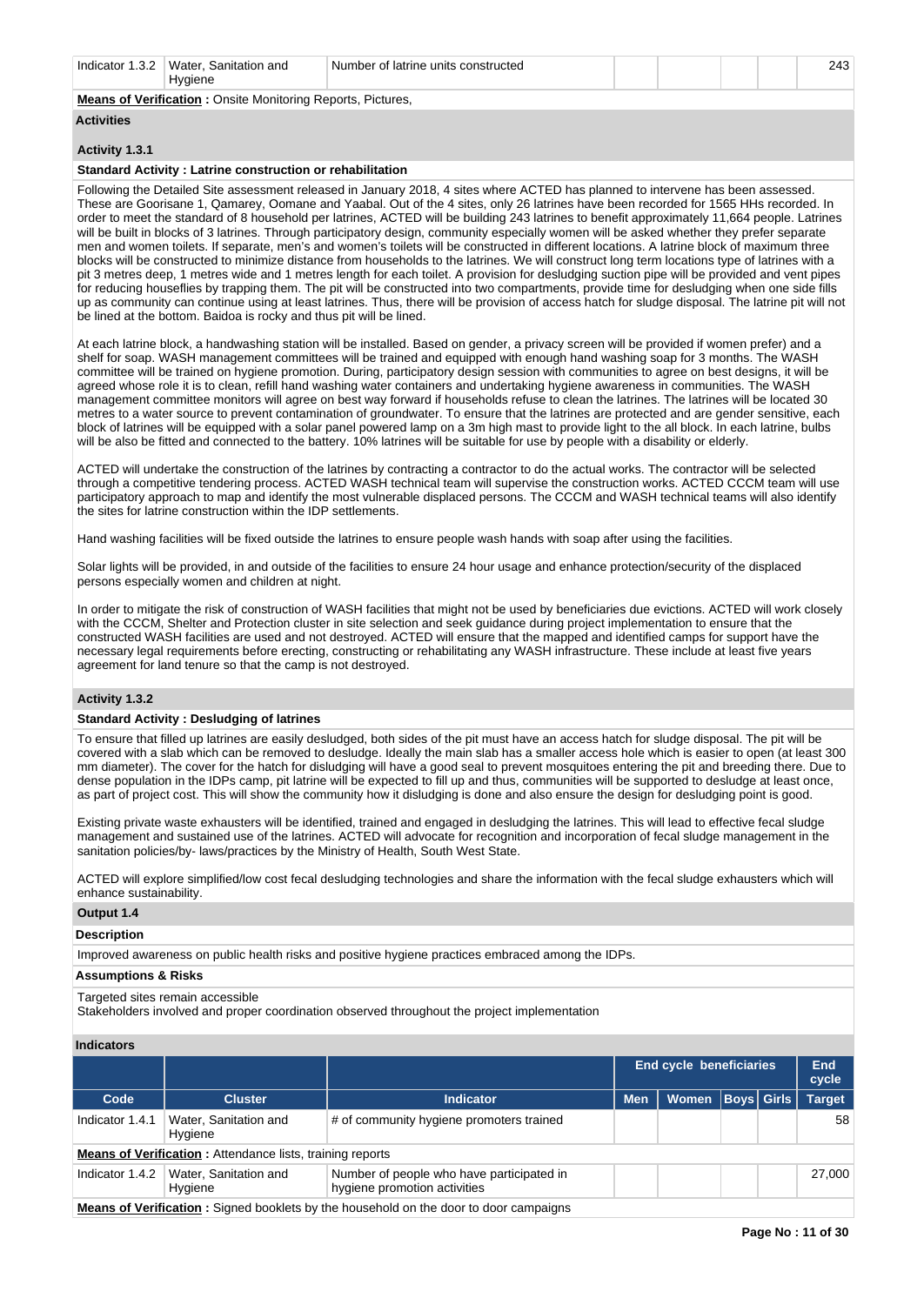| Indicator 1.3.2 | Water, Sanitation and Hygiene | Number of latrine units constructed | | | | | 243 |
|---|---|---|---|---|---|---|---|

**Means of Verification :** Onsite Monitoring Reports, Pictures,

**Activities**

**Activity 1.3.1**

**Standard Activity : Latrine construction or rehabilitation**

Following the Detailed Site assessment released in January 2018, 4 sites where ACTED has planned to intervene has been assessed. These are Goorisane 1, Qamarey, Oomane and Yaabal. Out of the 4 sites, only 26 latrines have been recorded for 1565 HHs recorded. In order to meet the standard of 8 household per latrines, ACTED will be building 243 latrines to benefit approximately 11,664 people. Latrines will be built in blocks of 3 latrines. Through participatory design, community especially women will be asked whether they prefer separate men and women toilets. If separate, men's and women's toilets will be constructed in different locations. A latrine block of maximum three blocks will be constructed to minimize distance from households to the latrines. We will construct long term locations type of latrines with a pit 3 metres deep, 1 metres wide and 1 metres length for each toilet. A provision for desludging suction pipe will be provided and vent pipes for reducing houseflies by trapping them. The pit will be constructed into two compartments, provide time for desludging when one side fills up as community can continue using at least latrines. Thus, there will be provision of access hatch for sludge disposal. The latrine pit will not be lined at the bottom. Baidoa is rocky and thus pit will be lined.

At each latrine block, a handwashing station will be installed. Based on gender, a privacy screen will be provided if women prefer) and a shelf for soap. WASH management committees will be trained and equipped with enough hand washing soap for 3 months. The WASH committee will be trained on hygiene promotion. During, participatory design session with communities to agree on best designs, it will be agreed whose role it is to clean, refill hand washing water containers and undertaking hygiene awareness in communities. The WASH management committee monitors will agree on best way forward if households refuse to clean the latrines. The latrines will be located 30 metres to a water source to prevent contamination of groundwater. To ensure that the latrines are protected and are gender sensitive, each block of latrines will be equipped with a solar panel powered lamp on a 3m high mast to provide light to the all block. In each latrine, bulbs will be also be fitted and connected to the battery. 10% latrines will be suitable for use by people with a disability or elderly.

ACTED will undertake the construction of the latrines by contracting a contractor to do the actual works. The contractor will be selected through a competitive tendering process. ACTED WASH technical team will supervise the construction works. ACTED CCCM team will use participatory approach to map and identify the most vulnerable displaced persons. The CCCM and WASH technical teams will also identify the sites for latrine construction within the IDP settlements.

Hand washing facilities will be fixed outside the latrines to ensure people wash hands with soap after using the facilities.

Solar lights will be provided, in and outside of the facilities to ensure 24 hour usage and enhance protection/security of the displaced persons especially women and children at night.

In order to mitigate the risk of construction of WASH facilities that might not be used by beneficiaries due evictions. ACTED will work closely with the CCCM, Shelter and Protection cluster in site selection and seek guidance during project implementation to ensure that the constructed WASH facilities are used and not destroyed. ACTED will ensure that the mapped and identified camps for support have the necessary legal requirements before erecting, constructing or rehabilitating any WASH infrastructure. These include at least five years agreement for land tenure so that the camp is not destroyed.

**Activity 1.3.2**

**Standard Activity : Desludging of latrines**

To ensure that filled up latrines are easily desludged, both sides of the pit must have an access hatch for sludge disposal. The pit will be covered with a slab which can be removed to desludge. Ideally the main slab has a smaller access hole which is easier to open (at least 300 mm diameter). The cover for the hatch for disludging will have a good seal to prevent mosquitoes entering the pit and breeding there. Due to dense population in the IDPs camp, pit latrine will be expected to fill up and thus, communities will be supported to desludge at least once, as part of project cost. This will show the community how it disludging is done and also ensure the design for desludging point is good.

Existing private waste exhausters will be identified, trained and engaged in desludging the latrines. This will lead to effective fecal sludge management and sustained use of the latrines. ACTED will advocate for recognition and incorporation of fecal sludge management in the sanitation policies/by- laws/practices by the Ministry of Health, South West State.

ACTED will explore simplified/low cost fecal desludging technologies and share the information with the fecal sludge exhausters which will enhance sustainability.

**Output 1.4**

**Description**

Improved awareness on public health risks and positive hygiene practices embraced among the IDPs.

**Assumptions & Risks**

Targeted sites remain accessible
Stakeholders involved and proper coordination observed throughout the project implementation

**Indicators**

| | | | End cycle beneficiaries | | | | End cycle |
|---|---|---|---|---|---|---|---|
| **Code** | **Cluster** | **Indicator** | **Men** | **Women** | **Boys** | **Girls** | **Target** |
| Indicator 1.4.1 | Water, Sanitation and Hygiene | # of community hygiene promoters trained | | | | | 58 |
| **Means of Verification :** Attendance lists, training reports | | | | | | | |
| Indicator 1.4.2 | Water, Sanitation and Hygiene | Number of people who have participated in hygiene promotion activities | | | | | 27,000 |
| **Means of Verification :** Signed booklets by the household on the door to door campaigns | | | | | | | |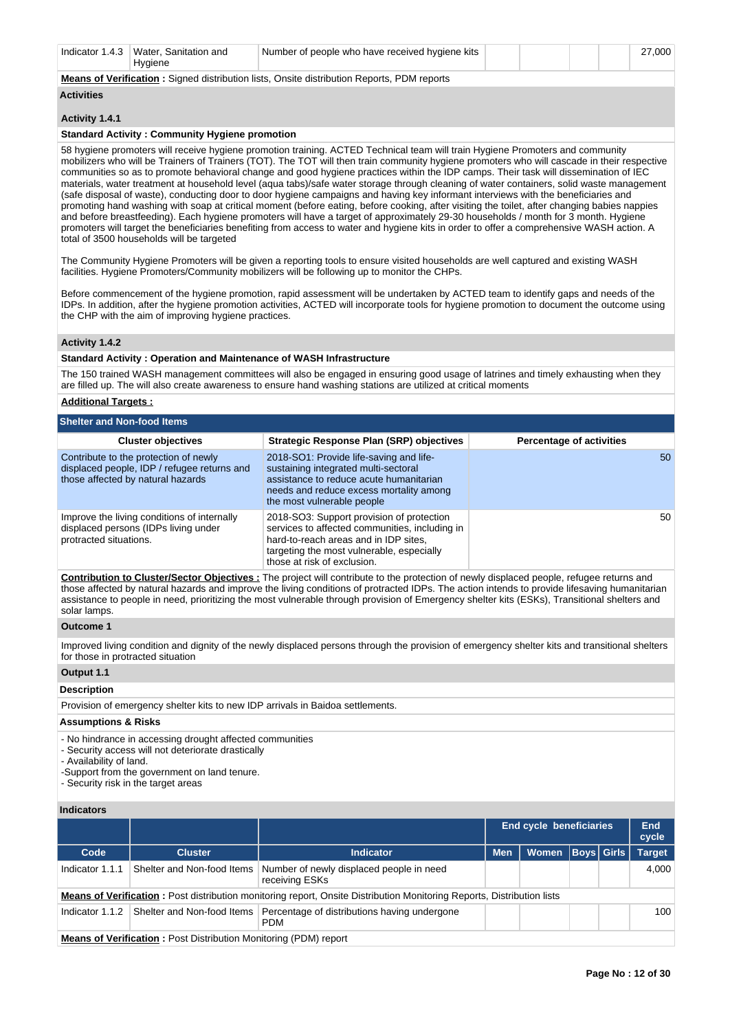| Indicator 1.4.3 | Water, Sanitation and Hygiene | Number of people who have received hygiene kits | | | | | 27,000 |
|---|---|---|---|---|---|---|---|

**Means of Verification :** Signed distribution lists, Onsite distribution Reports, PDM reports

**Activities**

**Activity 1.4.1**

**Standard Activity : Community Hygiene promotion**

58 hygiene promoters will receive hygiene promotion training. ACTED Technical team will train Hygiene Promoters and community mobilizers who will be Trainers of Trainers (TOT). The TOT will then train community hygiene promoters who will cascade in their respective communities so as to promote behavioral change and good hygiene practices within the IDP camps. Their task will dissemination of IEC materials, water treatment at household level (aqua tabs)/safe water storage through cleaning of water containers, solid waste management (safe disposal of waste), conducting door to door hygiene campaigns and having key informant interviews with the beneficiaries and promoting hand washing with soap at critical moment (before eating, before cooking, after visiting the toilet, after changing babies nappies and before breastfeeding). Each hygiene promoters will have a target of approximately 29-30 households / month for 3 month. Hygiene promoters will target the beneficiaries benefiting from access to water and hygiene kits in order to offer a comprehensive WASH action. A total of 3500 households will be targeted

The Community Hygiene Promoters will be given a reporting tools to ensure visited households are well captured and existing WASH facilities. Hygiene Promoters/Community mobilizers will be following up to monitor the CHPs.

Before commencement of the hygiene promotion, rapid assessment will be undertaken by ACTED team to identify gaps and needs of the IDPs. In addition, after the hygiene promotion activities, ACTED will incorporate tools for hygiene promotion to document the outcome using the CHP with the aim of improving hygiene practices.

**Activity 1.4.2**

**Standard Activity : Operation and Maintenance of WASH Infrastructure**

The 150 trained WASH management committees will also be engaged in ensuring good usage of latrines and timely exhausting when they are filled up. The will also create awareness to ensure hand washing stations are utilized at critical moments

**Additional Targets :**

## Shelter and Non-food Items

| Cluster objectives | Strategic Response Plan (SRP) objectives | Percentage of activities |
|---|---|---|
| Contribute to the protection of newly displaced people, IDP / refugee returns and those affected by natural hazards | 2018-SO1: Provide life-saving and life-sustaining integrated multi-sectoral assistance to reduce acute humanitarian needs and reduce excess mortality among the most vulnerable people | 50 |
| Improve the living conditions of internally displaced persons (IDPs living under protracted situations. | 2018-SO3: Support provision of protection services to affected communities, including in hard-to-reach areas and in IDP sites, targeting the most vulnerable, especially those at risk of exclusion. | 50 |

**Contribution to Cluster/Sector Objectives :** The project will contribute to the protection of newly displaced people, refugee returns and those affected by natural hazards and improve the living conditions of protracted IDPs. The action intends to provide lifesaving humanitarian assistance to people in need, prioritizing the most vulnerable through provision of Emergency shelter kits (ESKs), Transitional shelters and solar lamps.

**Outcome 1**

Improved living condition and dignity of the newly displaced persons through the provision of emergency shelter kits and transitional shelters for those in protracted situation

**Output 1.1**

**Description**

Provision of emergency shelter kits to new IDP arrivals in Baidoa settlements.

**Assumptions & Risks**

- No hindrance in accessing drought affected communities
- Security access will not deteriorate drastically
- Availability of land.
-Support from the government on land tenure.
- Security risk in the target areas

**Indicators**

| | | | End cycle beneficiaries | | | | End cycle |
|---|---|---|---|---|---|---|---|
| Code | Cluster | Indicator | Men | Women | Boys | Girls | Target |
| Indicator 1.1.1 | Shelter and Non-food Items | Number of newly displaced people in need receiving ESKs | | | | | 4,000 |
| **Means of Verification :** Post distribution monitoring report, Onsite Distribution Monitoring Reports, Distribution lists | | | | | | | |
| Indicator 1.1.2 | Shelter and Non-food Items | Percentage of distributions having undergone PDM | | | | | 100 |
| **Means of Verification :** Post Distribution Monitoring (PDM) report | | | | | | | |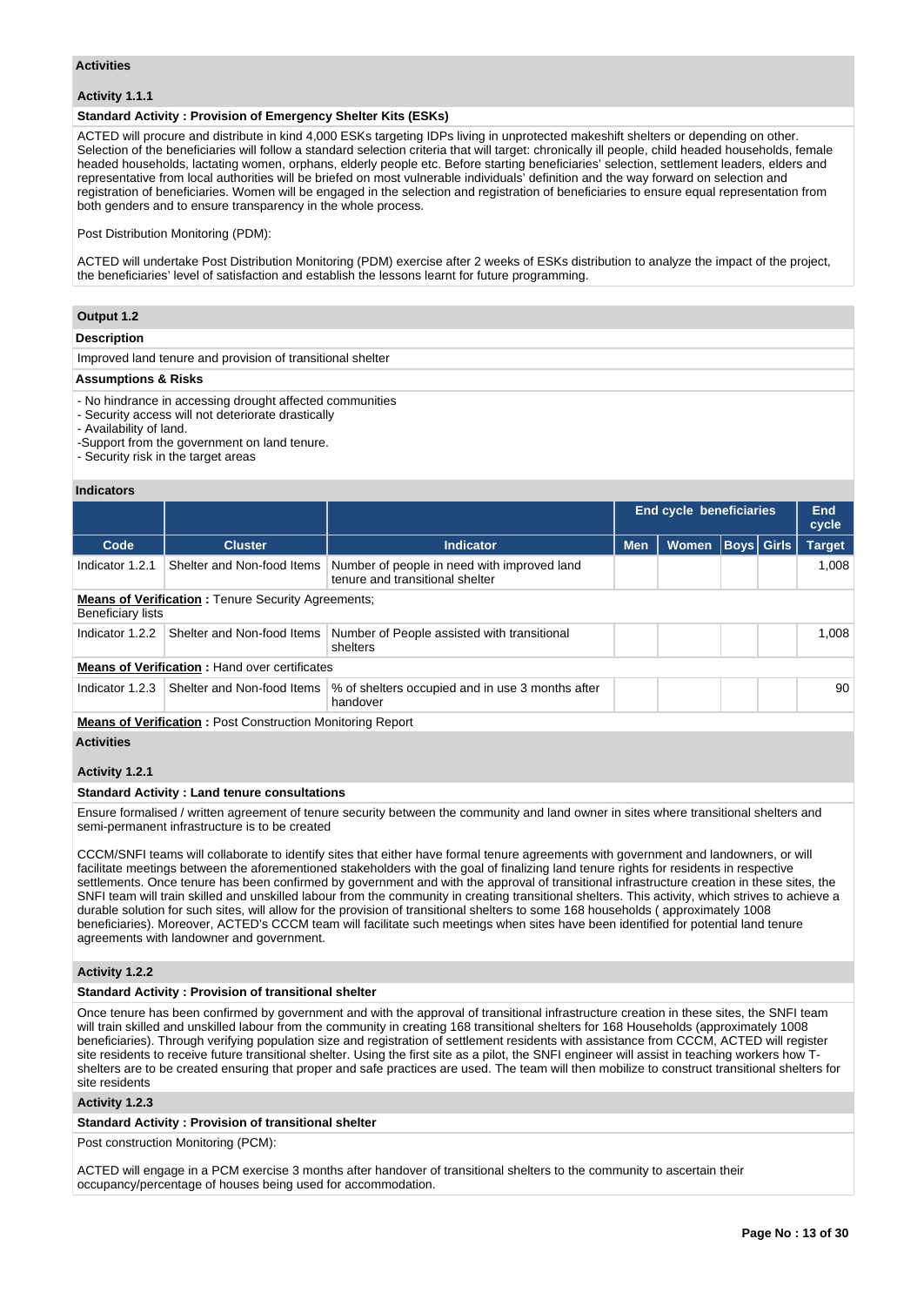**Activities**

**Activity 1.1.1**

**Standard Activity : Provision of Emergency Shelter Kits (ESKs)**

ACTED will procure and distribute in kind 4,000 ESKs targeting IDPs living in unprotected makeshift shelters or depending on other. Selection of the beneficiaries will follow a standard selection criteria that will target: chronically ill people, child headed households, female headed households, lactating women, orphans, elderly people etc. Before starting beneficiaries' selection, settlement leaders, elders and representative from local authorities will be briefed on most vulnerable individuals' definition and the way forward on selection and registration of beneficiaries. Women will be engaged in the selection and registration of beneficiaries to ensure equal representation from both genders and to ensure transparency in the whole process.

Post Distribution Monitoring (PDM):

ACTED will undertake Post Distribution Monitoring (PDM) exercise after 2 weeks of ESKs distribution to analyze the impact of the project, the beneficiaries' level of satisfaction and establish the lessons learnt for future programming.

## Output 1.2

**Description**

Improved land tenure and provision of transitional shelter

**Assumptions & Risks**

- No hindrance in accessing drought affected communities
- Security access will not deteriorate drastically
- Availability of land.
-Support from the government on land tenure.
- Security risk in the target areas

**Indicators**

| | | | End cycle beneficiaries | | | | End cycle |
|---|---|---|---|---|---|---|---|
| Code | Cluster | Indicator | Men | Women | Boys | Girls | Target |
| Indicator 1.2.1 | Shelter and Non-food Items | Number of people in need with improved land tenure and transitional shelter | | | | | 1,008 |
| **Means of Verification** : Tenure Security Agreements; Beneficiary lists | | | | | | | |
| Indicator 1.2.2 | Shelter and Non-food Items | Number of People assisted with transitional shelters | | | | | 1,008 |
| **Means of Verification** : Hand over certificates | | | | | | | |
| Indicator 1.2.3 | Shelter and Non-food Items | % of shelters occupied and in use 3 months after handover | | | | | 90 |
| **Means of Verification** : Post Construction Monitoring Report | | | | | | | |

**Activities**

**Activity 1.2.1**

**Standard Activity : Land tenure consultations**

Ensure formalised / written agreement of tenure security between the community and land owner in sites where transitional shelters and semi-permanent infrastructure is to be created

CCCM/SNFI teams will collaborate to identify sites that either have formal tenure agreements with government and landowners, or will facilitate meetings between the aforementioned stakeholders with the goal of finalizing land tenure rights for residents in respective settlements. Once tenure has been confirmed by government and with the approval of transitional infrastructure creation in these sites, the SNFI team will train skilled and unskilled labour from the community in creating transitional shelters. This activity, which strives to achieve a durable solution for such sites, will allow for the provision of transitional shelters to some 168 households ( approximately 1008 beneficiaries). Moreover, ACTED's CCCM team will facilitate such meetings when sites have been identified for potential land tenure agreements with landowner and government.

**Activity 1.2.2**

**Standard Activity : Provision of transitional shelter**

Once tenure has been confirmed by government and with the approval of transitional infrastructure creation in these sites, the SNFI team will train skilled and unskilled labour from the community in creating 168 transitional shelters for 168 Households (approximately 1008 beneficiaries). Through verifying population size and registration of settlement residents with assistance from CCCM, ACTED will register site residents to receive future transitional shelter. Using the first site as a pilot, the SNFI engineer will assist in teaching workers how T-shelters are to be created ensuring that proper and safe practices are used. The team will then mobilize to construct transitional shelters for site residents

**Activity 1.2.3**

**Standard Activity : Provision of transitional shelter**

Post construction Monitoring (PCM):

ACTED will engage in a PCM exercise 3 months after handover of transitional shelters to the community to ascertain their occupancy/percentage of houses being used for accommodation.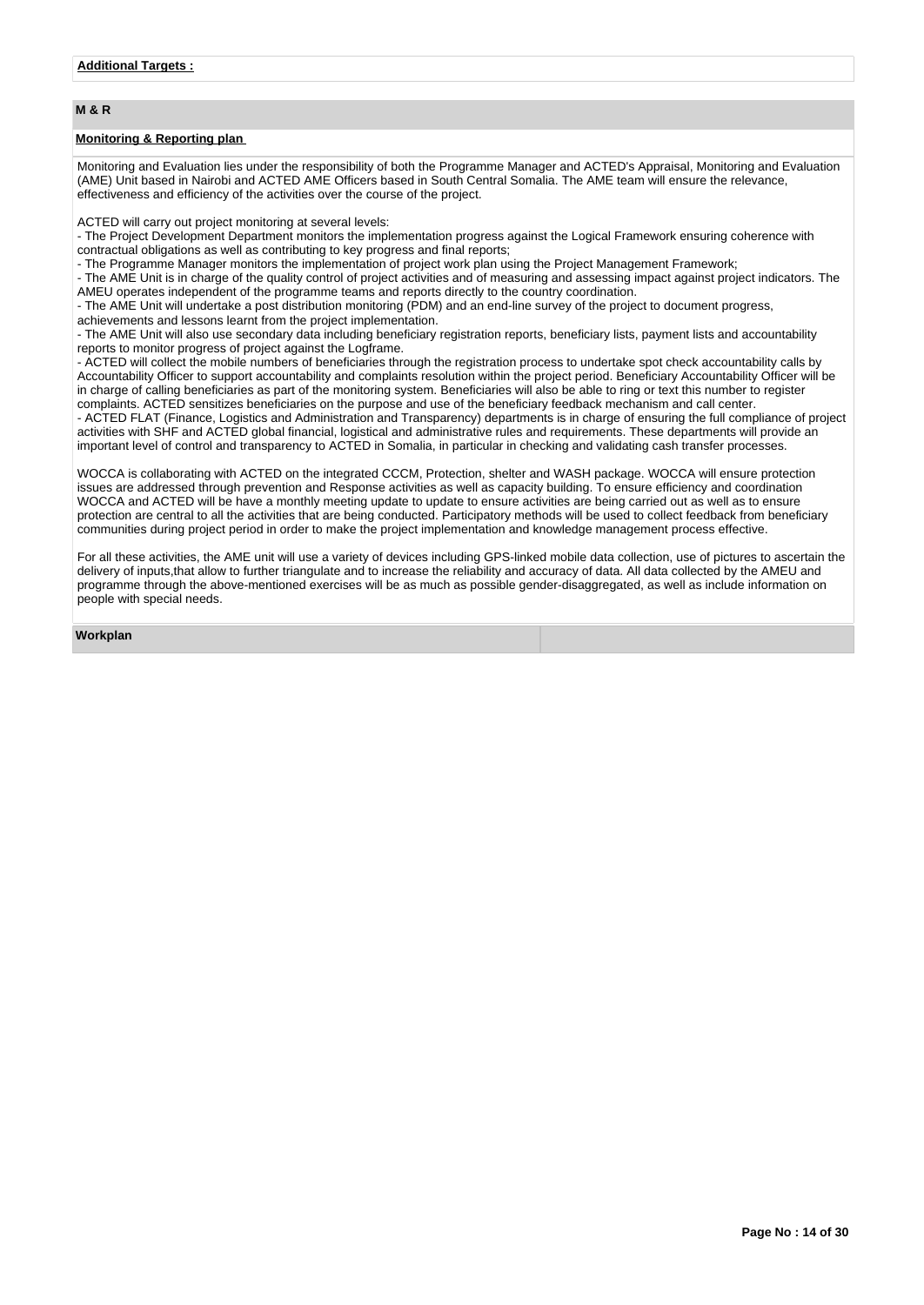**Additional Targets :**

## M & R

**Monitoring & Reporting plan**

Monitoring and Evaluation lies under the responsibility of both the Programme Manager and ACTED's Appraisal, Monitoring and Evaluation (AME) Unit based in Nairobi and ACTED AME Officers based in South Central Somalia. The AME team will ensure the relevance, effectiveness and efficiency of the activities over the course of the project.

ACTED will carry out project monitoring at several levels:
- The Project Development Department monitors the implementation progress against the Logical Framework ensuring coherence with contractual obligations as well as contributing to key progress and final reports;
- The Programme Manager monitors the implementation of project work plan using the Project Management Framework;
- The AME Unit is in charge of the quality control of project activities and of measuring and assessing impact against project indicators. The AMEU operates independent of the programme teams and reports directly to the country coordination.
- The AME Unit will undertake a post distribution monitoring (PDM) and an end-line survey of the project to document progress, achievements and lessons learnt from the project implementation.
- The AME Unit will also use secondary data including beneficiary registration reports, beneficiary lists, payment lists and accountability reports to monitor progress of project against the Logframe.
- ACTED will collect the mobile numbers of beneficiaries through the registration process to undertake spot check accountability calls by Accountability Officer to support accountability and complaints resolution within the project period. Beneficiary Accountability Officer will be in charge of calling beneficiaries as part of the monitoring system. Beneficiaries will also be able to ring or text this number to register complaints. ACTED sensitizes beneficiaries on the purpose and use of the beneficiary feedback mechanism and call center.
- ACTED FLAT (Finance, Logistics and Administration and Transparency) departments is in charge of ensuring the full compliance of project activities with SHF and ACTED global financial, logistical and administrative rules and requirements. These departments will provide an important level of control and transparency to ACTED in Somalia, in particular in checking and validating cash transfer processes.

WOCCA is collaborating with ACTED on the integrated CCCM, Protection, shelter and WASH package. WOCCA will ensure protection issues are addressed through prevention and Response activities as well as capacity building. To ensure efficiency and coordination WOCCA and ACTED will be have a monthly meeting update to update to ensure activities are being carried out as well as to ensure protection are central to all the activities that are being conducted. Participatory methods will be used to collect feedback from beneficiary communities during project period in order to make the project implementation and knowledge management process effective.

For all these activities, the AME unit will use a variety of devices including GPS-linked mobile data collection, use of pictures to ascertain the delivery of inputs,that allow to further triangulate and to increase the reliability and accuracy of data. All data collected by the AMEU and programme through the above-mentioned exercises will be as much as possible gender-disaggregated, as well as include information on people with special needs.

**Workplan**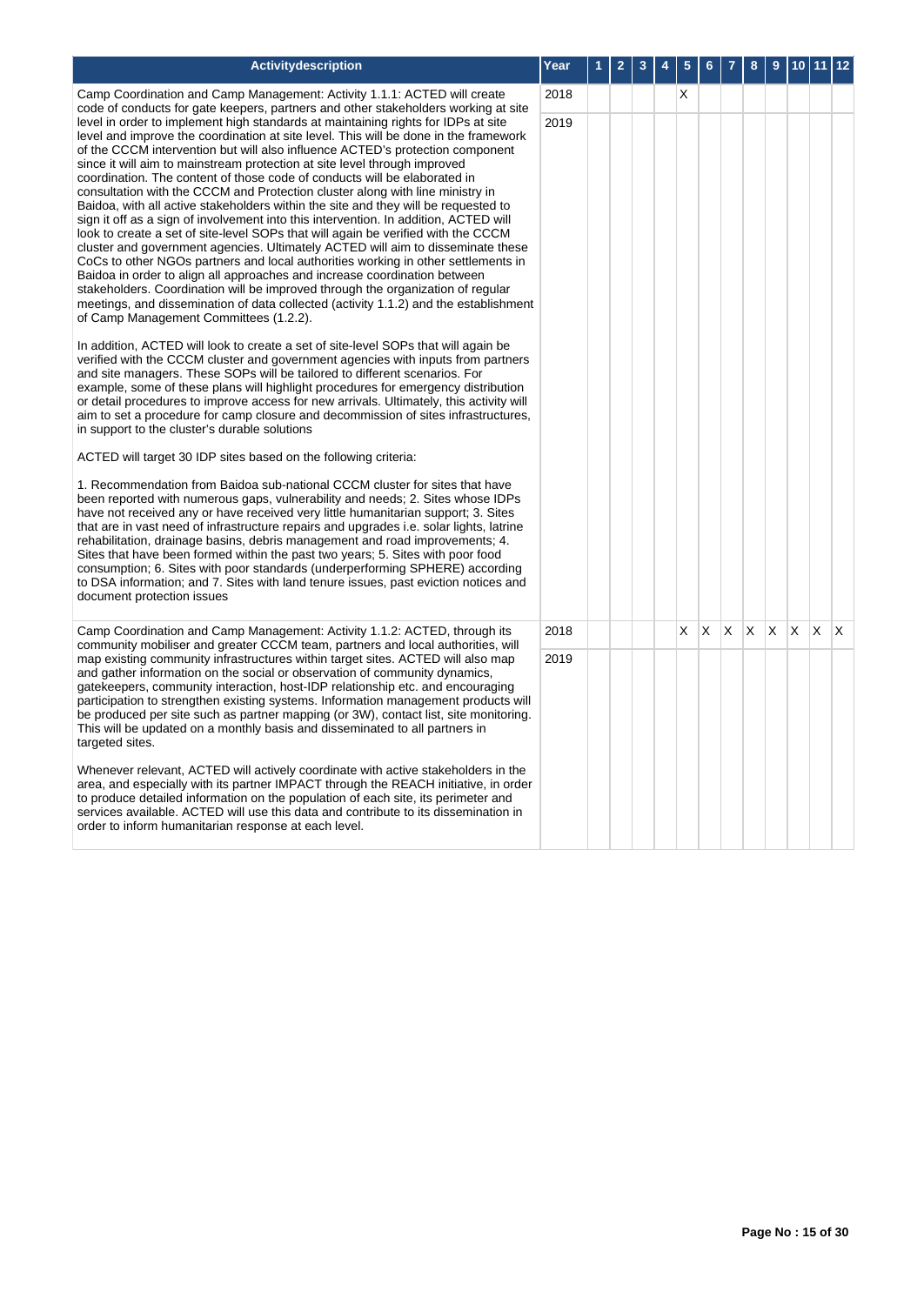| Activitydescription | Year | 1 | 2 | 3 | 4 | 5 | 6 | 7 | 8 | 9 | 10 | 11 | 12 |
|---|---|---|---|---|---|---|---|---|---|---|---|---|---|
| Camp Coordination and Camp Management: Activity 1.1.1: ACTED will create code of conducts for gate keepers, partners and other stakeholders working at site level in order to implement high standards at maintaining rights for IDPs at site level and improve the coordination at site level. This will be done in the framework of the CCCM intervention but will also influence ACTED's protection component since it will aim to mainstream protection at site level through improved coordination. The content of those code of conducts will be elaborated in consultation with the CCCM and Protection cluster along with line ministry in Baidoa, with all active stakeholders within the site and they will be requested to sign it off as a sign of involvement into this intervention. In addition, ACTED will look to create a set of site-level SOPs that will again be verified with the CCCM cluster and government agencies. Ultimately ACTED will aim to disseminate these CoCs to other NGOs partners and local authorities working in other settlements in Baidoa in order to align all approaches and increase coordination between stakeholders. Coordination will be improved through the organization of regular meetings, and dissemination of data collected (activity 1.1.2) and the establishment of Camp Management Committees (1.2.2).<br><br>In addition, ACTED will look to create a set of site-level SOPs that will again be verified with the CCCM cluster and government agencies with inputs from partners and site managers. These SOPs will be tailored to different scenarios. For example, some of these plans will highlight procedures for emergency distribution or detail procedures to improve access for new arrivals. Ultimately, this activity will aim to set a procedure for camp closure and decommission of sites infrastructures, in support to the cluster's durable solutions<br><br>ACTED will target 30 IDP sites based on the following criteria:<br><br>1. Recommendation from Baidoa sub-national CCCM cluster for sites that have been reported with numerous gaps, vulnerability and needs; 2. Sites whose IDPs have not received any or have received very little humanitarian support; 3. Sites that are in vast need of infrastructure repairs and upgrades i.e. solar lights, latrine rehabilitation, drainage basins, debris management and road improvements; 4. Sites that have been formed within the past two years; 5. Sites with poor food consumption; 6. Sites with poor standards (underperforming SPHERE) according to DSA information; and 7. Sites with land tenure issues, past eviction notices and document protection issues | 2018 | | | | | X | | | | | | | |
| | 2019 | | | | | | | | | | | | |
| Camp Coordination and Camp Management: Activity 1.1.2: ACTED, through its community mobiliser and greater CCCM team, partners and local authorities, will map existing community infrastructures within target sites. ACTED will also map and gather information on the social or observation of community dynamics, gatekeepers, community interaction, host-IDP relationship etc. and encouraging participation to strengthen existing systems. Information management products will be produced per site such as partner mapping (or 3W), contact list, site monitoring. This will be updated on a monthly basis and disseminated to all partners in targeted sites.<br><br>Whenever relevant, ACTED will actively coordinate with active stakeholders in the area, and especially with its partner IMPACT through the REACH initiative, in order to produce detailed information on the population of each site, its perimeter and services available. ACTED will use this data and contribute to its dissemination in order to inform humanitarian response at each level. | 2018 | | | | | X | X | X | X | X | X | X | X |
| | 2019 | | | | | | | | | | | | |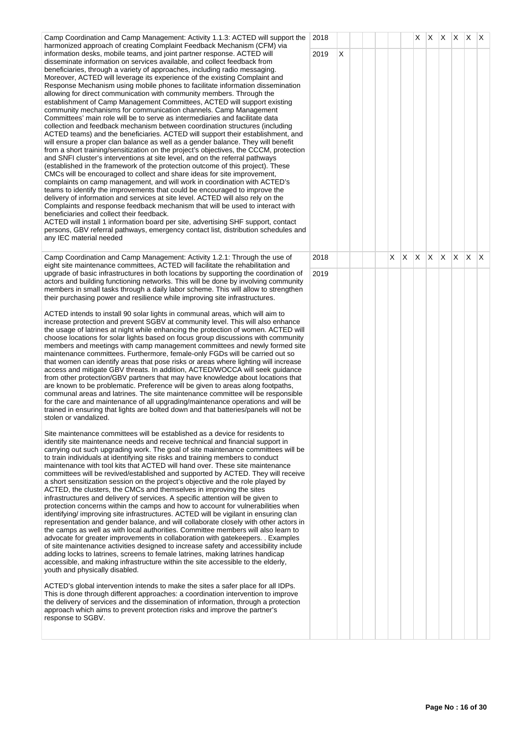| | | | | | | | | | | | | | |
|---|---|---|---|---|---|---|---|---|---|---|---|---|---|
| Camp Coordination and Camp Management: Activity 1.1.3: ACTED will support the harmonized approach of creating Complaint Feedback Mechanism (CFM) via information desks, mobile teams, and joint partner response. ACTED will disseminate information on services available, and collect feedback from beneficiaries, through a variety of approaches, including radio messaging. Moreover, ACTED will leverage its experience of the existing Complaint and Response Mechanism using mobile phones to facilitate information dissemination allowing for direct communication with community members. Through the establishment of Camp Management Committees, ACTED will support existing community mechanisms for communication channels. Camp Management Committees' main role will be to serve as intermediaries and facilitate data collection and feedback mechanism between coordination structures (including ACTED teams) and the beneficiaries. ACTED will support their establishment, and will ensure a proper clan balance as well as a gender balance. They will benefit from a short training/sensitization on the project's objectives, the CCCM, protection and SNFI cluster's interventions at site level, and on the referral pathways (established in the framework of the protection outcome of this project). These CMCs will be encouraged to collect and share ideas for site improvement, complaints on camp management, and will work in coordination with ACTED's teams to identify the improvements that could be encouraged to improve the delivery of information and services at site level. ACTED will also rely on the Complaints and response feedback mechanism that will be used to interact with beneficiaries and collect their feedback.<br>ACTED will install 1 information board per site, advertising SHF support, contact persons, GBV referral pathways, emergency contact list, distribution schedules and any IEC material needed | 2018 | | | | | | | X | X | X | X | X | X |
| | 2019 | X | | | | | | | | | | | |
| Camp Coordination and Camp Management: Activity 1.2.1: Through the use of eight site maintenance committees, ACTED will facilitate the rehabilitation and upgrade of basic infrastructures in both locations by supporting the coordination of actors and building functioning networks. This will be done by involving community members in small tasks through a daily labor scheme. This will allow to strengthen their purchasing power and resilience while improving site infrastructures.<br><br>ACTED intends to install 90 solar lights in communal areas, which will aim to increase protection and prevent SGBV at community level. This will also enhance the usage of latrines at night while enhancing the protection of women. ACTED will choose locations for solar lights based on focus group discussions with community members and meetings with camp management committees and newly formed site maintenance committees. Furthermore, female-only FGDs will be carried out so that women can identify areas that pose risks or areas where lighting will increase access and mitigate GBV threats. In addition, ACTED/WOCCA will seek guidance from other protection/GBV partners that may have knowledge about locations that are known to be problematic. Preference will be given to areas along footpaths, communal areas and latrines. The site maintenance committee will be responsible for the care and maintenance of all upgrading/maintenance operations and will be trained in ensuring that lights are bolted down and that batteries/panels will not be stolen or vandalized.<br><br>Site maintenance committees will be established as a device for residents to identify site maintenance needs and receive technical and financial support in carrying out such upgrading work. The goal of site maintenance committees will be to train individuals at identifying site risks and training members to conduct maintenance with tool kits that ACTED will hand over. These site maintenance committees will be revived/established and supported by ACTED. They will receive a short sensitization session on the project's objective and the role played by ACTED, the clusters, the CMCs and themselves in improving the sites infrastructures and delivery of services. A specific attention will be given to protection concerns within the camps and how to account for vulnerabilities when identifying/ improving site infrastructures. ACTED will be vigilant in ensuring clan representation and gender balance, and will collaborate closely with other actors in the camps as well as with local authorities. Committee members will also learn to advocate for greater improvements in collaboration with gatekeepers. . Examples of site maintenance activities designed to increase safety and accessibility include adding locks to latrines, screens to female latrines, making latrines handicap accessible, and making infrastructure within the site accessible to the elderly, youth and physically disabled.<br><br>ACTED's global intervention intends to make the sites a safer place for all IDPs. This is done through different approaches: a coordination intervention to improve the delivery of services and the dissemination of information, through a protection approach which aims to prevent protection risks and improve the partner's response to SGBV. | 2018 | | | | | X | X | X | X | X | X | X | X |
| | 2019 | | | | | | | | | | | | |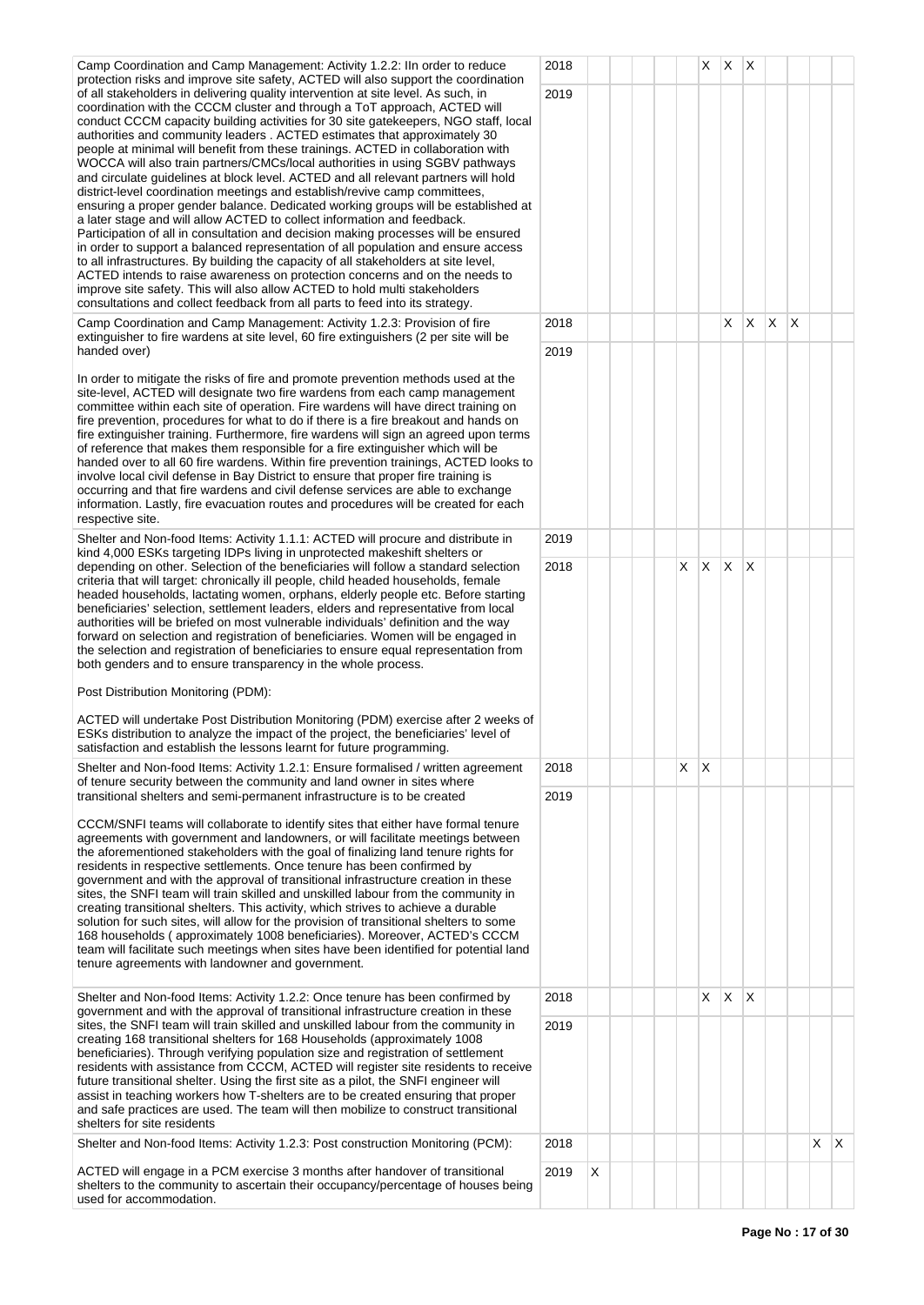| Activity | Year | 1 | 2 | 3 | 4 | 5 | 6 | 7 | 8 | 9 | 10 | 11 | 12 |
|---|---|---|---|---|---|---|---|---|---|---|---|---|---|
| Camp Coordination and Camp Management: Activity 1.2.2: IIn order to reduce protection risks and improve site safety, ACTED will also support the coordination of all stakeholders in delivering quality intervention at site level. As such, in coordination with the CCCM cluster and through a ToT approach, ACTED will conduct CCCM capacity building activities for 30 site gatekeepers, NGO staff, local authorities and community leaders . ACTED estimates that approximately 30 people at minimal will benefit from these trainings. ACTED in collaboration with WOCCA will also train partners/CMCs/local authorities in using SGBV pathways and circulate guidelines at block level. ACTED and all relevant partners will hold district-level coordination meetings and establish/revive camp committees, ensuring a proper gender balance. Dedicated working groups will be established at a later stage and will allow ACTED to collect information and feedback. Participation of all in consultation and decision making processes will be ensured in order to support a balanced representation of all population and ensure access to all infrastructures. By building the capacity of all stakeholders at site level, ACTED intends to raise awareness on protection concerns and on the needs to improve site safety. This will also allow ACTED to hold multi stakeholders consultations and collect feedback from all parts to feed into its strategy. | 2018 | | | | | | X | X | X | | | | |
| | 2019 | | | | | | | | | | | | |
| Camp Coordination and Camp Management: Activity 1.2.3: Provision of fire extinguisher to fire wardens at site level, 60 fire extinguishers (2 per site will be handed over)<br><br>In order to mitigate the risks of fire and promote prevention methods used at the site-level, ACTED will designate two fire wardens from each camp management committee within each site of operation. Fire wardens will have direct training on fire prevention, procedures for what to do if there is a fire breakout and hands on fire extinguisher training. Furthermore, fire wardens will sign an agreed upon terms of reference that makes them responsible for a fire extinguisher which will be handed over to all 60 fire wardens. Within fire prevention trainings, ACTED looks to involve local civil defense in Bay District to ensure that proper fire training is occurring and that fire wardens and civil defense services are able to exchange information. Lastly, fire evacuation routes and procedures will be created for each respective site. | 2018 | | | | | | | X | X | X | X | | |
| | 2019 | | | | | | | | | | | | |
| Shelter and Non-food Items: Activity 1.1.1: ACTED will procure and distribute in kind 4,000 ESKs targeting IDPs living in unprotected makeshift shelters or depending on other. Selection of the beneficiaries will follow a standard selection criteria that will target: chronically ill people, child headed households, female headed households, lactating women, orphans, elderly people etc. Before starting beneficiaries' selection, settlement leaders, elders and representative from local authorities will be briefed on most vulnerable individuals' definition and the way forward on selection and registration of beneficiaries. Women will be engaged in the selection and registration of beneficiaries to ensure equal representation from both genders and to ensure transparency in the whole process.<br><br>Post Distribution Monitoring (PDM):<br><br>ACTED will undertake Post Distribution Monitoring (PDM) exercise after 2 weeks of ESKs distribution to analyze the impact of the project, the beneficiaries' level of satisfaction and establish the lessons learnt for future programming. | 2019 | | | | | | | | | | | | |
| | 2018 | | | | | X | X | X | X | | | | |
| Shelter and Non-food Items: Activity 1.2.1: Ensure formalised / written agreement of tenure security between the community and land owner in sites where transitional shelters and semi-permanent infrastructure is to be created<br><br>CCCM/SNFI teams will collaborate to identify sites that either have formal tenure agreements with government and landowners, or will facilitate meetings between the aforementioned stakeholders with the goal of finalizing land tenure rights for residents in respective settlements. Once tenure has been confirmed by government and with the approval of transitional infrastructure creation in these sites, the SNFI team will train skilled and unskilled labour from the community in creating transitional shelters. This activity, which strives to achieve a durable solution for such sites, will allow for the provision of transitional shelters to some 168 households ( approximately 1008 beneficiaries). Moreover, ACTED's CCCM team will facilitate such meetings when sites have been identified for potential land tenure agreements with landowner and government. | 2018 | | | | | X | X | | | | | | |
| | 2019 | | | | | | | | | | | | |
| Shelter and Non-food Items: Activity 1.2.2: Once tenure has been confirmed by government and with the approval of transitional infrastructure creation in these sites, the SNFI team will train skilled and unskilled labour from the community in creating 168 transitional shelters for 168 Households (approximately 1008 beneficiaries). Through verifying population size and registration of settlement residents with assistance from CCCM, ACTED will register site residents to receive future transitional shelter. Using the first site as a pilot, the SNFI engineer will assist in teaching workers how T-shelters are to be created ensuring that proper and safe practices are used. The team will then mobilize to construct transitional shelters for site residents | 2018 | | | | | | X | X | X | | | | |
| | 2019 | | | | | | | | | | | | |
| Shelter and Non-food Items: Activity 1.2.3: Post construction Monitoring (PCM):<br><br>ACTED will engage in a PCM exercise 3 months after handover of transitional shelters to the community to ascertain their occupancy/percentage of houses being used for accommodation. | 2018 | | | | | | | | | | | X | X |
| | 2019 | X | | | | | | | | | | | |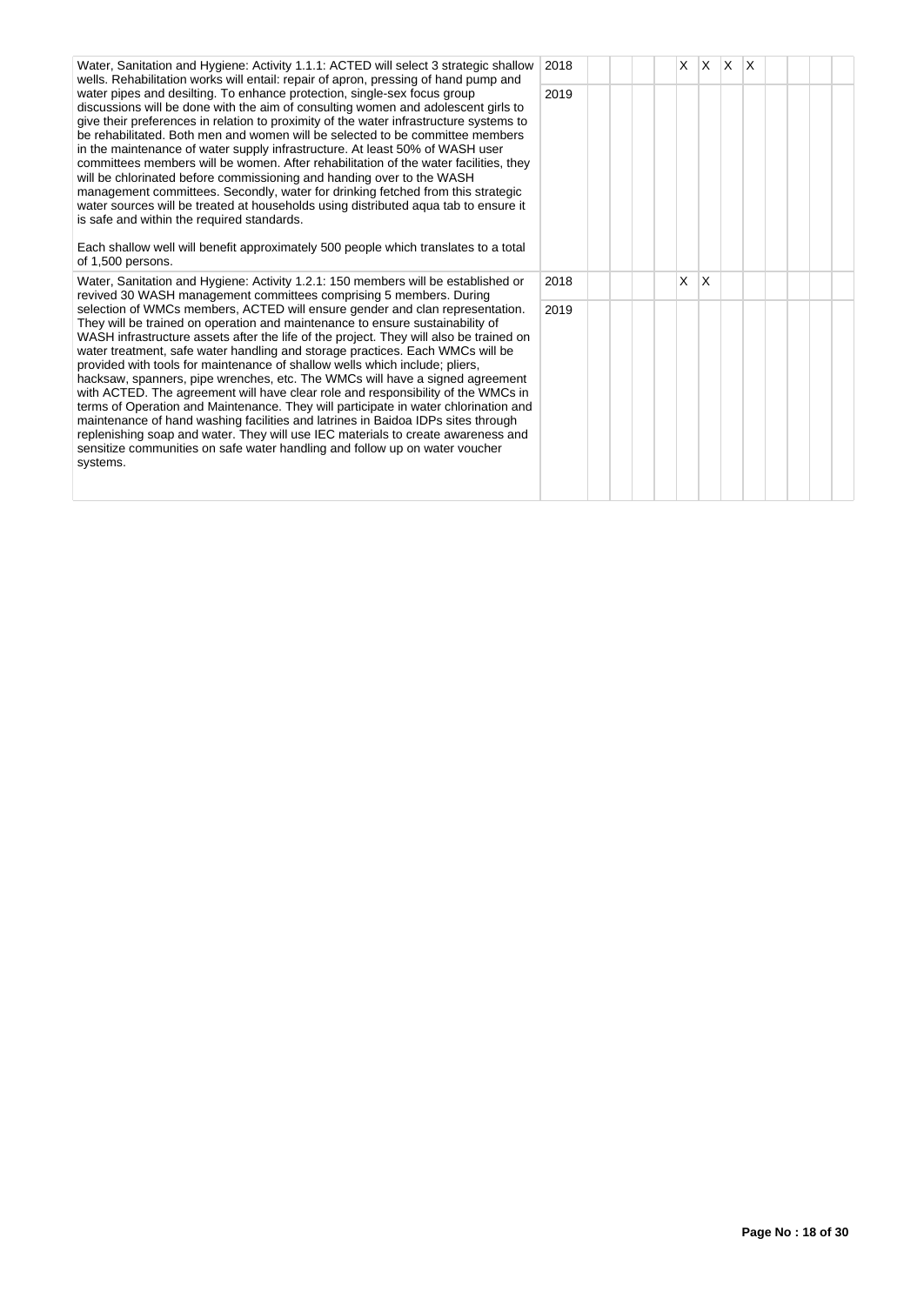| | | | | | | | | | | | | | |
|---|---|---|---|---|---|---|---|---|---|---|---|---|---|
| Water, Sanitation and Hygiene: Activity 1.1.1: ACTED will select 3 strategic shallow wells. Rehabilitation works will entail: repair of apron, pressing of hand pump and water pipes and desilting. To enhance protection, single-sex focus group discussions will be done with the aim of consulting women and adolescent girls to give their preferences in relation to proximity of the water infrastructure systems to be rehabilitated. Both men and women will be selected to be committee members in the maintenance of water supply infrastructure. At least 50% of WASH user committees members will be women. After rehabilitation of the water facilities, they will be chlorinated before commissioning and handing over to the WASH management committees. Secondly, water for drinking fetched from this strategic water sources will be treated at households using distributed aqua tab to ensure it is safe and within the required standards.<br><br>Each shallow well will benefit approximately 500 people which translates to a total of 1,500 persons. | 2018 | | | | | X | X | X | X | | | | |
| | 2019 | | | | | | | | | | | | |
| Water, Sanitation and Hygiene: Activity 1.2.1: 150 members will be established or revived 30 WASH management committees comprising 5 members. During selection of WMCs members, ACTED will ensure gender and clan representation. They will be trained on operation and maintenance to ensure sustainability of WASH infrastructure assets after the life of the project. They will also be trained on water treatment, safe water handling and storage practices. Each WMCs will be provided with tools for maintenance of shallow wells which include; pliers, hacksaw, spanners, pipe wrenches, etc. The WMCs will have a signed agreement with ACTED. The agreement will have clear role and responsibility of the WMCs in terms of Operation and Maintenance. They will participate in water chlorination and maintenance of hand washing facilities and latrines in Baidoa IDPs sites through replenishing soap and water. They will use IEC materials to create awareness and sensitize communities on safe water handling and follow up on water voucher systems. | 2018 | | | | | X | X | | | | | | |
| | 2019 | | | | | | | | | | | | |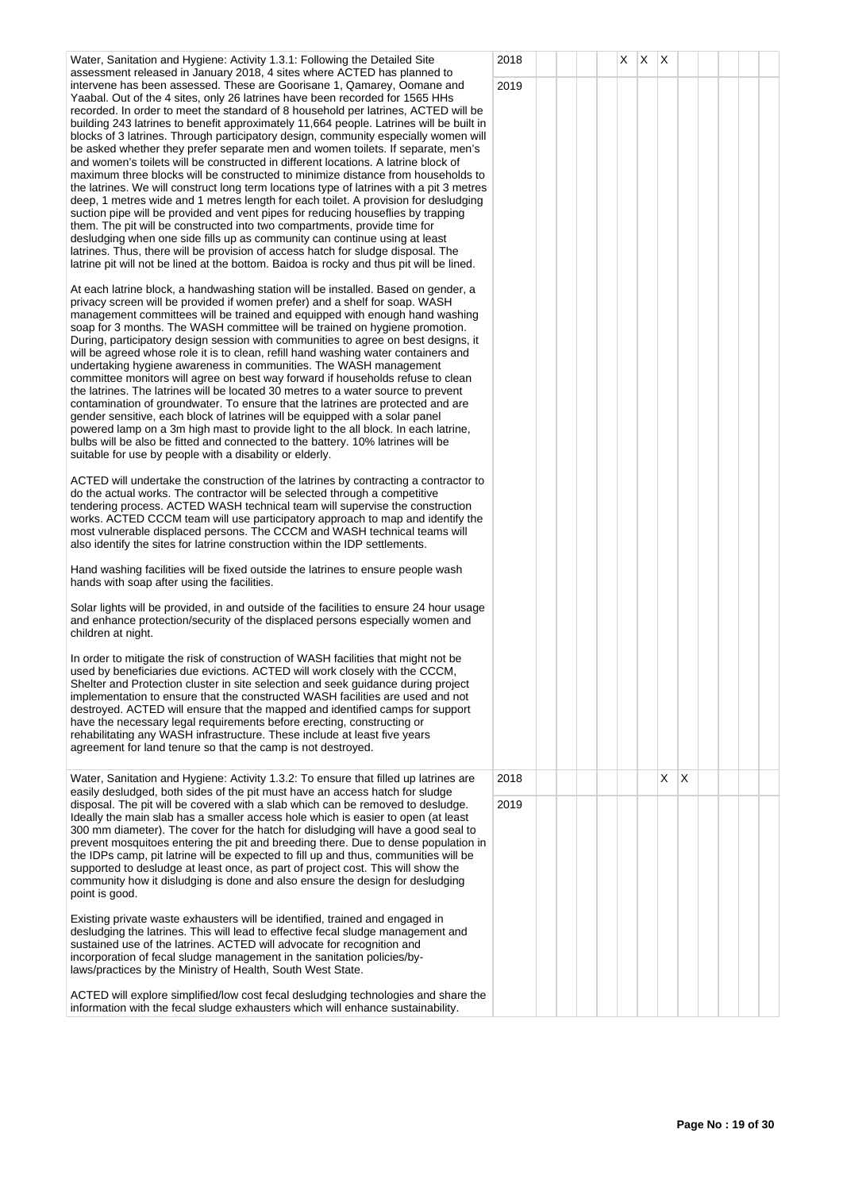| Activity | Year | 1 | 2 | 3 | 4 | 5 | 6 | 7 | 8 | 9 | 10 | 11 | 12 |
|---|---|---|---|---|---|---|---|---|---|---|---|---|---|
| Water, Sanitation and Hygiene: Activity 1.3.1: Following the Detailed Site assessment released in January 2018, 4 sites where ACTED has planned to intervene has been assessed. These are Goorisane 1, Qamarey, Oomane and Yaabal. Out of the 4 sites, only 26 latrines have been recorded for 1565 HHs recorded. In order to meet the standard of 8 household per latrines, ACTED will be building 243 latrines to benefit approximately 11,664 people. Latrines will be built in blocks of 3 latrines. Through participatory design, community especially women will be asked whether they prefer separate men and women toilets. If separate, men's and women's toilets will be constructed in different locations. A latrine block of maximum three blocks will be constructed to minimize distance from households to the latrines. We will construct long term locations type of latrines with a pit 3 metres deep, 1 metres wide and 1 metres length for each toilet. A provision for desludging suction pipe will be provided and vent pipes for reducing houseflies by trapping them. The pit will be constructed into two compartments, provide time for desludging when one side fills up as community can continue using at least latrines. Thus, there will be provision of access hatch for sludge disposal. The latrine pit will not be lined at the bottom. Baidoa is rocky and thus pit will be lined.<br><br>At each latrine block, a handwashing station will be installed. Based on gender, a privacy screen will be provided if women prefer) and a shelf for soap. WASH management committees will be trained and equipped with enough hand washing soap for 3 months. The WASH committee will be trained on hygiene promotion. During, participatory design session with communities to agree on best designs, it will be agreed whose role it is to clean, refill hand washing water containers and undertaking hygiene awareness in communities. The WASH management committee monitors will agree on best way forward if households refuse to clean the latrines. The latrines will be located 30 metres to a water source to prevent contamination of groundwater. To ensure that the latrines are protected and are gender sensitive, each block of latrines will be equipped with a solar panel powered lamp on a 3m high mast to provide light to the all block. In each latrine, bulbs will be also be fitted and connected to the battery. 10% latrines will be suitable for use by people with a disability or elderly.<br><br>ACTED will undertake the construction of the latrines by contracting a contractor to do the actual works. The contractor will be selected through a competitive tendering process. ACTED WASH technical team will supervise the construction works. ACTED CCCM team will use participatory approach to map and identify the most vulnerable displaced persons. The CCCM and WASH technical teams will also identify the sites for latrine construction within the IDP settlements.<br><br>Hand washing facilities will be fixed outside the latrines to ensure people wash hands with soap after using the facilities.<br><br>Solar lights will be provided, in and outside of the facilities to ensure 24 hour usage and enhance protection/security of the displaced persons especially women and children at night.<br><br>In order to mitigate the risk of construction of WASH facilities that might not be used by beneficiaries due evictions. ACTED will work closely with the CCCM, Shelter and Protection cluster in site selection and seek guidance during project implementation to ensure that the constructed WASH facilities are used and not destroyed. ACTED will ensure that the mapped and identified camps for support have the necessary legal requirements before erecting, constructing or rehabilitating any WASH infrastructure. These include at least five years agreement for land tenure so that the camp is not destroyed. | 2018 | | | | X | X | X | | | | | | |
| | 2019 | | | | | | | | | | | | |
| Water, Sanitation and Hygiene: Activity 1.3.2: To ensure that filled up latrines are easily desludged, both sides of the pit must have an access hatch for sludge disposal. The pit will be covered with a slab which can be removed to desludge. Ideally the main slab has a smaller access hole which is easier to open (at least 300 mm diameter). The cover for the hatch for disludging will have a good seal to prevent mosquitoes entering the pit and breeding there. Due to dense population in the IDPs camp, pit latrine will be expected to fill up and thus, communities will be supported to desludge at least once, as part of project cost. This will show the community how it disludging is done and also ensure the design for desludging point is good.<br><br>Existing private waste exhausters will be identified, trained and engaged in desludging the latrines. This will lead to effective fecal sludge management and sustained use of the latrines. ACTED will advocate for recognition and incorporation of fecal sludge management in the sanitation policies/by-laws/practices by the Ministry of Health, South West State.<br><br>ACTED will explore simplified/low cost fecal desludging technologies and share the information with the fecal sludge exhausters which will enhance sustainability. | 2018 | | | | | | X | X | | | | | |
| | 2019 | | | | | | | | | | | | |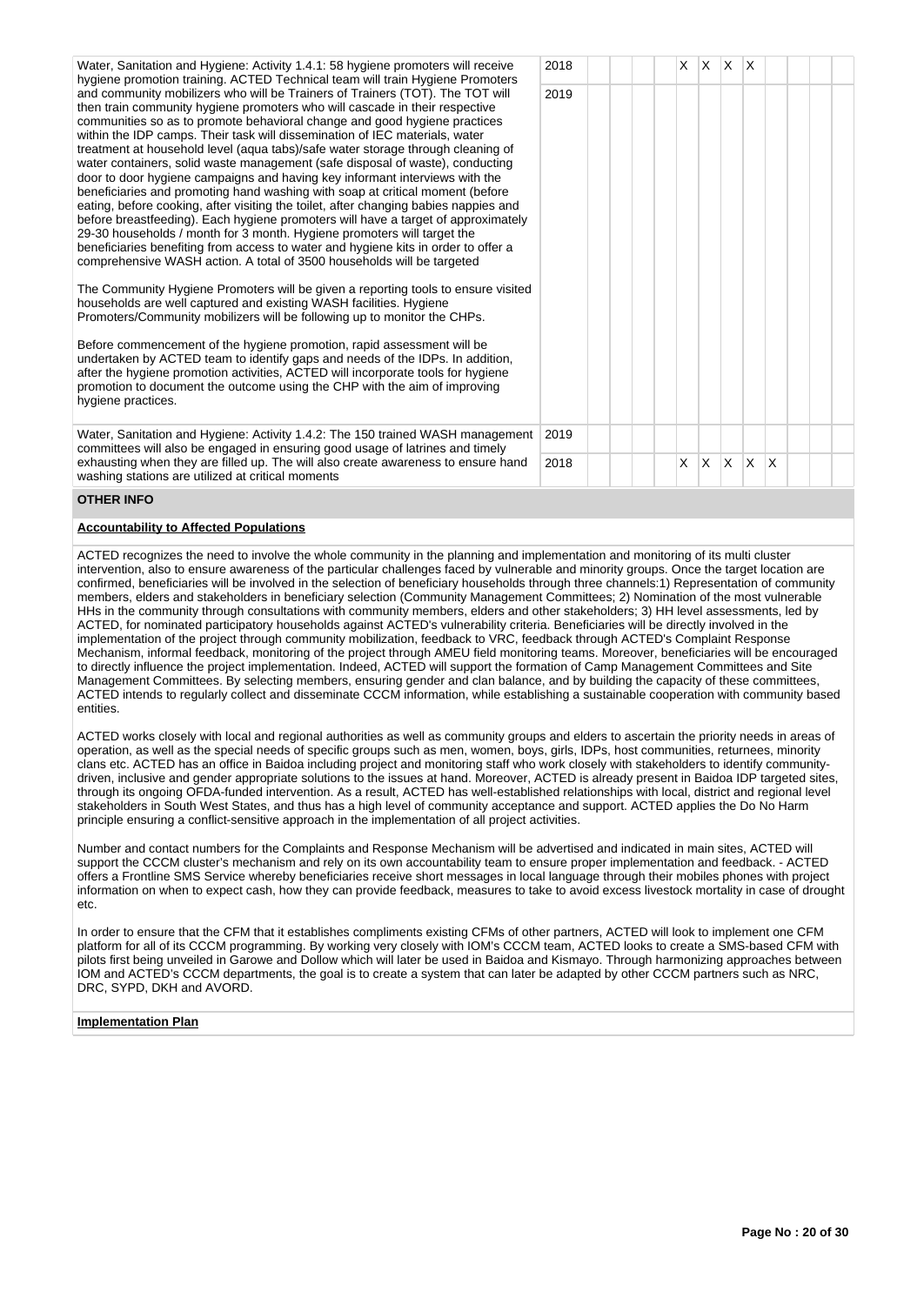| Activity | Year | 1 | 2 | 3 | 4 | 5 | 6 | 7 | 8 | 9 | 10 | 11 | 12 |
|---|---|---|---|---|---|---|---|---|---|---|---|---|---|
| Water, Sanitation and Hygiene: Activity 1.4.1: 58 hygiene promoters will receive hygiene promotion training. ACTED Technical team will train Hygiene Promoters and community mobilizers who will be Trainers of Trainers (TOT). The TOT will then train community hygiene promoters who will cascade in their respective communities so as to promote behavioral change and good hygiene practices within the IDP camps. Their task will dissemination of IEC materials, water treatment at household level (aqua tabs)/safe water storage through cleaning of water containers, solid waste management (safe disposal of waste), conducting door to door hygiene campaigns and having key informant interviews with the beneficiaries and promoting hand washing with soap at critical moment (before eating, before cooking, after visiting the toilet, after changing babies nappies and before breastfeeding). Each hygiene promoters will have a target of approximately 29-30 households / month for 3 month. Hygiene promoters will target the beneficiaries benefiting from access to water and hygiene kits in order to offer a comprehensive WASH action. A total of 3500 households will be targeted<br><br>The Community Hygiene Promoters will be given a reporting tools to ensure visited households are well captured and existing WASH facilities. Hygiene Promoters/Community mobilizers will be following up to monitor the CHPs.<br><br>Before commencement of the hygiene promotion, rapid assessment will be undertaken by ACTED team to identify gaps and needs of the IDPs. In addition, after the hygiene promotion activities, ACTED will incorporate tools for hygiene promotion to document the outcome using the CHP with the aim of improving hygiene practices. | 2018 | | | | | X | X | X | X | | | | |
| | 2019 | | | | | | | | | | | | |
| Water, Sanitation and Hygiene: Activity 1.4.2: The 150 trained WASH management committees will also be engaged in ensuring good usage of latrines and timely exhausting when they are filled up. The will also create awareness to ensure hand washing stations are utilized at critical moments | 2019 | | | | | | | | | | | | |
| | 2018 | | | | | X | X | X | X | X | | | |

## OTHER INFO

**Accountability to Affected Populations**

ACTED recognizes the need to involve the whole community in the planning and implementation and monitoring of its multi cluster intervention, also to ensure awareness of the particular challenges faced by vulnerable and minority groups. Once the target location are confirmed, beneficiaries will be involved in the selection of beneficiary households through three channels:1) Representation of community members, elders and stakeholders in beneficiary selection (Community Management Committees; 2) Nomination of the most vulnerable HHs in the community through consultations with community members, elders and other stakeholders; 3) HH level assessments, led by ACTED, for nominated participatory households against ACTED's vulnerability criteria. Beneficiaries will be directly involved in the implementation of the project through community mobilization, feedback to VRC, feedback through ACTED's Complaint Response Mechanism, informal feedback, monitoring of the project through AMEU field monitoring teams. Moreover, beneficiaries will be encouraged to directly influence the project implementation. Indeed, ACTED will support the formation of Camp Management Committees and Site Management Committees. By selecting members, ensuring gender and clan balance, and by building the capacity of these committees, ACTED intends to regularly collect and disseminate CCCM information, while establishing a sustainable cooperation with community based entities.

ACTED works closely with local and regional authorities as well as community groups and elders to ascertain the priority needs in areas of operation, as well as the special needs of specific groups such as men, women, boys, girls, IDPs, host communities, returnees, minority clans etc. ACTED has an office in Baidoa including project and monitoring staff who work closely with stakeholders to identify community-driven, inclusive and gender appropriate solutions to the issues at hand. Moreover, ACTED is already present in Baidoa IDP targeted sites, through its ongoing OFDA-funded intervention. As a result, ACTED has well-established relationships with local, district and regional level stakeholders in South West States, and thus has a high level of community acceptance and support. ACTED applies the Do No Harm principle ensuring a conflict-sensitive approach in the implementation of all project activities.

Number and contact numbers for the Complaints and Response Mechanism will be advertised and indicated in main sites, ACTED will support the CCCM cluster's mechanism and rely on its own accountability team to ensure proper implementation and feedback. - ACTED offers a Frontline SMS Service whereby beneficiaries receive short messages in local language through their mobiles phones with project information on when to expect cash, how they can provide feedback, measures to take to avoid excess livestock mortality in case of drought etc.

In order to ensure that the CFM that it establishes compliments existing CFMs of other partners, ACTED will look to implement one CFM platform for all of its CCCM programming. By working very closely with IOM's CCCM team, ACTED looks to create a SMS-based CFM with pilots first being unveiled in Garowe and Dollow which will later be used in Baidoa and Kismayo. Through harmonizing approaches between IOM and ACTED's CCCM departments, the goal is to create a system that can later be adapted by other CCCM partners such as NRC, DRC, SYPD, DKH and AVORD.

**Implementation Plan**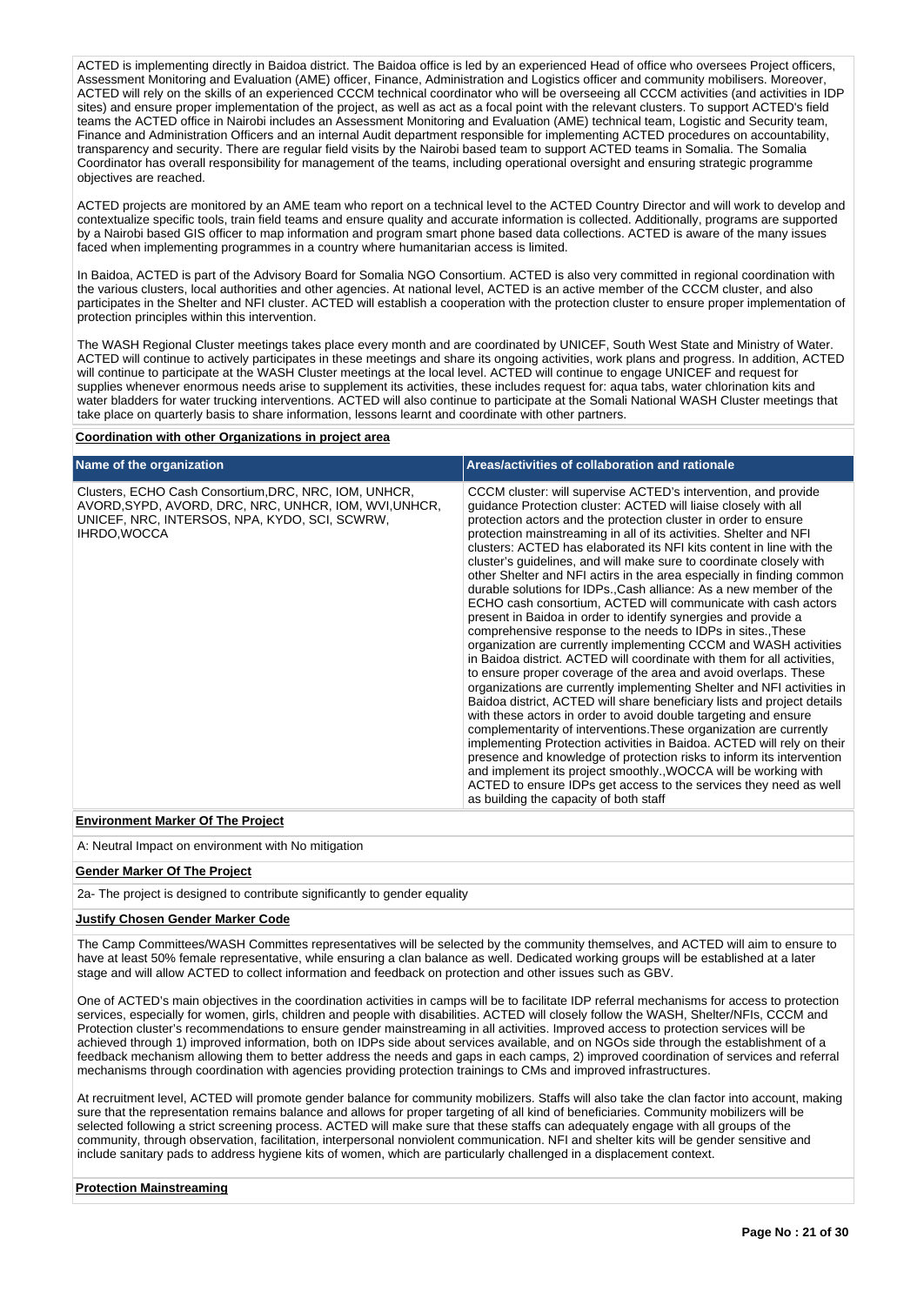ACTED is implementing directly in Baidoa district. The Baidoa office is led by an experienced Head of office who oversees Project officers, Assessment Monitoring and Evaluation (AME) officer, Finance, Administration and Logistics officer and community mobilisers. Moreover, ACTED will rely on the skills of an experienced CCCM technical coordinator who will be overseeing all CCCM activities (and activities in IDP sites) and ensure proper implementation of the project, as well as act as a focal point with the relevant clusters. To support ACTED's field teams the ACTED office in Nairobi includes an Assessment Monitoring and Evaluation (AME) technical team, Logistic and Security team, Finance and Administration Officers and an internal Audit department responsible for implementing ACTED procedures on accountability, transparency and security. There are regular field visits by the Nairobi based team to support ACTED teams in Somalia. The Somalia Coordinator has overall responsibility for management of the teams, including operational oversight and ensuring strategic programme objectives are reached.

ACTED projects are monitored by an AME team who report on a technical level to the ACTED Country Director and will work to develop and contextualize specific tools, train field teams and ensure quality and accurate information is collected. Additionally, programs are supported by a Nairobi based GIS officer to map information and program smart phone based data collections. ACTED is aware of the many issues faced when implementing programmes in a country where humanitarian access is limited.

In Baidoa, ACTED is part of the Advisory Board for Somalia NGO Consortium. ACTED is also very committed in regional coordination with the various clusters, local authorities and other agencies. At national level, ACTED is an active member of the CCCM cluster, and also participates in the Shelter and NFI cluster. ACTED will establish a cooperation with the protection cluster to ensure proper implementation of protection principles within this intervention.

The WASH Regional Cluster meetings takes place every month and are coordinated by UNICEF, South West State and Ministry of Water. ACTED will continue to actively participates in these meetings and share its ongoing activities, work plans and progress. In addition, ACTED will continue to participate at the WASH Cluster meetings at the local level. ACTED will continue to engage UNICEF and request for supplies whenever enormous needs arise to supplement its activities, these includes request for: aqua tabs, water chlorination kits and water bladders for water trucking interventions. ACTED will also continue to participate at the Somali National WASH Cluster meetings that take place on quarterly basis to share information, lessons learnt and coordinate with other partners.

**Coordination with other Organizations in project area**

| Name of the organization | Areas/activities of collaboration and rationale |
|---|---|
| Clusters, ECHO Cash Consortium,DRC, NRC, IOM, UNHCR, AVORD,SYPD, AVORD, DRC, NRC, UNHCR, IOM, WVI,UNHCR, UNICEF, NRC, INTERSOS, NPA, KYDO, SCI, SCWRW, IHRDO,WOCCA | CCCM cluster: will supervise ACTED's intervention, and provide guidance Protection cluster: ACTED will liaise closely with all protection actors and the protection cluster in order to ensure protection mainstreaming in all of its activities. Shelter and NFI clusters: ACTED has elaborated its NFI kits content in line with the cluster's guidelines, and will make sure to coordinate closely with other Shelter and NFI actirs in the area especially in finding common durable solutions for IDPs.,Cash alliance: As a new member of the ECHO cash consortium, ACTED will communicate with cash actors present in Baidoa in order to identify synergies and provide a comprehensive response to the needs to IDPs in sites.,These organization are currently implementing CCCM and WASH activities in Baidoa district. ACTED will coordinate with them for all activities, to ensure proper coverage of the area and avoid overlaps. These organizations are currently implementing Shelter and NFI activities in Baidoa district, ACTED will share beneficiary lists and project details with these actors in order to avoid double targeting and ensure complementarity of interventions.These organization are currently implementing Protection activities in Baidoa. ACTED will rely on their presence and knowledge of protection risks to inform its intervention and implement its project smoothly.,WOCCA will be working with ACTED to ensure IDPs get access to the services they need as well as building the capacity of both staff |

**Environment Marker Of The Project**

A: Neutral Impact on environment with No mitigation

**Gender Marker Of The Project**

2a- The project is designed to contribute significantly to gender equality

**Justify Chosen Gender Marker Code**

The Camp Committees/WASH Committes representatives will be selected by the community themselves, and ACTED will aim to ensure to have at least 50% female representative, while ensuring a clan balance as well. Dedicated working groups will be established at a later stage and will allow ACTED to collect information and feedback on protection and other issues such as GBV.

One of ACTED's main objectives in the coordination activities in camps will be to facilitate IDP referral mechanisms for access to protection services, especially for women, girls, children and people with disabilities. ACTED will closely follow the WASH, Shelter/NFIs, CCCM and Protection cluster's recommendations to ensure gender mainstreaming in all activities. Improved access to protection services will be achieved through 1) improved information, both on IDPs side about services available, and on NGOs side through the establishment of a feedback mechanism allowing them to better address the needs and gaps in each camps, 2) improved coordination of services and referral mechanisms through coordination with agencies providing protection trainings to CMs and improved infrastructures.

At recruitment level, ACTED will promote gender balance for community mobilizers. Staffs will also take the clan factor into account, making sure that the representation remains balance and allows for proper targeting of all kind of beneficiaries. Community mobilizers will be selected following a strict screening process. ACTED will make sure that these staffs can adequately engage with all groups of the community, through observation, facilitation, interpersonal nonviolent communication. NFI and shelter kits will be gender sensitive and include sanitary pads to address hygiene kits of women, which are particularly challenged in a displacement context.

**Protection Mainstreaming**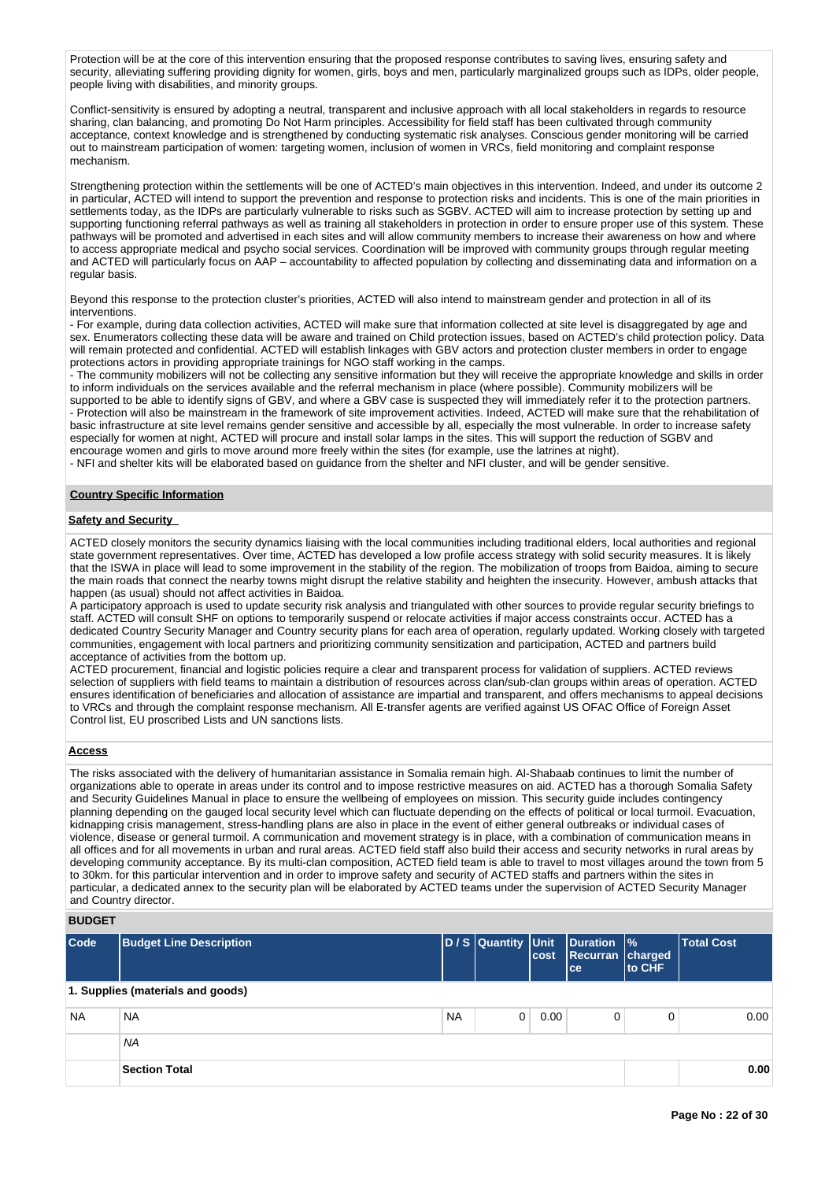Protection will be at the core of this intervention ensuring that the proposed response contributes to saving lives, ensuring safety and security, alleviating suffering providing dignity for women, girls, boys and men, particularly marginalized groups such as IDPs, older people, people living with disabilities, and minority groups.

Conflict-sensitivity is ensured by adopting a neutral, transparent and inclusive approach with all local stakeholders in regards to resource sharing, clan balancing, and promoting Do Not Harm principles. Accessibility for field staff has been cultivated through community acceptance, context knowledge and is strengthened by conducting systematic risk analyses. Conscious gender monitoring will be carried out to mainstream participation of women: targeting women, inclusion of women in VRCs, field monitoring and complaint response mechanism.

Strengthening protection within the settlements will be one of ACTED's main objectives in this intervention. Indeed, and under its outcome 2 in particular, ACTED will intend to support the prevention and response to protection risks and incidents. This is one of the main priorities in settlements today, as the IDPs are particularly vulnerable to risks such as SGBV. ACTED will aim to increase protection by setting up and supporting functioning referral pathways as well as training all stakeholders in protection in order to ensure proper use of this system. These pathways will be promoted and advertised in each sites and will allow community members to increase their awareness on how and where to access appropriate medical and psycho social services. Coordination will be improved with community groups through regular meeting and ACTED will particularly focus on AAP – accountability to affected population by collecting and disseminating data and information on a regular basis.

Beyond this response to the protection cluster's priorities, ACTED will also intend to mainstream gender and protection in all of its interventions.
- For example, during data collection activities, ACTED will make sure that information collected at site level is disaggregated by age and sex. Enumerators collecting these data will be aware and trained on Child protection issues, based on ACTED's child protection policy. Data will remain protected and confidential. ACTED will establish linkages with GBV actors and protection cluster members in order to engage protections actors in providing appropriate trainings for NGO staff working in the camps.
- The community mobilizers will not be collecting any sensitive information but they will receive the appropriate knowledge and skills in order to inform individuals on the services available and the referral mechanism in place (where possible). Community mobilizers will be supported to be able to identify signs of GBV, and where a GBV case is suspected they will immediately refer it to the protection partners.
- Protection will also be mainstream in the framework of site improvement activities. Indeed, ACTED will make sure that the rehabilitation of basic infrastructure at site level remains gender sensitive and accessible by all, especially the most vulnerable. In order to increase safety especially for women at night, ACTED will procure and install solar lamps in the sites. This will support the reduction of SGBV and encourage women and girls to move around more freely within the sites (for example, use the latrines at night).
- NFI and shelter kits will be elaborated based on guidance from the shelter and NFI cluster, and will be gender sensitive.

**Country Specific Information**

**Safety and Security**

ACTED closely monitors the security dynamics liaising with the local communities including traditional elders, local authorities and regional state government representatives. Over time, ACTED has developed a low profile access strategy with solid security measures. It is likely that the ISWA in place will lead to some improvement in the stability of the region. The mobilization of troops from Baidoa, aiming to secure the main roads that connect the nearby towns might disrupt the relative stability and heighten the insecurity. However, ambush attacks that happen (as usual) should not affect activities in Baidoa.
A participatory approach is used to update security risk analysis and triangulated with other sources to provide regular security briefings to staff. ACTED will consult SHF on options to temporarily suspend or relocate activities if major access constraints occur. ACTED has a dedicated Country Security Manager and Country security plans for each area of operation, regularly updated. Working closely with targeted communities, engagement with local partners and prioritizing community sensitization and participation, ACTED and partners build acceptance of activities from the bottom up.
ACTED procurement, financial and logistic policies require a clear and transparent process for validation of suppliers. ACTED reviews selection of suppliers with field teams to maintain a distribution of resources across clan/sub-clan groups within areas of operation. ACTED ensures identification of beneficiaries and allocation of assistance are impartial and transparent, and offers mechanisms to appeal decisions to VRCs and through the complaint response mechanism. All E-transfer agents are verified against US OFAC Office of Foreign Asset Control list, EU proscribed Lists and UN sanctions lists.

**Access**

The risks associated with the delivery of humanitarian assistance in Somalia remain high. Al-Shabaab continues to limit the number of organizations able to operate in areas under its control and to impose restrictive measures on aid. ACTED has a thorough Somalia Safety and Security Guidelines Manual in place to ensure the wellbeing of employees on mission. This security guide includes contingency planning depending on the gauged local security level which can fluctuate depending on the effects of political or local turmoil. Evacuation, kidnapping crisis management, stress-handling plans are also in place in the event of either general outbreaks or individual cases of violence, disease or general turmoil. A communication and movement strategy is in place, with a combination of communication means in all offices and for all movements in urban and rural areas. ACTED field staff also build their access and security networks in rural areas by developing community acceptance. By its multi-clan composition, ACTED field team is able to travel to most villages around the town from 5 to 30km. for this particular intervention and in order to improve safety and security of ACTED staffs and partners within the sites in particular, a dedicated annex to the security plan will be elaborated by ACTED teams under the supervision of ACTED Security Manager and Country director.

**BUDGET**

| Code | Budget Line Description | D / S | Quantity | Unit cost | Duration Recurrance | % charged to CHF | Total Cost |
|---|---|---|---|---|---|---|---|
| **1. Supplies (materials and goods)** | | | | | | | |
| NA | NA | NA | 0 | 0.00 | 0 | 0 | 0.00 |
| | *NA* | | | | | | |
| | **Section Total** | | | | | | **0.00** |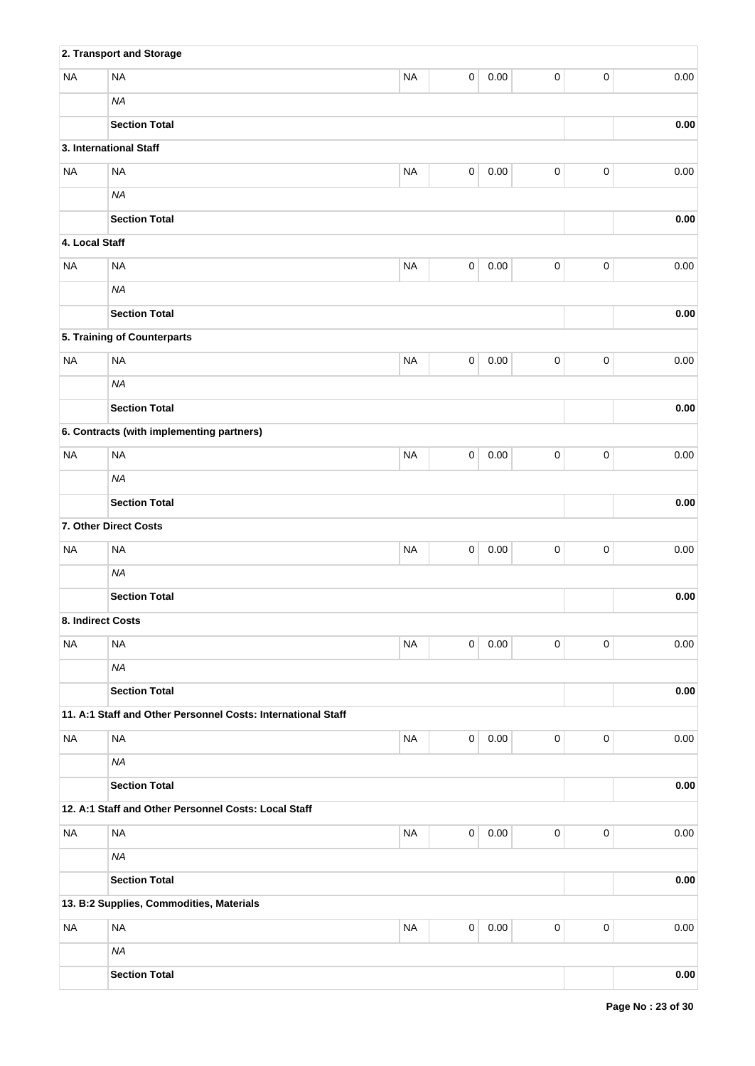| | | | | | | | |
|---|---|---|---|---|---|---|---|
| **2. Transport and Storage** | | | | | | | |
| NA | NA | NA | 0 | 0.00 | 0 | 0 | 0.00 |
| | *NA* | | | | | | |
| | **Section Total** | | | | | | **0.00** |
| **3. International Staff** | | | | | | | |
| NA | NA | NA | 0 | 0.00 | 0 | 0 | 0.00 |
| | *NA* | | | | | | |
| | **Section Total** | | | | | | **0.00** |
| **4. Local Staff** | | | | | | | |
| NA | NA | NA | 0 | 0.00 | 0 | 0 | 0.00 |
| | *NA* | | | | | | |
| | **Section Total** | | | | | | **0.00** |
| **5. Training of Counterparts** | | | | | | | |
| NA | NA | NA | 0 | 0.00 | 0 | 0 | 0.00 |
| | *NA* | | | | | | |
| | **Section Total** | | | | | | **0.00** |
| **6. Contracts (with implementing partners)** | | | | | | | |
| NA | NA | NA | 0 | 0.00 | 0 | 0 | 0.00 |
| | *NA* | | | | | | |
| | **Section Total** | | | | | | **0.00** |
| **7. Other Direct Costs** | | | | | | | |
| NA | NA | NA | 0 | 0.00 | 0 | 0 | 0.00 |
| | *NA* | | | | | | |
| | **Section Total** | | | | | | **0.00** |
| **8. Indirect Costs** | | | | | | | |
| NA | NA | NA | 0 | 0.00 | 0 | 0 | 0.00 |
| | *NA* | | | | | | |
| | **Section Total** | | | | | | **0.00** |
| **11. A:1 Staff and Other Personnel Costs: International Staff** | | | | | | | |
| NA | NA | NA | 0 | 0.00 | 0 | 0 | 0.00 |
| | *NA* | | | | | | |
| | **Section Total** | | | | | | **0.00** |
| **12. A:1 Staff and Other Personnel Costs: Local Staff** | | | | | | | |
| NA | NA | NA | 0 | 0.00 | 0 | 0 | 0.00 |
| | *NA* | | | | | | |
| | **Section Total** | | | | | | **0.00** |
| **13. B:2 Supplies, Commodities, Materials** | | | | | | | |
| NA | NA | NA | 0 | 0.00 | 0 | 0 | 0.00 |
| | *NA* | | | | | | |
| | **Section Total** | | | | | | **0.00** |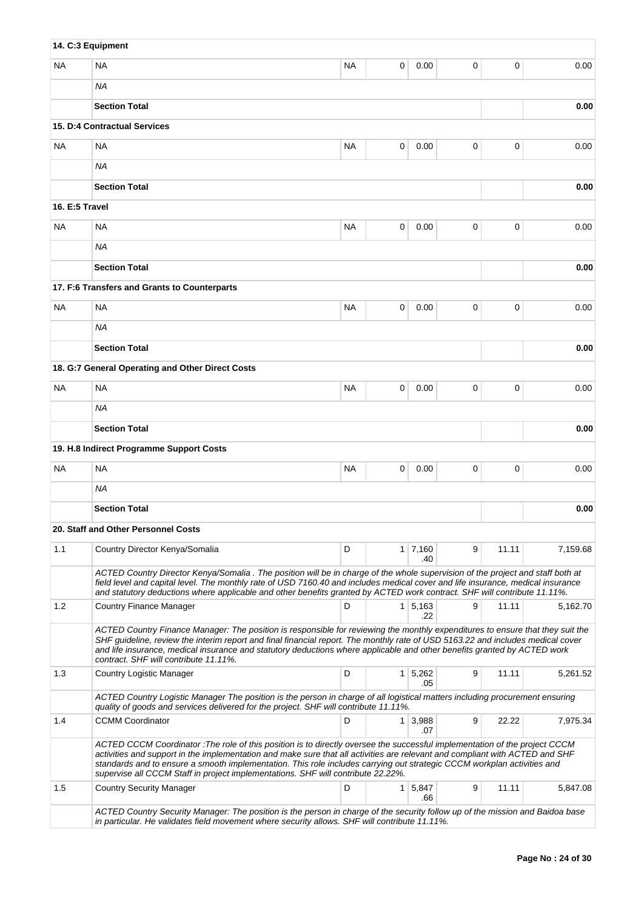| | | | | | | | |
|---|---|---|---|---|---|---|---|
| **14. C:3 Equipment** | | | | | | | |
| NA | NA | NA | 0 | 0.00 | 0 | 0 | 0.00 |
| | *NA* | | | | | | |
| | **Section Total** | | | | | | **0.00** |
| | **15. D:4 Contractual Services** | | | | | | |
| NA | NA | NA | 0 | 0.00 | 0 | 0 | 0.00 |
| | *NA* | | | | | | |
| | **Section Total** | | | | | | **0.00** |
| **16. E:5 Travel** | | | | | | | |
| NA | NA | NA | 0 | 0.00 | 0 | 0 | 0.00 |
| | *NA* | | | | | | |
| | **Section Total** | | | | | | **0.00** |
| | **17. F:6 Transfers and Grants to Counterparts** | | | | | | |
| NA | NA | NA | 0 | 0.00 | 0 | 0 | 0.00 |
| | *NA* | | | | | | |
| | **Section Total** | | | | | | **0.00** |
| | **18. G:7 General Operating and Other Direct Costs** | | | | | | |
| NA | NA | NA | 0 | 0.00 | 0 | 0 | 0.00 |
| | *NA* | | | | | | |
| | **Section Total** | | | | | | **0.00** |
| | **19. H.8 Indirect Programme Support Costs** | | | | | | |
| NA | NA | NA | 0 | 0.00 | 0 | 0 | 0.00 |
| | *NA* | | | | | | |
| | **Section Total** | | | | | | **0.00** |
| | **20. Staff and Other Personnel Costs** | | | | | | |
| 1.1 | Country Director Kenya/Somalia | D | 1 | 7,160.40 | 9 | 11.11 | 7,159.68 |
| | *ACTED Country Director Kenya/Somalia . The position will be in charge of the whole supervision of the project and staff both at field level and capital level. The monthly rate of USD 7160.40 and includes medical cover and life insurance, medical insurance and statutory deductions where applicable and other benefits granted by ACTED work contract. SHF will contribute 11.11%.* | | | | | | |
| 1.2 | Country Finance Manager | D | 1 | 5,163.22 | 9 | 11.11 | 5,162.70 |
| | *ACTED Country Finance Manager: The position is responsible for reviewing the monthly expenditures to ensure that they suit the SHF guideline, review the interim report and final financial report. The monthly rate of USD 5163.22 and includes medical cover and life insurance, medical insurance and statutory deductions where applicable and other benefits granted by ACTED work contract. SHF will contribute 11.11%.* | | | | | | |
| 1.3 | Country Logistic Manager | D | 1 | 5,262.05 | 9 | 11.11 | 5,261.52 |
| | *ACTED Country Logistic Manager The position is the person in charge of all logistical matters including procurement ensuring quality of goods and services delivered for the project. SHF will contribute 11.11%.* | | | | | | |
| 1.4 | CCMM Coordinator | D | 1 | 3,988.07 | 9 | 22.22 | 7,975.34 |
| | *ACTED CCCM Coordinator :The role of this position is to directly oversee the successful implementation of the project CCCM activities and support in the implementation and make sure that all activities are relevant and compliant with ACTED and SHF standards and to ensure a smooth implementation. This role includes carrying out strategic CCCM workplan activities and supervise all CCCM Staff in project implementations. SHF will contribute 22.22%.* | | | | | | |
| 1.5 | Country Security Manager | D | 1 | 5,847.66 | 9 | 11.11 | 5,847.08 |
| | *ACTED Country Security Manager: The position is the person in charge of the security follow up of the mission and Baidoa base in particular. He validates field movement where security allows. SHF will contribute 11.11%.* | | | | | | |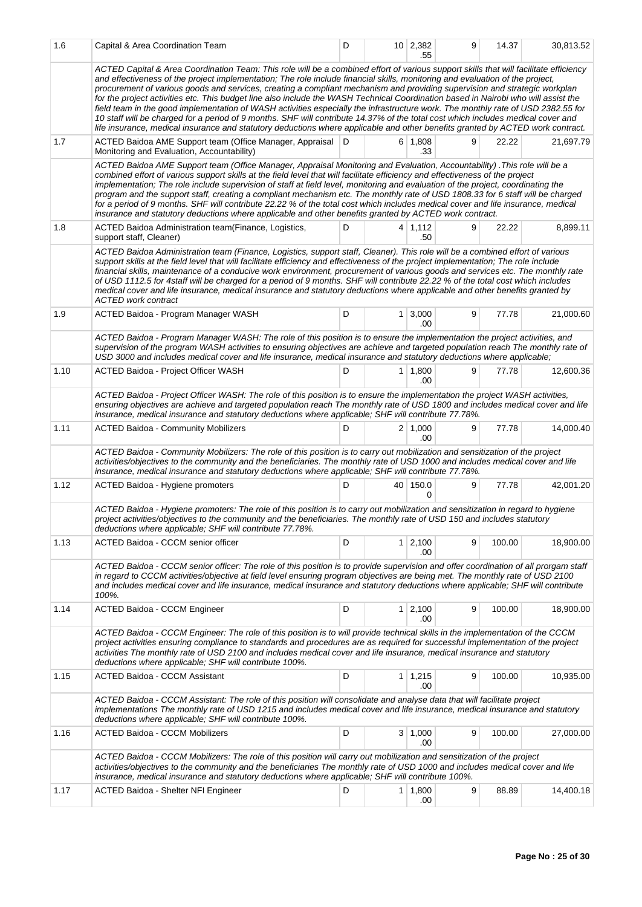| | | | | | | | |
|---|---|---|---|---|---|---|---|
| 1.6 | Capital & Area Coordination Team | D | 10 | 2,382.55 | 9 | 14.37 | 30,813.52 |
| | *ACTED Capital & Area Coordination Team: This role will be a combined effort of various support skills that will facilitate efficiency and effectiveness of the project implementation; The role include financial skills, monitoring and evaluation of the project, procurement of various goods and services, creating a compliant mechanism and providing supervision and strategic workplan for the project activities etc. This budget line also include the WASH Technical Coordination based in Nairobi who will assist the field team in the good implementation of WASH activities especially the infrastructure work. The monthly rate of USD 2382.55 for 10 staff will be charged for a period of 9 months. SHF will contribute 14.37% of the total cost which includes medical cover and life insurance, medical insurance and statutory deductions where applicable and other benefits granted by ACTED work contract.* | | | | | | |
| 1.7 | ACTED Baidoa AME Support team (Office Manager, Appraisal Monitoring and Evaluation, Accountability) | D | 6 | 1,808.33 | 9 | 22.22 | 21,697.79 |
| | *ACTED Baidoa AME Support team (Office Manager, Appraisal Monitoring and Evaluation, Accountability) .This role will be a combined effort of various support skills at the field level that will facilitate efficiency and effectiveness of the project implementation; The role include supervision of staff at field level, monitoring and evaluation of the project, coordinating the program and the support staff, creating a compliant mechanism etc. The monthly rate of USD 1808.33 for 6 staff will be charged for a period of 9 months. SHF will contribute 22.22 % of the total cost which includes medical cover and life insurance, medical insurance and statutory deductions where applicable and other benefits granted by ACTED work contract.* | | | | | | |
| 1.8 | ACTED Baidoa Administration team(Finance, Logistics, support staff, Cleaner) | D | 4 | 1,112.50 | 9 | 22.22 | 8,899.11 |
| | *ACTED Baidoa Administration team (Finance, Logistics, support staff, Cleaner). This role will be a combined effort of various support skills at the field level that will facilitate efficiency and effectiveness of the project implementation; The role include financial skills, maintenance of a conducive work environment, procurement of various goods and services etc. The monthly rate of USD 1112.5 for 4staff will be charged for a period of 9 months. SHF will contribute 22.22 % of the total cost which includes medical cover and life insurance, medical insurance and statutory deductions where applicable and other benefits granted by ACTED work contract* | | | | | | |
| 1.9 | ACTED Baidoa - Program Manager WASH | D | 1 | 3,000.00 | 9 | 77.78 | 21,000.60 |
| | *ACTED Baidoa - Program Manager WASH: The role of this position is to ensure the implementation the project activities, and supervision of the program WASH activities to ensuring objectives are achieve and targeted population reach The monthly rate of USD 3000 and includes medical cover and life insurance, medical insurance and statutory deductions where applicable;* | | | | | | |
| 1.10 | ACTED Baidoa - Project Officer WASH | D | 1 | 1,800.00 | 9 | 77.78 | 12,600.36 |
| | *ACTED Baidoa - Project Officer WASH: The role of this position is to ensure the implementation the project WASH activities, ensuring objectives are achieve and targeted population reach The monthly rate of USD 1800 and includes medical cover and life insurance, medical insurance and statutory deductions where applicable; SHF will contribute 77.78%.* | | | | | | |
| 1.11 | ACTED Baidoa - Community Mobilizers | D | 2 | 1,000.00 | 9 | 77.78 | 14,000.40 |
| | *ACTED Baidoa - Community Mobilizers: The role of this position is to carry out mobilization and sensitization of the project activities/objectives to the community and the beneficiaries. The monthly rate of USD 1000 and includes medical cover and life insurance, medical insurance and statutory deductions where applicable; SHF will contribute 77.78%.* | | | | | | |
| 1.12 | ACTED Baidoa - Hygiene promoters | D | 40 | 150.00 | 9 | 77.78 | 42,001.20 |
| | *ACTED Baidoa - Hygiene promoters: The role of this position is to carry out mobilization and sensitization in regard to hygiene project activities/objectives to the community and the beneficiaries. The monthly rate of USD 150 and includes statutory deductions where applicable; SHF will contribute 77.78%.* | | | | | | |
| 1.13 | ACTED Baidoa - CCCM senior officer | D | 1 | 2,100.00 | 9 | 100.00 | 18,900.00 |
| | *ACTED Baidoa - CCCM senior officer: The role of this position is to provide supervision and offer coordination of all prorgam staff in regard to CCCM activities/objective at field level ensuring program objectives are being met. The monthly rate of USD 2100 and includes medical cover and life insurance, medical insurance and statutory deductions where applicable; SHF will contribute 100%.* | | | | | | |
| 1.14 | ACTED Baidoa - CCCM Engineer | D | 1 | 2,100.00 | 9 | 100.00 | 18,900.00 |
| | *ACTED Baidoa - CCCM Engineer: The role of this position is to will provide technical skills in the implementation of the CCCM project activities ensuring compliance to standards and procedures are as required for successful implementation of the project activities The monthly rate of USD 2100 and includes medical cover and life insurance, medical insurance and statutory deductions where applicable; SHF will contribute 100%.* | | | | | | |
| 1.15 | ACTED Baidoa - CCCM Assistant | D | 1 | 1,215.00 | 9 | 100.00 | 10,935.00 |
| | *ACTED Baidoa - CCCM Assistant: The role of this position will consolidate and analyse data that will facilitate project implementations The monthly rate of USD 1215 and includes medical cover and life insurance, medical insurance and statutory deductions where applicable; SHF will contribute 100%.* | | | | | | |
| 1.16 | ACTED Baidoa - CCCM Mobilizers | D | 3 | 1,000.00 | 9 | 100.00 | 27,000.00 |
| | *ACTED Baidoa - CCCM Mobilizers: The role of this position will carry out mobilization and sensitization of the project activities/objectives to the community and the beneficiaries The monthly rate of USD 1000 and includes medical cover and life insurance, medical insurance and statutory deductions where applicable; SHF will contribute 100%.* | | | | | | |
| 1.17 | ACTED Baidoa - Shelter NFI Engineer | D | 1 | 1,800.00 | 9 | 88.89 | 14,400.18 |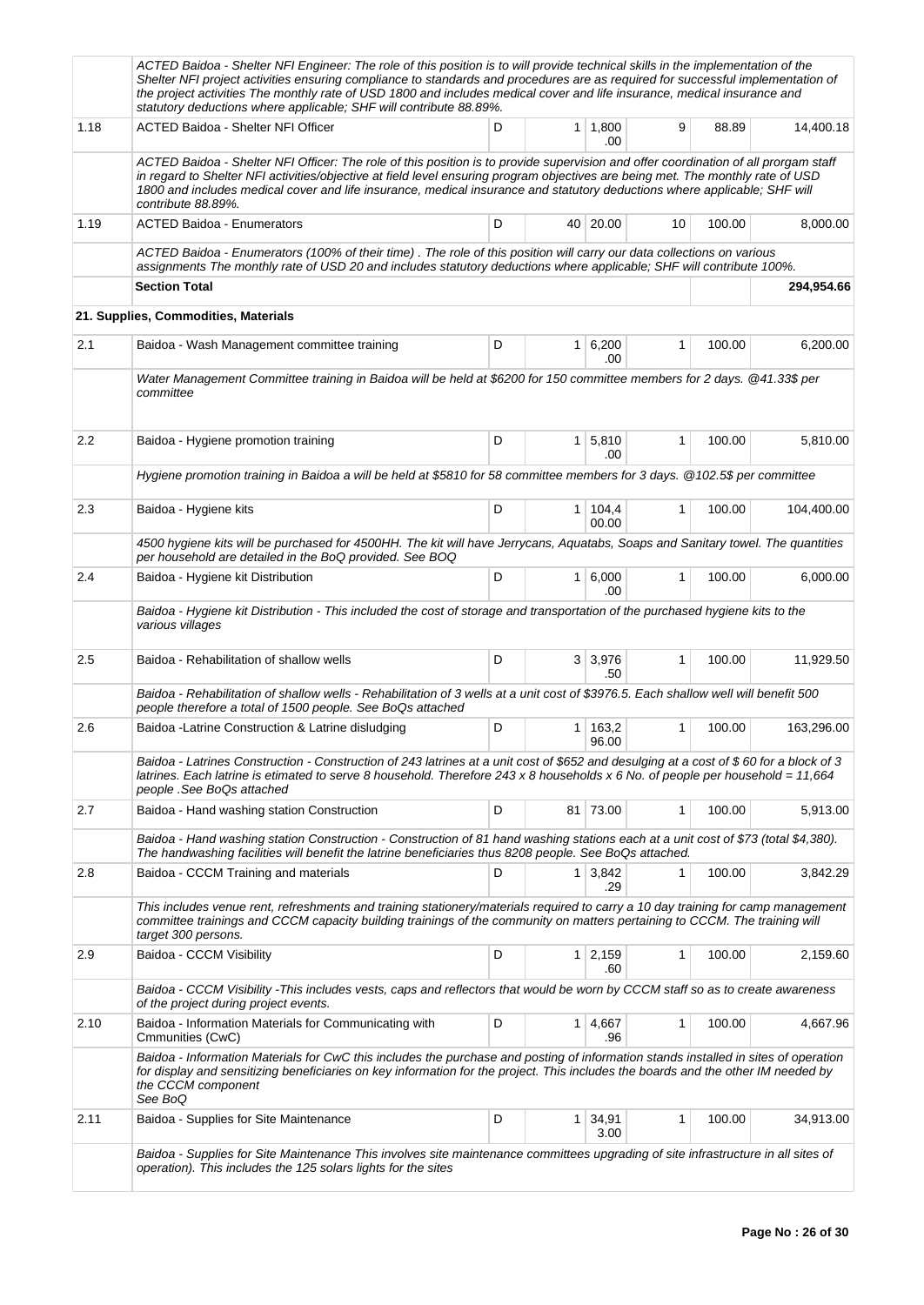| | ACTED Baidoa - Shelter NFI Engineer: The role of this position is to will provide technical skills in the implementation of the Shelter NFI project activities ensuring compliance to standards and procedures are as required for successful implementation of the project activities The monthly rate of USD 1800 and includes medical cover and life insurance, medical insurance and statutory deductions where applicable; SHF will contribute 88.89%. | | | | | | |
|---|---|---|---|---|---|---|---|
| 1.18 | ACTED Baidoa - Shelter NFI Officer | D | 1 | 1,800.00 | 9 | 88.89 | 14,400.18 |
| | *ACTED Baidoa - Shelter NFI Officer: The role of this position is to provide supervision and offer coordination of all prorgam staff in regard to Shelter NFI activities/objective at field level ensuring program objectives are being met. The monthly rate of USD 1800 and includes medical cover and life insurance, medical insurance and statutory deductions where applicable; SHF will contribute 88.89%.* | | | | | | |
| 1.19 | ACTED Baidoa - Enumerators | D | 40 | 20.00 | 10 | 100.00 | 8,000.00 |
| | *ACTED Baidoa - Enumerators (100% of their time) . The role of this position will carry our data collections on various assignments The monthly rate of USD 20 and includes statutory deductions where applicable; SHF will contribute 100%.* | | | | | | |
| | **Section Total** | | | | | | **294,954.66** |
| | **21. Supplies, Commodities, Materials** | | | | | | |
| 2.1 | Baidoa - Wash Management committee training | D | 1 | 6,200.00 | 1 | 100.00 | 6,200.00 |
| | *Water Management Committee training in Baidoa will be held at $6200 for 150 committee members for 2 days. @41.33$ per committee* | | | | | | |
| 2.2 | Baidoa - Hygiene promotion training | D | 1 | 5,810.00 | 1 | 100.00 | 5,810.00 |
| | *Hygiene promotion training in Baidoa a will be held at $5810 for 58 committee members for 3 days. @102.5$ per committee* | | | | | | |
| 2.3 | Baidoa - Hygiene kits | D | 1 | 104,400.00 | 1 | 100.00 | 104,400.00 |
| | *4500 hygiene kits will be purchased for 4500HH. The kit will have Jerrycans, Aquatabs, Soaps and Sanitary towel. The quantities per household are detailed in the BoQ provided. See BOQ* | | | | | | |
| 2.4 | Baidoa - Hygiene kit Distribution | D | 1 | 6,000.00 | 1 | 100.00 | 6,000.00 |
| | *Baidoa - Hygiene kit Distribution - This included the cost of storage and transportation of the purchased hygiene kits to the various villages* | | | | | | |
| 2.5 | Baidoa - Rehabilitation of shallow wells | D | 3 | 3,976.50 | 1 | 100.00 | 11,929.50 |
| | *Baidoa - Rehabilitation of shallow wells - Rehabilitation of 3 wells at a unit cost of $3976.5. Each shallow well will benefit 500 people therefore a total of 1500 people. See BoQs attached* | | | | | | |
| 2.6 | Baidoa -Latrine Construction & Latrine disludging | D | 1 | 163,296.00 | 1 | 100.00 | 163,296.00 |
| | *Baidoa - Latrines Construction - Construction of 243 latrines at a unit cost of $652 and desulging at a cost of $ 60 for a block of 3 latrines. Each latrine is estimated to serve 8 household. Therefore 243 x 8 households x 6 No. of people per household = 11,664 people .See BoQs attached* | | | | | | |
| 2.7 | Baidoa - Hand washing station Construction | D | 81 | 73.00 | 1 | 100.00 | 5,913.00 |
| | *Baidoa - Hand washing station Construction - Construction of 81 hand washing stations each at a unit cost of $73 (total $4,380). The handwashing facilities will benefit the latrine beneficiaries thus 8208 people. See BoQs attached.* | | | | | | |
| 2.8 | Baidoa - CCCM Training and materials | D | 1 | 3,842.29 | 1 | 100.00 | 3,842.29 |
| | *This includes venue rent, refreshments and training stationery/materials required to carry a 10 day training for camp management committee trainings and CCCM capacity building trainings of the community on matters pertaining to CCCM. The training will target 300 persons.* | | | | | | |
| 2.9 | Baidoa - CCCM Visibility | D | 1 | 2,159.60 | 1 | 100.00 | 2,159.60 |
| | *Baidoa - CCCM Visibility -This includes vests, caps and reflectors that would be worn by CCCM staff so as to create awareness of the project during project events.* | | | | | | |
| 2.10 | Baidoa - Information Materials for Communicating with Cmmunities (CwC) | D | 1 | 4,667.96 | 1 | 100.00 | 4,667.96 |
| | *Baidoa - Information Materials for CwC this includes the purchase and posting of information stands installed in sites of operation for display and sensitizing beneficiaries on key information for the project. This includes the boards and the other IM needed by the CCCM component See BoQ* | | | | | | |
| 2.11 | Baidoa - Supplies for Site Maintenance | D | 1 | 34,913.00 | 1 | 100.00 | 34,913.00 |
| | *Baidoa - Supplies for Site Maintenance This involves site maintenance committees upgrading of site infrastructure in all sites of operation). This includes the 125 solars lights for the sites* | | | | | | |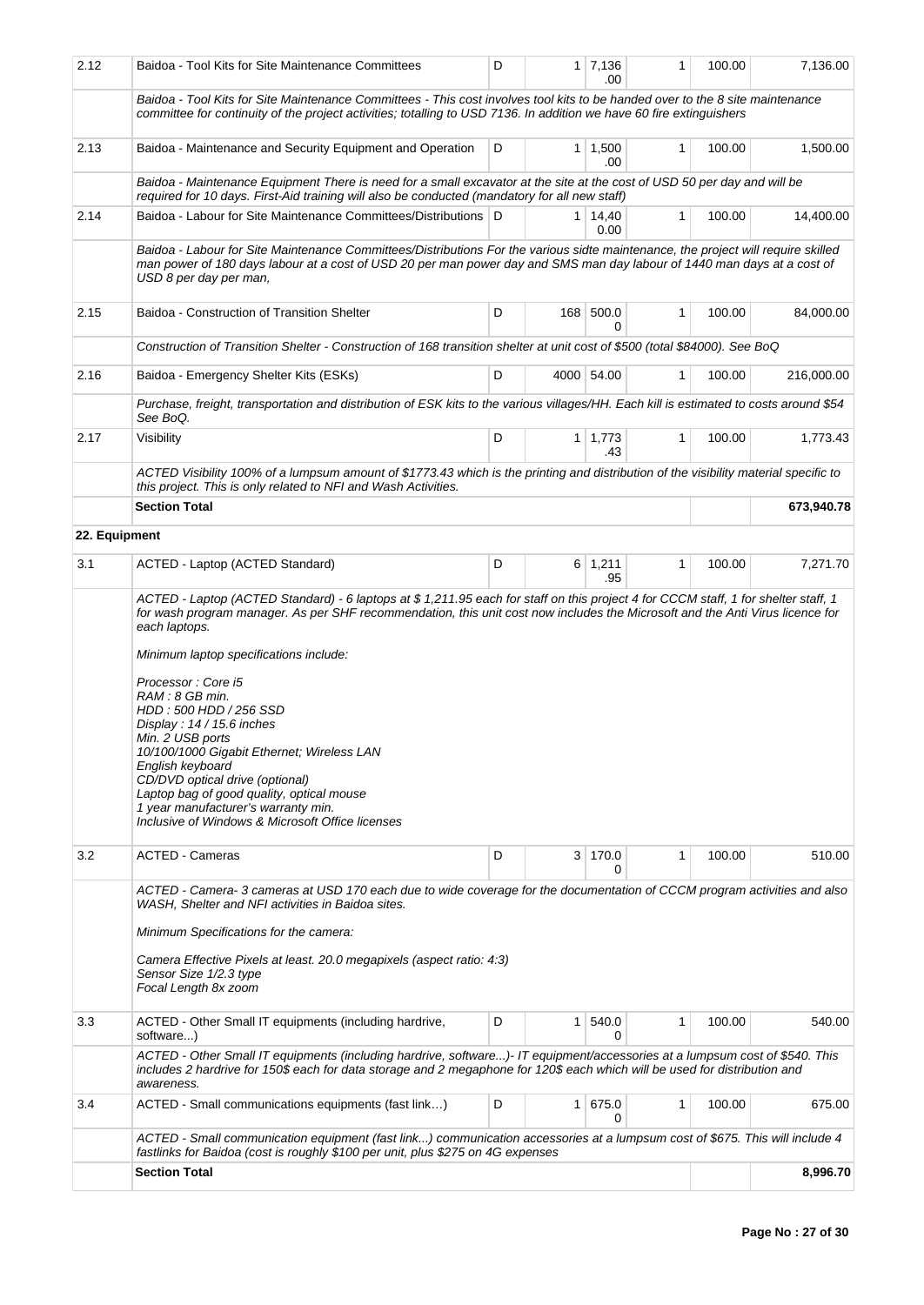| | | | | | | | |
|---|---|---|---|---|---|---|---|
| 2.12 | Baidoa - Tool Kits for Site Maintenance Committees | D | 1 | 7,136.00 | 1 | 100.00 | 7,136.00 |
| | *Baidoa - Tool Kits for Site Maintenance Committees - This cost involves tool kits to be handed over to the 8 site maintenance committee for continuity of the project activities; totalling to USD 7136. In addition we have 60 fire extinguishers* | | | | | | |
| 2.13 | Baidoa - Maintenance and Security Equipment and Operation | D | 1 | 1,500.00 | 1 | 100.00 | 1,500.00 |
| | *Baidoa - Maintenance Equipment There is need for a small excavator at the site at the cost of USD 50 per day and will be required for 10 days. First-Aid training will also be conducted (mandatory for all new staff)* | | | | | | |
| 2.14 | Baidoa - Labour for Site Maintenance Committees/Distributions | D | 1 | 14,400.00 | 1 | 100.00 | 14,400.00 |
| | *Baidoa - Labour for Site Maintenance Committees/Distributions For the various sidte maintenance, the project will require skilled man power of 180 days labour at a cost of USD 20 per man power day and SMS man day labour of 1440 man days at a cost of USD 8 per day per man,* | | | | | | |
| 2.15 | Baidoa - Construction of Transition Shelter | D | 168 | 500.00 | 1 | 100.00 | 84,000.00 |
| | *Construction of Transition Shelter - Construction of 168 transition shelter at unit cost of $500 (total $84000). See BoQ* | | | | | | |
| 2.16 | Baidoa - Emergency Shelter Kits (ESKs) | D | 4000 | 54.00 | 1 | 100.00 | 216,000.00 |
| | *Purchase, freight, transportation and distribution of ESK kits to the various villages/HH. Each kill is estimated to costs around $54 See BoQ.* | | | | | | |
| 2.17 | Visibility | D | 1 | 1,773.43 | 1 | 100.00 | 1,773.43 |
| | *ACTED Visibility 100% of a lumpsum amount of $1773.43 which is the printing and distribution of the visibility material specific to this project. This is only related to NFI and Wash Activities.* | | | | | | |
| | **Section Total** | | | | | | **673,940.78** |
| **22. Equipment** | | | | | | | |
| 3.1 | ACTED - Laptop (ACTED Standard) | D | 6 | 1,211.95 | 1 | 100.00 | 7,271.70 |
| | *ACTED - Laptop (ACTED Standard) - 6 laptops at $ 1,211.95 each for staff on this project 4 for CCCM staff, 1 for shelter staff, 1 for wash program manager. As per SHF recommendation, this unit cost now includes the Microsoft and the Anti Virus licence for each laptops.*<br><br>*Minimum laptop specifications include:*<br><br>*Processor : Core i5*<br>*RAM : 8 GB min.*<br>*HDD : 500 HDD / 256 SSD*<br>*Display : 14 / 15.6 inches*<br>*Min. 2 USB ports*<br>*10/100/1000 Gigabit Ethernet; Wireless LAN*<br>*English keyboard*<br>*CD/DVD optical drive (optional)*<br>*Laptop bag of good quality, optical mouse*<br>*1 year manufacturer's warranty min.*<br>*Inclusive of Windows & Microsoft Office licenses* | | | | | | |
| 3.2 | ACTED - Cameras | D | 3 | 170.00 | 1 | 100.00 | 510.00 |
| | *ACTED - Camera- 3 cameras at USD 170 each due to wide coverage for the documentation of CCCM program activities and also WASH, Shelter and NFI activities in Baidoa sites.*<br><br>*Minimum Specifications for the camera:*<br><br>*Camera Effective Pixels at least. 20.0 megapixels (aspect ratio: 4:3)*<br>*Sensor Size 1/2.3 type*<br>*Focal Length 8x zoom* | | | | | | |
| 3.3 | ACTED - Other Small IT equipments (including hardrive, software...) | D | 1 | 540.00 | 1 | 100.00 | 540.00 |
| | *ACTED - Other Small IT equipments (including hardrive, software...)- IT equipment/accessories at a lumpsum cost of $540. This includes 2 hardrive for 150$ each for data storage and 2 megaphone for 120$ each which will be used for distribution and awareness.* | | | | | | |
| 3.4 | ACTED - Small communications equipments (fast link…) | D | 1 | 675.00 | 1 | 100.00 | 675.00 |
| | *ACTED - Small communication equipment (fast link...) communication accessories at a lumpsum cost of $675. This will include 4 fastlinks for Baidoa (cost is roughly $100 per unit, plus $275 on 4G expenses* | | | | | | |
| | **Section Total** | | | | | | **8,996.70** |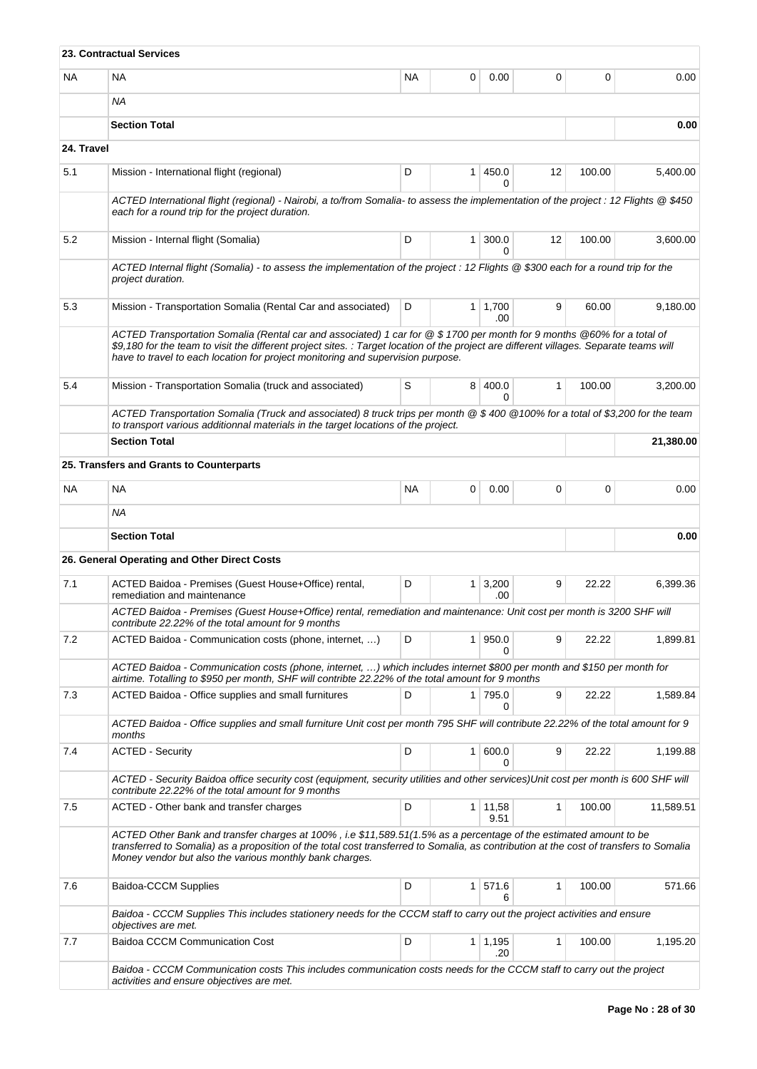| | | | | | | | |
|---|---|---|---|---|---|---|---|
| **23. Contractual Services** | | | | | | | |
| NA | NA | NA | 0 | 0.00 | 0 | 0 | 0.00 |
| | *NA* | | | | | | |
| | **Section Total** | | | | | | **0.00** |
| **24. Travel** | | | | | | | |
| 5.1 | Mission - International flight (regional) | D | 1 | 450.00 | 12 | 100.00 | 5,400.00 |
| | *ACTED International flight (regional) - Nairobi, a to/from Somalia- to assess the implementation of the project : 12 Flights @ $450 each for a round trip for the project duration.* | | | | | | |
| 5.2 | Mission - Internal flight (Somalia) | D | 1 | 300.00 | 12 | 100.00 | 3,600.00 |
| | *ACTED Internal flight (Somalia) - to assess the implementation of the project : 12 Flights @ $300 each for a round trip for the project duration.* | | | | | | |
| 5.3 | Mission - Transportation Somalia (Rental Car and associated) | D | 1 | 1,700.00 | 9 | 60.00 | 9,180.00 |
| | *ACTED Transportation Somalia (Rental car and associated) 1 car for @ $ 1700 per month for 9 months @60% for a total of $9,180 for the team to visit the different project sites. : Target location of the project are different villages. Separate teams will have to travel to each location for project monitoring and supervision purpose.* | | | | | | |
| 5.4 | Mission - Transportation Somalia (truck and associated) | S | 8 | 400.00 | 1 | 100.00 | 3,200.00 |
| | *ACTED Transportation Somalia (Truck and associated) 8 truck trips per month @ $ 400 @100% for a total of $3,200 for the team to transport various additionnal materials in the target locations of the project.* | | | | | | |
| | **Section Total** | | | | | | **21,380.00** |
| | **25. Transfers and Grants to Counterparts** | | | | | | |
| NA | NA | NA | 0 | 0.00 | 0 | 0 | 0.00 |
| | *NA* | | | | | | |
| | **Section Total** | | | | | | **0.00** |
| | **26. General Operating and Other Direct Costs** | | | | | | |
| 7.1 | ACTED Baidoa - Premises (Guest House+Office) rental, remediation and maintenance | D | 1 | 3,200.00 | 9 | 22.22 | 6,399.36 |
| | *ACTED Baidoa - Premises (Guest House+Office) rental, remediation and maintenance: Unit cost per month is 3200 SHF will contribute 22.22% of the total amount for 9 months* | | | | | | |
| 7.2 | ACTED Baidoa - Communication costs (phone, internet, …) | D | 1 | 950.00 | 9 | 22.22 | 1,899.81 |
| | *ACTED Baidoa - Communication costs (phone, internet, …) which includes internet $800 per month and $150 per month for airtime. Totalling to $950 per month, SHF will contribte 22.22% of the total amount for 9 months* | | | | | | |
| 7.3 | ACTED Baidoa - Office supplies and small furnitures | D | 1 | 795.00 | 9 | 22.22 | 1,589.84 |
| | *ACTED Baidoa - Office supplies and small furniture Unit cost per month 795 SHF will contribute 22.22% of the total amount for 9 months* | | | | | | |
| 7.4 | ACTED - Security | D | 1 | 600.00 | 9 | 22.22 | 1,199.88 |
| | *ACTED - Security Baidoa office security cost (equipment, security utilities and other services)Unit cost per month is 600 SHF will contribute 22.22% of the total amount for 9 months* | | | | | | |
| 7.5 | ACTED - Other bank and transfer charges | D | 1 | 11,589.51 | 1 | 100.00 | 11,589.51 |
| | *ACTED Other Bank and transfer charges at 100% , i.e $11,589.51(1.5% as a percentage of the estimated amount to be transferred to Somalia) as a proposition of the total cost transferred to Somalia, as contribution at the cost of transfers to Somalia Money vendor but also the various monthly bank charges.* | | | | | | |
| 7.6 | Baidoa-CCCM Supplies | D | 1 | 571.66 | 1 | 100.00 | 571.66 |
| | *Baidoa - CCCM Supplies This includes stationery needs for the CCCM staff to carry out the project activities and ensure objectives are met.* | | | | | | |
| 7.7 | Baidoa CCCM Communication Cost | D | 1 | 1,195.20 | 1 | 100.00 | 1,195.20 |
| | *Baidoa - CCCM Communication costs This includes communication costs needs for the CCCM staff to carry out the project activities and ensure objectives are met.* | | | | | | |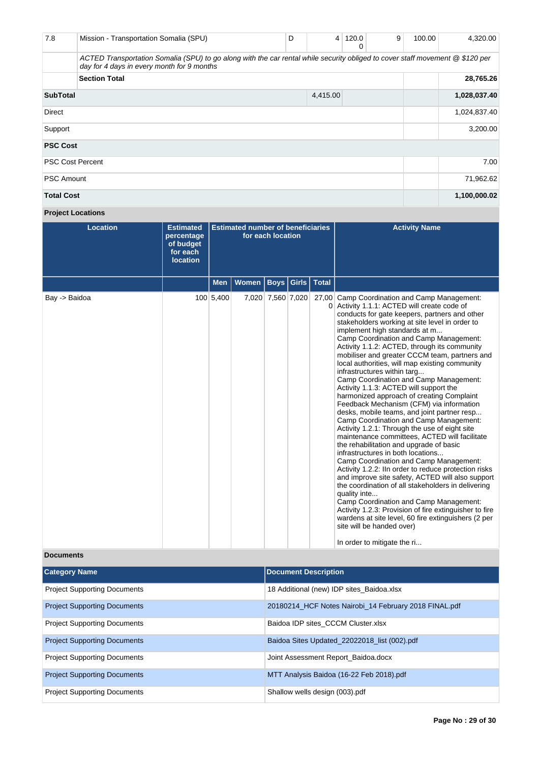| | | | | | | | |
|---|---|---|---|---|---|---|---|
| 7.8 | Mission - Transportation Somalia (SPU) | D | 4 | 120.00 | 9 | 100.00 | 4,320.00 |
| | *ACTED Transportation Somalia (SPU) to go along with the car rental while security obliged to cover staff movement @ $120 per day for 4 days in every month for 9 months* | | | | | | |
| | **Section Total** | | | | | | **28,765.26** |
| **SubTotal** | | | 4,415.00 | | | | **1,028,037.40** |
| Direct | | | | | | | 1,024,837.40 |
| Support | | | | | | | 3,200.00 |
| **PSC Cost** | | | | | | | |
| PSC Cost Percent | | | | | | | 7.00 |
| PSC Amount | | | | | | | 71,962.62 |
| **Total Cost** | | | | | | | **1,100,000.02** |

**Project Locations**

| Location | Estimated percentage of budget for each location | Estimated number of beneficiaries for each location | | | | | Activity Name |
|---|---|---|---|---|---|---|---|
| | | Men | Women | Boys | Girls | Total | |
| Bay -> Baidoa | 100 | 5,400 | 7,020 | 7,560 | 7,020 | 27,000 | Camp Coordination and Camp Management: Activity 1.1.1: ACTED will create code of conducts for gate keepers, partners and other stakeholders working at site level in order to implement high standards at m... Camp Coordination and Camp Management: Activity 1.1.2: ACTED, through its community mobiliser and greater CCCM team, partners and local authorities, will map existing community infrastructures within targ... Camp Coordination and Camp Management: Activity 1.1.3: ACTED will support the harmonized approach of creating Complaint Feedback Mechanism (CFM) via information desks, mobile teams, and joint partner resp... Camp Coordination and Camp Management: Activity 1.2.1: Through the use of eight site maintenance committees, ACTED will facilitate the rehabilitation and upgrade of basic infrastructures in both locations... Camp Coordination and Camp Management: Activity 1.2.2: IIn order to reduce protection risks and improve site safety, ACTED will also support the coordination of all stakeholders in delivering quality inte... Camp Coordination and Camp Management: Activity 1.2.3: Provision of fire extinguisher to fire wardens at site level, 60 fire extinguishers (2 per site will be handed over)<br><br>In order to mitigate the ri... |

**Documents**

| Category Name | Document Description |
|---|---|
| Project Supporting Documents | 18 Additional (new) IDP sites_Baidoa.xlsx |
| Project Supporting Documents | 20180214_HCF Notes Nairobi_14 February 2018 FINAL.pdf |
| Project Supporting Documents | Baidoa IDP sites_CCCM Cluster.xlsx |
| Project Supporting Documents | Baidoa Sites Updated_22022018_list (002).pdf |
| Project Supporting Documents | Joint Assessment Report_Baidoa.docx |
| Project Supporting Documents | MTT Analysis Baidoa (16-22 Feb 2018).pdf |
| Project Supporting Documents | Shallow wells design (003).pdf |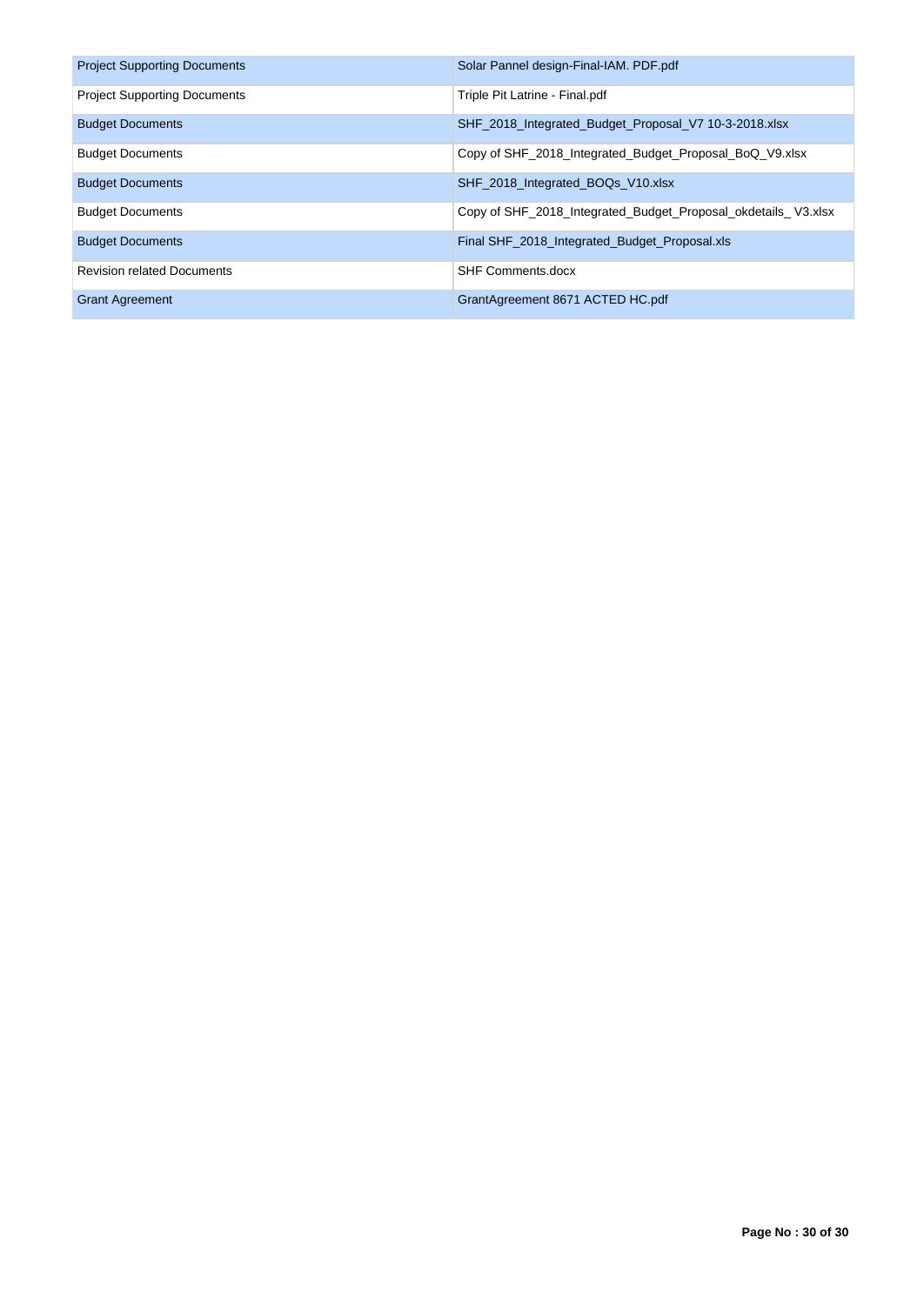| | |
|---|---|
| Project Supporting Documents | Solar Pannel design-Final-IAM. PDF.pdf |
| Project Supporting Documents | Triple Pit Latrine - Final.pdf |
| Budget Documents | SHF_2018_Integrated_Budget_Proposal_V7 10-3-2018.xlsx |
| Budget Documents | Copy of SHF_2018_Integrated_Budget_Proposal_BoQ_V9.xlsx |
| Budget Documents | SHF_2018_Integrated_BOQs_V10.xlsx |
| Budget Documents | Copy of SHF_2018_Integrated_Budget_Proposal_okdetails_ V3.xlsx |
| Budget Documents | Final SHF_2018_Integrated_Budget_Proposal.xls |
| Revision related Documents | SHF Comments.docx |
| Grant Agreement | GrantAgreement 8671 ACTED HC.pdf |